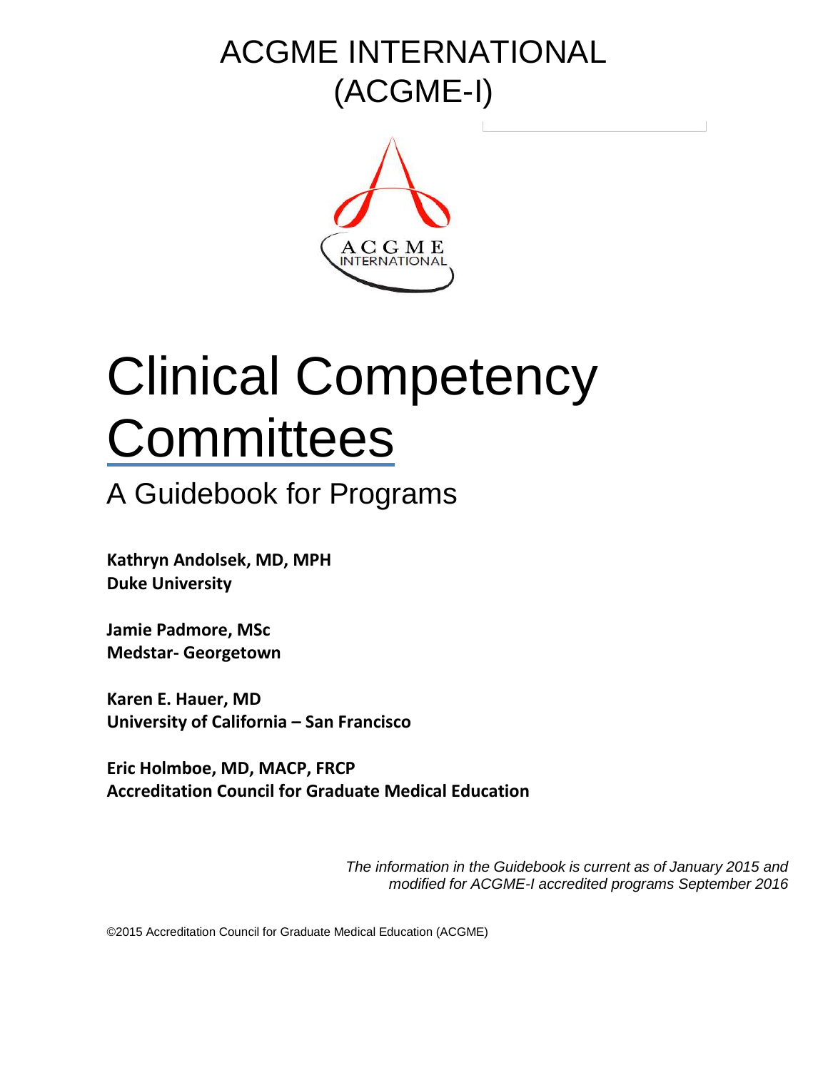# ACGME INTERNATIONAL (ACGME-I)

# Clinical Competency Committees

## A Guidebook for Programs

**Kathryn Andolsek, MD, MPH**
**Duke University**

**Jamie Padmore, MSc**
**Medstar- Georgetown**

**Karen E. Hauer, MD**
**University of California – San Francisco**

**Eric Holmboe, MD, MACP, FRCP**
**Accreditation Council for Graduate Medical Education**

*The information in the Guidebook is current as of January 2015 and modified for ACGME-I accredited programs September 2016*

©2015 Accreditation Council for Graduate Medical Education (ACGME)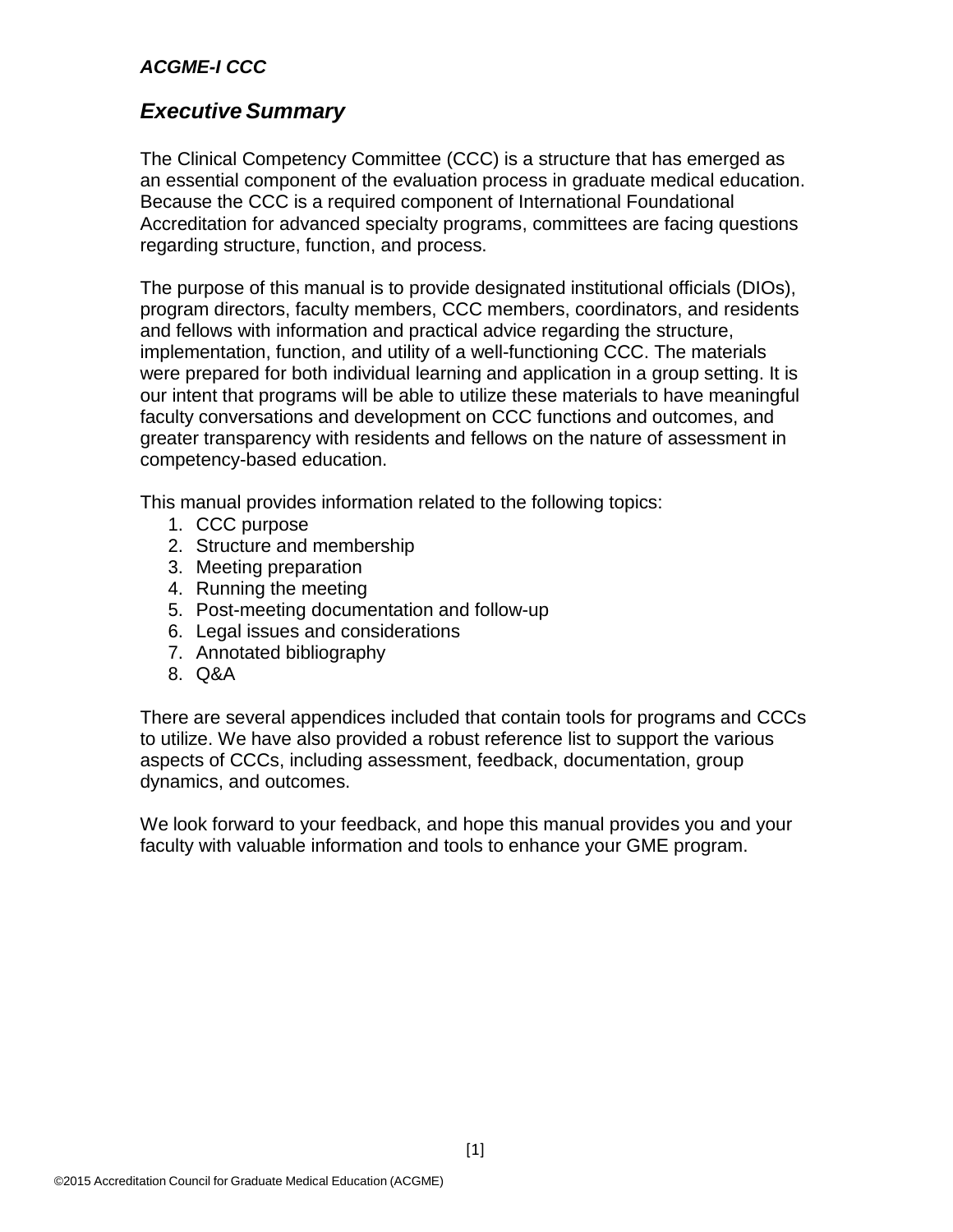*ACGME-I CCC*

## *Executive Summary*

The Clinical Competency Committee (CCC) is a structure that has emerged as an essential component of the evaluation process in graduate medical education. Because the CCC is a required component of International Foundational Accreditation for advanced specialty programs, committees are facing questions regarding structure, function, and process.

The purpose of this manual is to provide designated institutional officials (DIOs), program directors, faculty members, CCC members, coordinators, and residents and fellows with information and practical advice regarding the structure, implementation, function, and utility of a well-functioning CCC. The materials were prepared for both individual learning and application in a group setting. It is our intent that programs will be able to utilize these materials to have meaningful faculty conversations and development on CCC functions and outcomes, and greater transparency with residents and fellows on the nature of assessment in competency-based education.

This manual provides information related to the following topics:

1. CCC purpose
2. Structure and membership
3. Meeting preparation
4. Running the meeting
5. Post-meeting documentation and follow-up
6. Legal issues and considerations
7. Annotated bibliography
8. Q&A

There are several appendices included that contain tools for programs and CCCs to utilize. We have also provided a robust reference list to support the various aspects of CCCs, including assessment, feedback, documentation, group dynamics, and outcomes.

We look forward to your feedback, and hope this manual provides you and your faculty with valuable information and tools to enhance your GME program.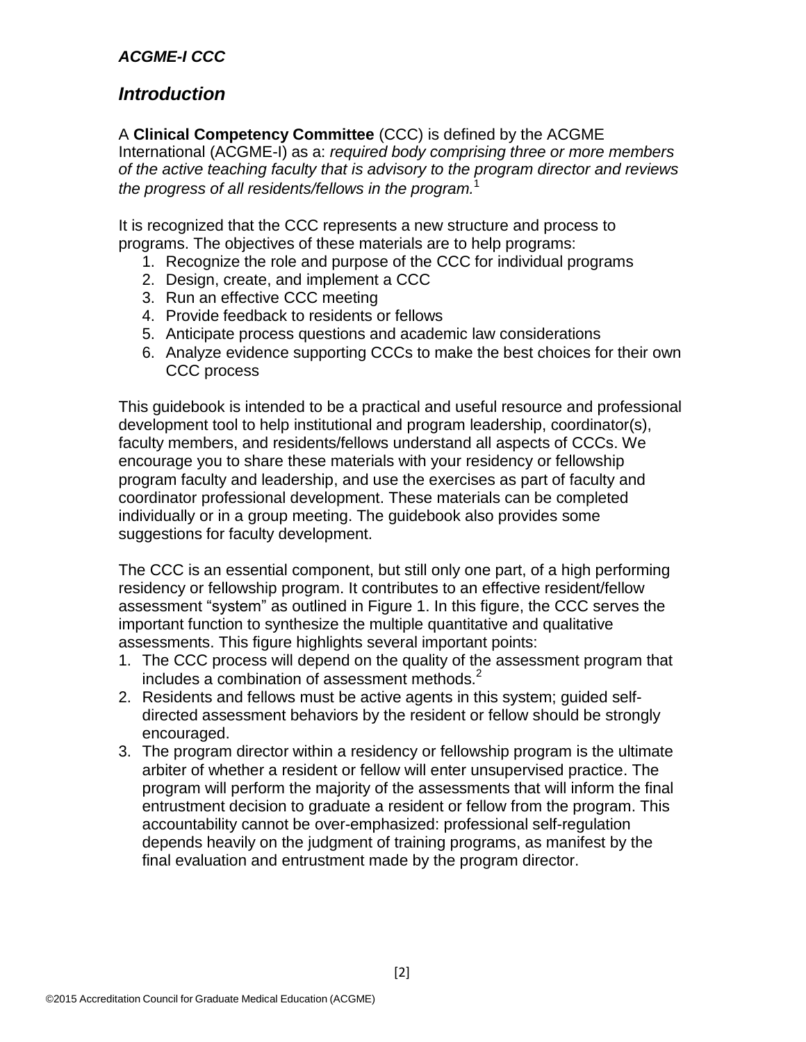*ACGME-I CCC*

## *Introduction*

A **Clinical Competency Committee** (CCC) is defined by the ACGME International (ACGME-I) as a: *required body comprising three or more members of the active teaching faculty that is advisory to the program director and reviews the progress of all residents/fellows in the program.*[1]

It is recognized that the CCC represents a new structure and process to programs. The objectives of these materials are to help programs:

1. Recognize the role and purpose of the CCC for individual programs
2. Design, create, and implement a CCC
3. Run an effective CCC meeting
4. Provide feedback to residents or fellows
5. Anticipate process questions and academic law considerations
6. Analyze evidence supporting CCCs to make the best choices for their own CCC process

This guidebook is intended to be a practical and useful resource and professional development tool to help institutional and program leadership, coordinator(s), faculty members, and residents/fellows understand all aspects of CCCs. We encourage you to share these materials with your residency or fellowship program faculty and leadership, and use the exercises as part of faculty and coordinator professional development. These materials can be completed individually or in a group meeting. The guidebook also provides some suggestions for faculty development.

The CCC is an essential component, but still only one part, of a high performing residency or fellowship program. It contributes to an effective resident/fellow assessment "system" as outlined in Figure 1. In this figure, the CCC serves the important function to synthesize the multiple quantitative and qualitative assessments. This figure highlights several important points:

1. The CCC process will depend on the quality of the assessment program that includes a combination of assessment methods.[2]
2. Residents and fellows must be active agents in this system; guided self-directed assessment behaviors by the resident or fellow should be strongly encouraged.
3. The program director within a residency or fellowship program is the ultimate arbiter of whether a resident or fellow will enter unsupervised practice. The program will perform the majority of the assessments that will inform the final entrustment decision to graduate a resident or fellow from the program. This accountability cannot be over-emphasized: professional self-regulation depends heavily on the judgment of training programs, as manifest by the final evaluation and entrustment made by the program director.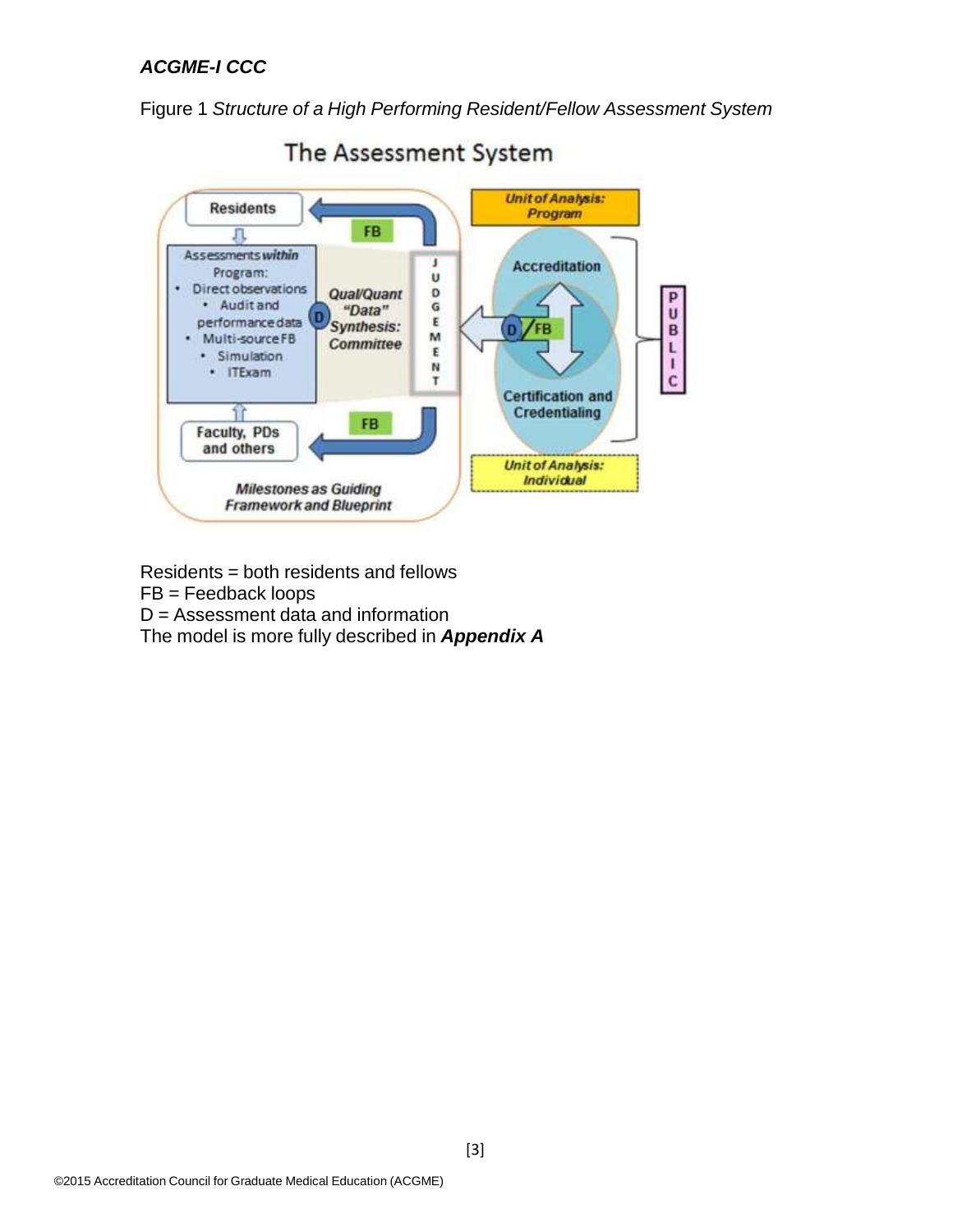Figure 1 *Structure of a High Performing Resident/Fellow Assessment System*

**The Assessment System**

- Residents
- Assessments *within* Program:
  - Direct observations
  - Audit and performance data
  - Multi-source FB
  - Simulation
  - ITExam
- Faculty, PDs and others
- FB
- D
- *Qual/Quant "Data" Synthesis: Committee*
- JUDGEMENT
- *Milestones as Guiding Framework and Blueprint*
- *Unit of Analysis: Program*
- Accreditation
- D / FB
- Certification and Credentialing
- *Unit of Analysis: Individual*
- PUBLIC

Residents = both residents and fellows
FB = Feedback loops
D = Assessment data and information
The model is more fully described in ***Appendix A***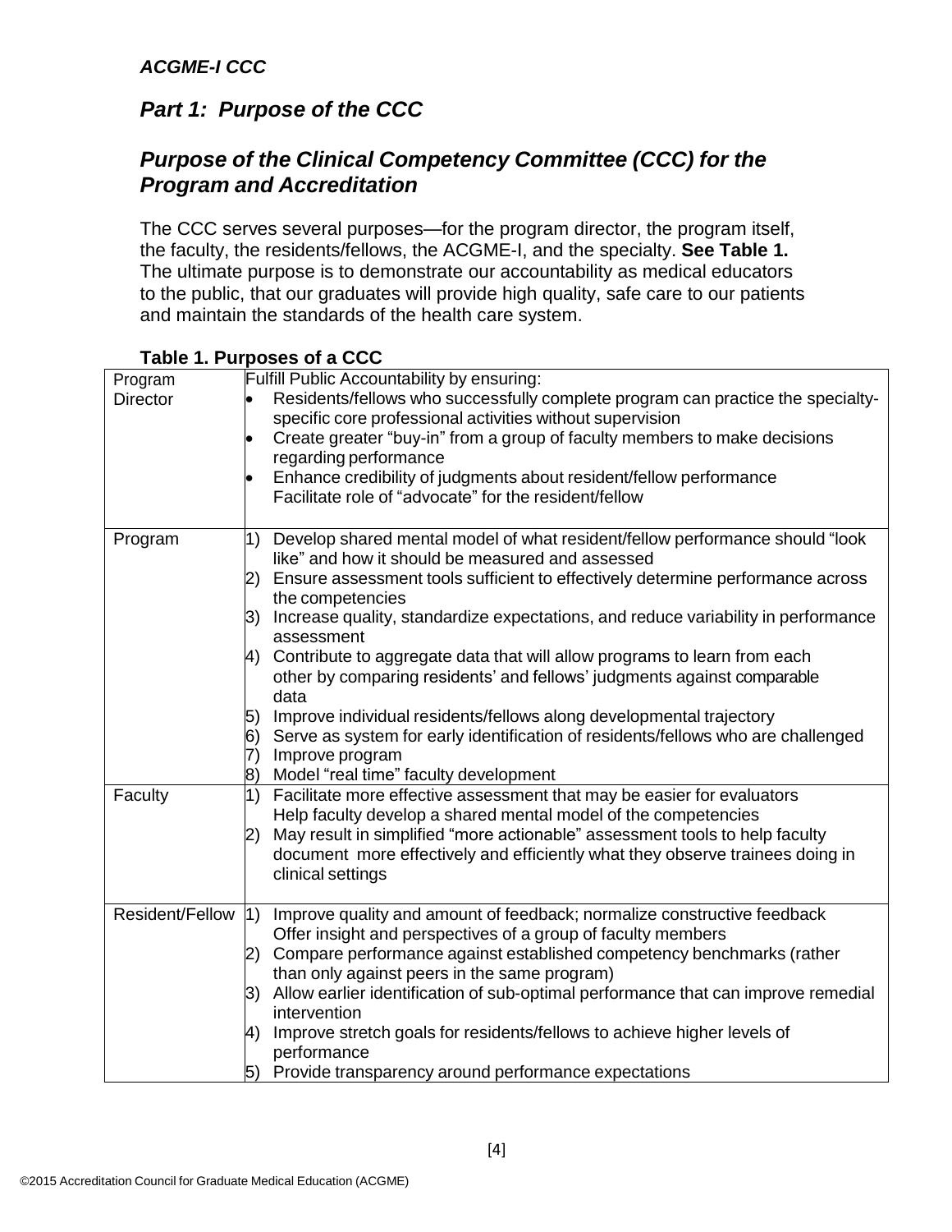*ACGME-I CCC*

## *Part 1: Purpose of the CCC*

## *Purpose of the Clinical Competency Committee (CCC) for the Program and Accreditation*

The CCC serves several purposes—for the program director, the program itself, the faculty, the residents/fellows, the ACGME-I, and the specialty. **See Table 1.** The ultimate purpose is to demonstrate our accountability as medical educators to the public, that our graduates will provide high quality, safe care to our patients and maintain the standards of the health care system.

**Table 1. Purposes of a CCC**

| | |
|---|---|
| Program Director | Fulfill Public Accountability by ensuring:<br>• Residents/fellows who successfully complete program can practice the specialty-specific core professional activities without supervision<br>• Create greater "buy-in" from a group of faculty members to make decisions regarding performance<br>• Enhance credibility of judgments about resident/fellow performance<br>Facilitate role of "advocate" for the resident/fellow |
| Program | 1) Develop shared mental model of what resident/fellow performance should "look like" and how it should be measured and assessed<br>2) Ensure assessment tools sufficient to effectively determine performance across the competencies<br>3) Increase quality, standardize expectations, and reduce variability in performance assessment<br>4) Contribute to aggregate data that will allow programs to learn from each other by comparing residents' and fellows' judgments against comparable data<br>5) Improve individual residents/fellows along developmental trajectory<br>6) Serve as system for early identification of residents/fellows who are challenged<br>7) Improve program<br>8) Model "real time" faculty development |
| Faculty | 1) Facilitate more effective assessment that may be easier for evaluators<br>Help faculty develop a shared mental model of the competencies<br>2) May result in simplified "more actionable" assessment tools to help faculty document more effectively and efficiently what they observe trainees doing in clinical settings |
| Resident/Fellow | 1) Improve quality and amount of feedback; normalize constructive feedback<br>Offer insight and perspectives of a group of faculty members<br>2) Compare performance against established competency benchmarks (rather than only against peers in the same program)<br>3) Allow earlier identification of sub-optimal performance that can improve remedial intervention<br>4) Improve stretch goals for residents/fellows to achieve higher levels of performance<br>5) Provide transparency around performance expectations |

©2015 Accreditation Council for Graduate Medical Education (ACGME)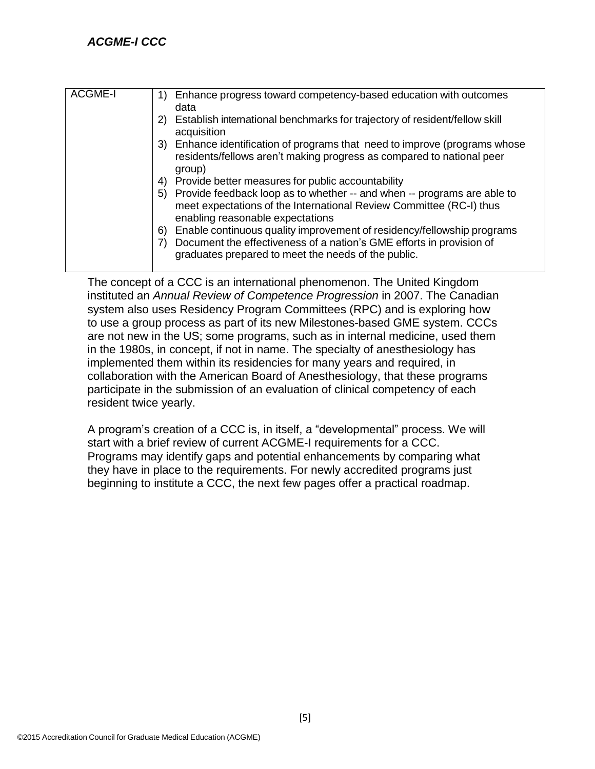*ACGME-I CCC*

| ACGME-I | 1) Enhance progress toward competency-based education with outcomes data<br>2) Establish international benchmarks for trajectory of resident/fellow skill acquisition<br>3) Enhance identification of programs that need to improve (programs whose residents/fellows aren't making progress as compared to national peer group)<br>4) Provide better measures for public accountability<br>5) Provide feedback loop as to whether -- and when -- programs are able to meet expectations of the International Review Committee (RC-I) thus enabling reasonable expectations<br>6) Enable continuous quality improvement of residency/fellowship programs<br>7) Document the effectiveness of a nation's GME efforts in provision of graduates prepared to meet the needs of the public. |
|---|---|

The concept of a CCC is an international phenomenon. The United Kingdom instituted an *Annual Review of Competence Progression* in 2007. The Canadian system also uses Residency Program Committees (RPC) and is exploring how to use a group process as part of its new Milestones-based GME system. CCCs are not new in the US; some programs, such as in internal medicine, used them in the 1980s, in concept, if not in name. The specialty of anesthesiology has implemented them within its residencies for many years and required, in collaboration with the American Board of Anesthesiology, that these programs participate in the submission of an evaluation of clinical competency of each resident twice yearly.

A program's creation of a CCC is, in itself, a "developmental" process. We will start with a brief review of current ACGME-I requirements for a CCC. Programs may identify gaps and potential enhancements by comparing what they have in place to the requirements. For newly accredited programs just beginning to institute a CCC, the next few pages offer a practical roadmap.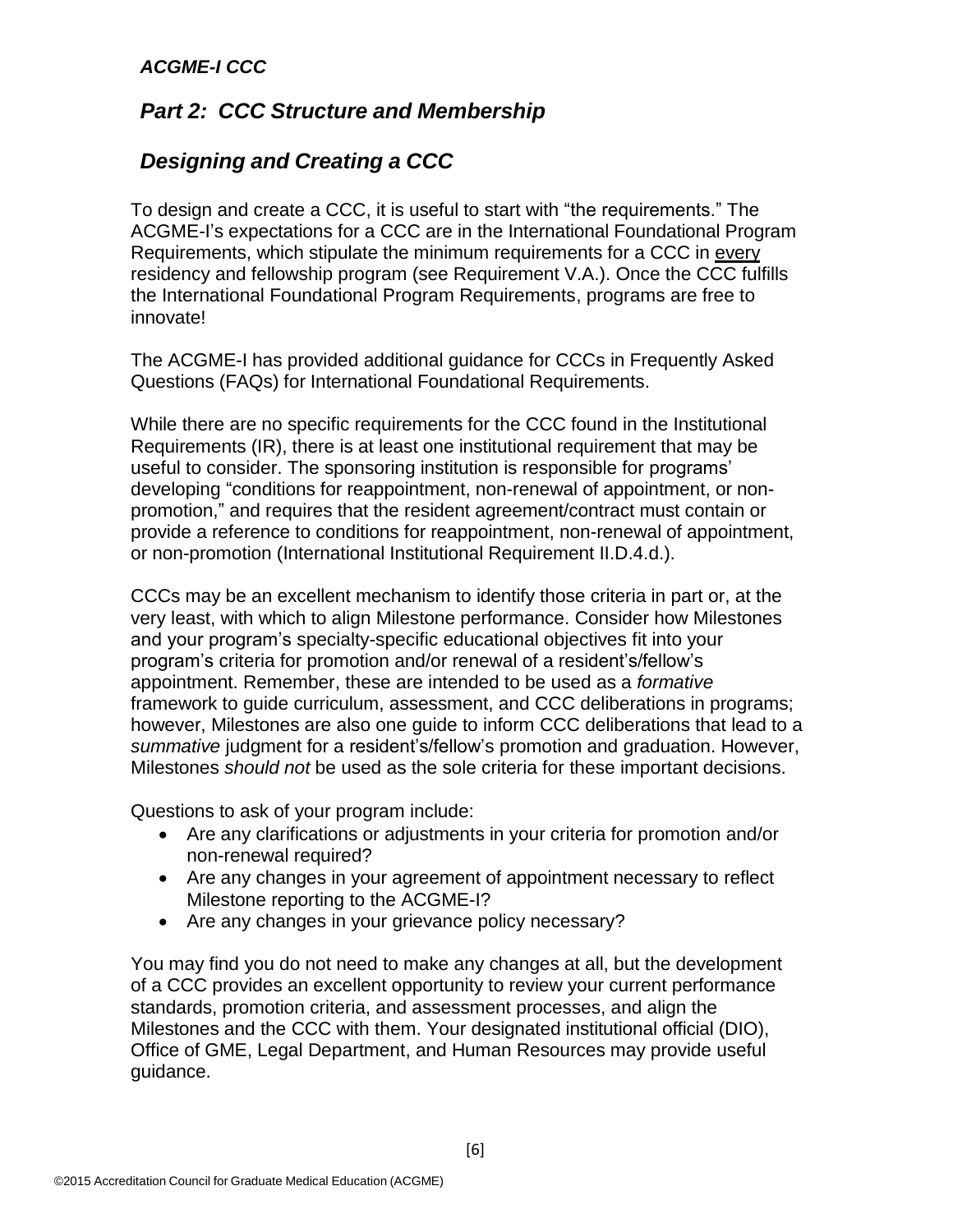*ACGME-I CCC*

## *Part 2: CCC Structure and Membership*

## *Designing and Creating a CCC*

To design and create a CCC, it is useful to start with "the requirements." The ACGME-I's expectations for a CCC are in the International Foundational Program Requirements, which stipulate the minimum requirements for a CCC in <u>every</u> residency and fellowship program (see Requirement V.A.). Once the CCC fulfills the International Foundational Program Requirements, programs are free to innovate!

The ACGME-I has provided additional guidance for CCCs in Frequently Asked Questions (FAQs) for International Foundational Requirements.

While there are no specific requirements for the CCC found in the Institutional Requirements (IR), there is at least one institutional requirement that may be useful to consider. The sponsoring institution is responsible for programs' developing "conditions for reappointment, non-renewal of appointment, or non-promotion," and requires that the resident agreement/contract must contain or provide a reference to conditions for reappointment, non-renewal of appointment, or non-promotion (International Institutional Requirement II.D.4.d.).

CCCs may be an excellent mechanism to identify those criteria in part or, at the very least, with which to align Milestone performance. Consider how Milestones and your program's specialty-specific educational objectives fit into your program's criteria for promotion and/or renewal of a resident's/fellow's appointment. Remember, these are intended to be used as a *formative* framework to guide curriculum, assessment, and CCC deliberations in programs; however, Milestones are also one guide to inform CCC deliberations that lead to a *summative* judgment for a resident's/fellow's promotion and graduation. However, Milestones *should not* be used as the sole criteria for these important decisions.

Questions to ask of your program include:

- Are any clarifications or adjustments in your criteria for promotion and/or non-renewal required?
- Are any changes in your agreement of appointment necessary to reflect Milestone reporting to the ACGME-I?
- Are any changes in your grievance policy necessary?

You may find you do not need to make any changes at all, but the development of a CCC provides an excellent opportunity to review your current performance standards, promotion criteria, and assessment processes, and align the Milestones and the CCC with them. Your designated institutional official (DIO), Office of GME, Legal Department, and Human Resources may provide useful guidance.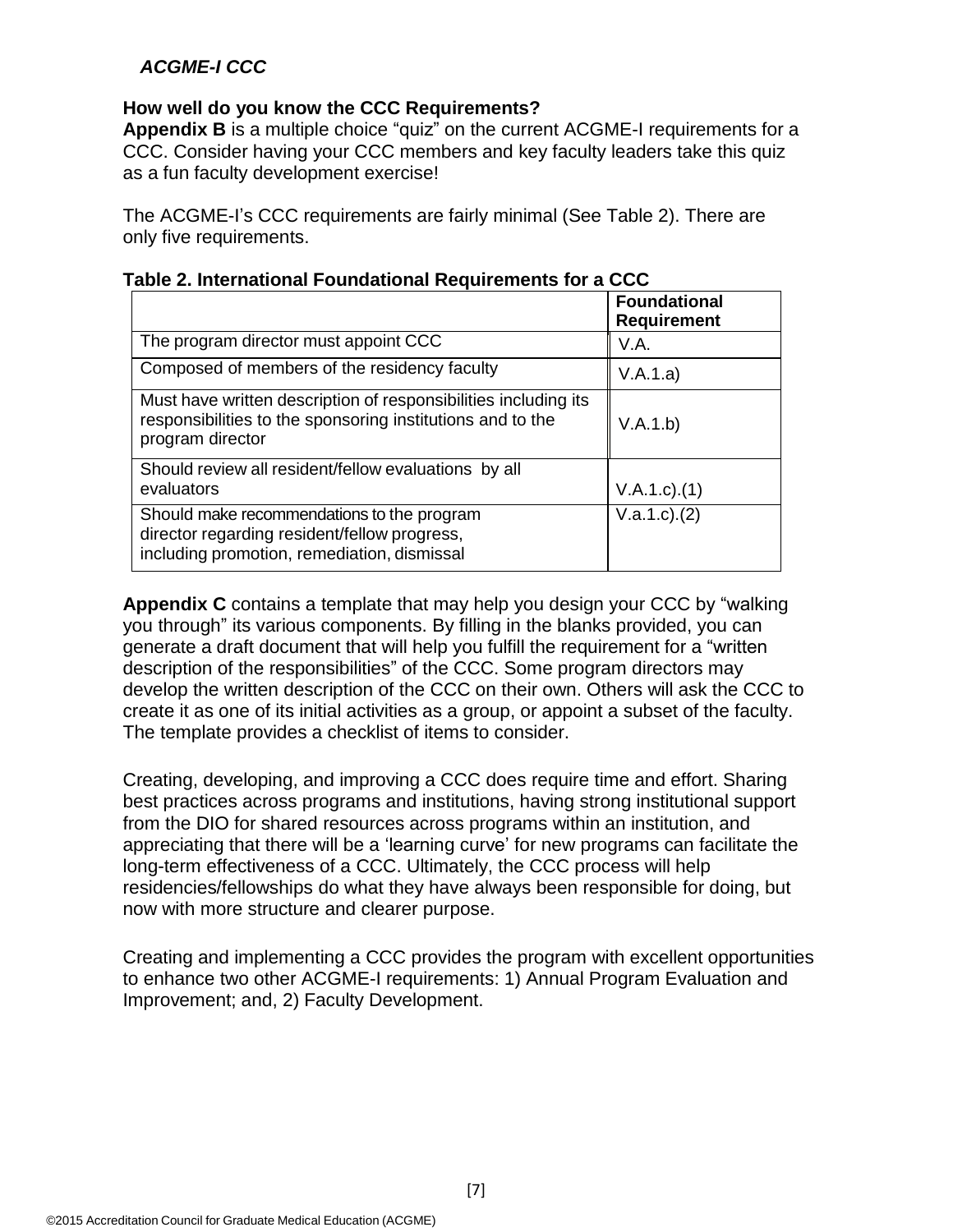*ACGME-I CCC*

**How well do you know the CCC Requirements?**
**Appendix B** is a multiple choice “quiz” on the current ACGME-I requirements for a CCC. Consider having your CCC members and key faculty leaders take this quiz as a fun faculty development exercise!

The ACGME-I’s CCC requirements are fairly minimal (See Table 2). There are only five requirements.

**Table 2. International Foundational Requirements for a CCC**

| | Foundational Requirement |
|---|---|
| The program director must appoint CCC | V.A. |
| Composed of members of the residency faculty | V.A.1.a) |
| Must have written description of responsibilities including its responsibilities to the sponsoring institutions and to the program director | V.A.1.b) |
| Should review all resident/fellow evaluations by all evaluators | V.A.1.c).(1) |
| Should make recommendations to the program director regarding resident/fellow progress, including promotion, remediation, dismissal | V.a.1.c).(2) |

**Appendix C** contains a template that may help you design your CCC by “walking you through” its various components. By filling in the blanks provided, you can generate a draft document that will help you fulfill the requirement for a “written description of the responsibilities” of the CCC. Some program directors may develop the written description of the CCC on their own. Others will ask the CCC to create it as one of its initial activities as a group, or appoint a subset of the faculty. The template provides a checklist of items to consider.

Creating, developing, and improving a CCC does require time and effort. Sharing best practices across programs and institutions, having strong institutional support from the DIO for shared resources across programs within an institution, and appreciating that there will be a ‘learning curve’ for new programs can facilitate the long-term effectiveness of a CCC. Ultimately, the CCC process will help residencies/fellowships do what they have always been responsible for doing, but now with more structure and clearer purpose.

Creating and implementing a CCC provides the program with excellent opportunities to enhance two other ACGME-I requirements: 1) Annual Program Evaluation and Improvement; and, 2) Faculty Development.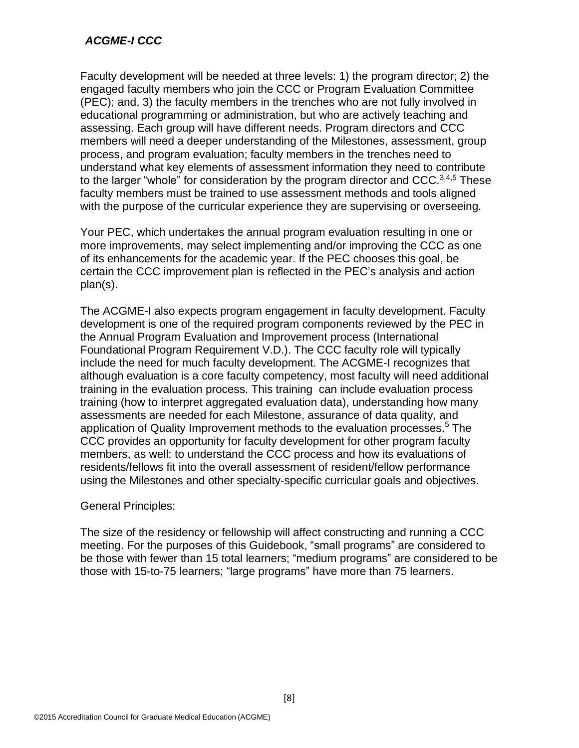Faculty development will be needed at three levels: 1) the program director; 2) the engaged faculty members who join the CCC or Program Evaluation Committee (PEC); and, 3) the faculty members in the trenches who are not fully involved in educational programming or administration, but who are actively teaching and assessing. Each group will have different needs. Program directors and CCC members will need a deeper understanding of the Milestones, assessment, group process, and program evaluation; faculty members in the trenches need to understand what key elements of assessment information they need to contribute to the larger "whole" for consideration by the program director and CCC.[3,4,5] These faculty members must be trained to use assessment methods and tools aligned with the purpose of the curricular experience they are supervising or overseeing.

Your PEC, which undertakes the annual program evaluation resulting in one or more improvements, may select implementing and/or improving the CCC as one of its enhancements for the academic year. If the PEC chooses this goal, be certain the CCC improvement plan is reflected in the PEC's analysis and action plan(s).

The ACGME-I also expects program engagement in faculty development. Faculty development is one of the required program components reviewed by the PEC in the Annual Program Evaluation and Improvement process (International Foundational Program Requirement V.D.). The CCC faculty role will typically include the need for much faculty development. The ACGME-I recognizes that although evaluation is a core faculty competency, most faculty will need additional training in the evaluation process. This training can include evaluation process training (how to interpret aggregated evaluation data), understanding how many assessments are needed for each Milestone, assurance of data quality, and application of Quality Improvement methods to the evaluation processes.[5] The CCC provides an opportunity for faculty development for other program faculty members, as well: to understand the CCC process and how its evaluations of residents/fellows fit into the overall assessment of resident/fellow performance using the Milestones and other specialty-specific curricular goals and objectives.

General Principles:

The size of the residency or fellowship will affect constructing and running a CCC meeting. For the purposes of this Guidebook, "small programs" are considered to be those with fewer than 15 total learners; "medium programs" are considered to be those with 15-to-75 learners; "large programs" have more than 75 learners.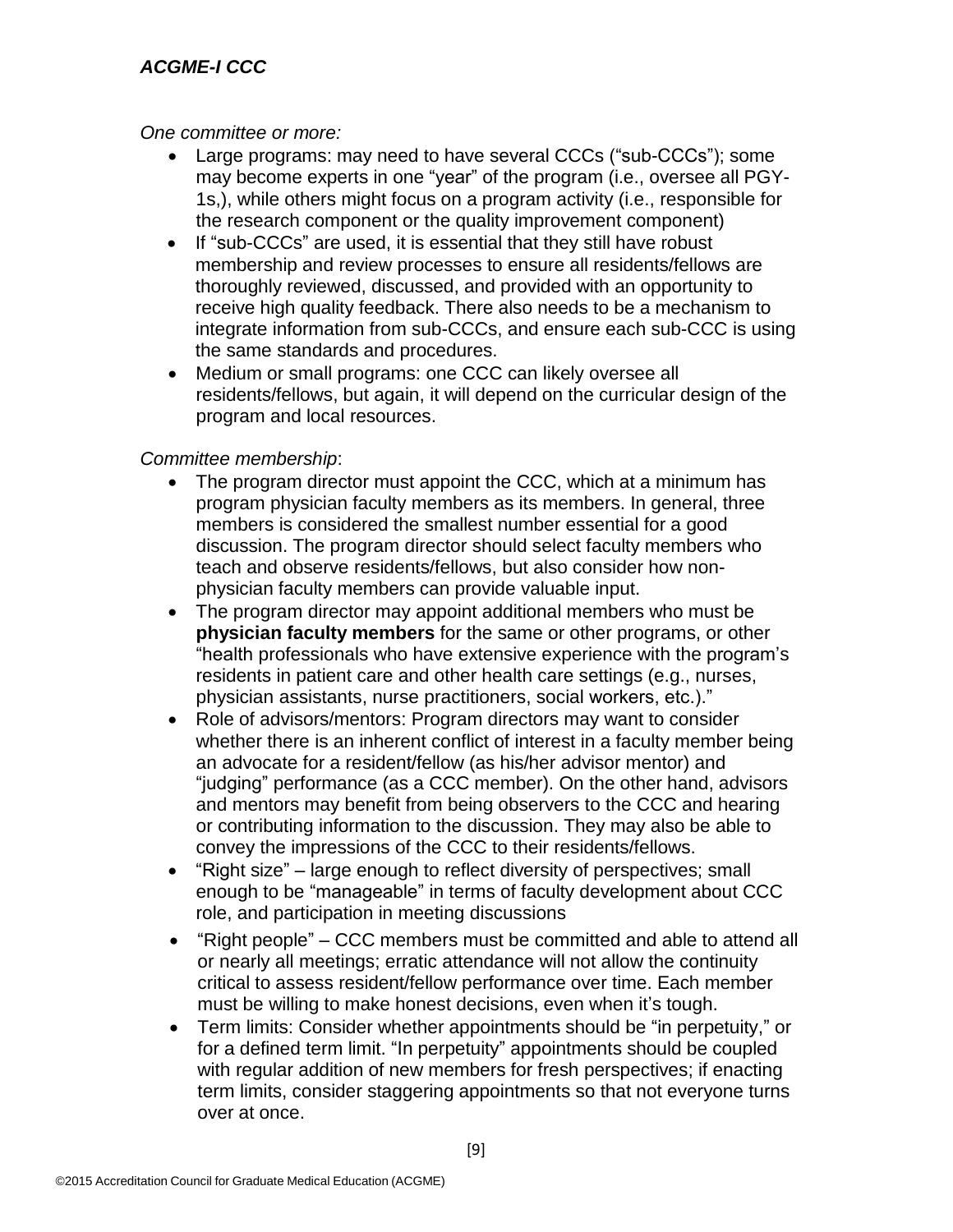*One committee or more:*

- Large programs: may need to have several CCCs ("sub-CCCs"); some may become experts in one "year" of the program (i.e., oversee all PGY-1s,), while others might focus on a program activity (i.e., responsible for the research component or the quality improvement component)
- If "sub-CCCs" are used, it is essential that they still have robust membership and review processes to ensure all residents/fellows are thoroughly reviewed, discussed, and provided with an opportunity to receive high quality feedback. There also needs to be a mechanism to integrate information from sub-CCCs, and ensure each sub-CCC is using the same standards and procedures.
- Medium or small programs: one CCC can likely oversee all residents/fellows, but again, it will depend on the curricular design of the program and local resources.

*Committee membership*:

- The program director must appoint the CCC, which at a minimum has program physician faculty members as its members. In general, three members is considered the smallest number essential for a good discussion. The program director should select faculty members who teach and observe residents/fellows, but also consider how non-physician faculty members can provide valuable input.
- The program director may appoint additional members who must be **physician faculty members** for the same or other programs, or other "health professionals who have extensive experience with the program's residents in patient care and other health care settings (e.g., nurses, physician assistants, nurse practitioners, social workers, etc.)."
- Role of advisors/mentors: Program directors may want to consider whether there is an inherent conflict of interest in a faculty member being an advocate for a resident/fellow (as his/her advisor mentor) and "judging" performance (as a CCC member). On the other hand, advisors and mentors may benefit from being observers to the CCC and hearing or contributing information to the discussion. They may also be able to convey the impressions of the CCC to their residents/fellows.
- "Right size" – large enough to reflect diversity of perspectives; small enough to be "manageable" in terms of faculty development about CCC role, and participation in meeting discussions
- "Right people" – CCC members must be committed and able to attend all or nearly all meetings; erratic attendance will not allow the continuity critical to assess resident/fellow performance over time. Each member must be willing to make honest decisions, even when it's tough.
- Term limits: Consider whether appointments should be "in perpetuity," or for a defined term limit. "In perpetuity" appointments should be coupled with regular addition of new members for fresh perspectives; if enacting term limits, consider staggering appointments so that not everyone turns over at once.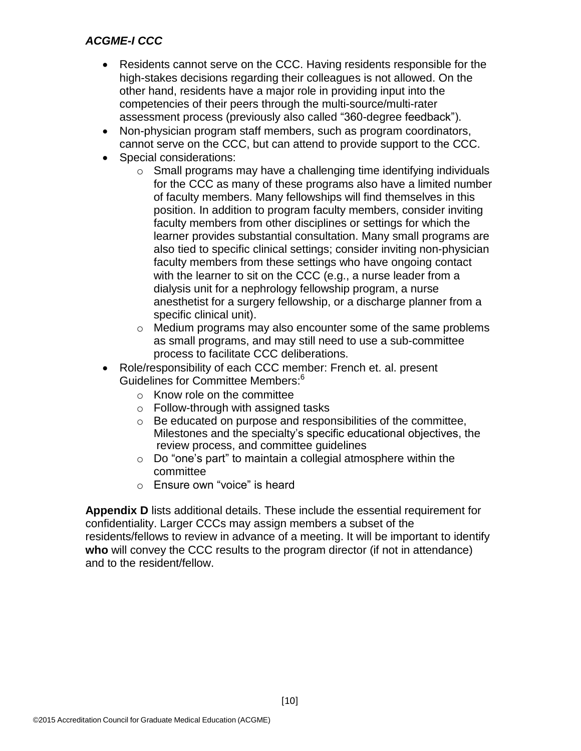***ACGME-I CCC***

- Residents cannot serve on the CCC. Having residents responsible for the high-stakes decisions regarding their colleagues is not allowed. On the other hand, residents have a major role in providing input into the competencies of their peers through the multi-source/multi-rater assessment process (previously also called "360-degree feedback").
- Non-physician program staff members, such as program coordinators, cannot serve on the CCC, but can attend to provide support to the CCC.
- Special considerations:
  - Small programs may have a challenging time identifying individuals for the CCC as many of these programs also have a limited number of faculty members. Many fellowships will find themselves in this position. In addition to program faculty members, consider inviting faculty members from other disciplines or settings for which the learner provides substantial consultation. Many small programs are also tied to specific clinical settings; consider inviting non-physician faculty members from these settings who have ongoing contact with the learner to sit on the CCC (e.g., a nurse leader from a dialysis unit for a nephrology fellowship program, a nurse anesthetist for a surgery fellowship, or a discharge planner from a specific clinical unit).
  - Medium programs may also encounter some of the same problems as small programs, and may still need to use a sub-committee process to facilitate CCC deliberations.
- Role/responsibility of each CCC member: French et. al. present Guidelines for Committee Members:[6]
  - Know role on the committee
  - Follow-through with assigned tasks
  - Be educated on purpose and responsibilities of the committee, Milestones and the specialty's specific educational objectives, the review process, and committee guidelines
  - Do "one's part" to maintain a collegial atmosphere within the committee
  - Ensure own "voice" is heard

**Appendix D** lists additional details. These include the essential requirement for confidentiality. Larger CCCs may assign members a subset of the residents/fellows to review in advance of a meeting. It will be important to identify **who** will convey the CCC results to the program director (if not in attendance) and to the resident/fellow.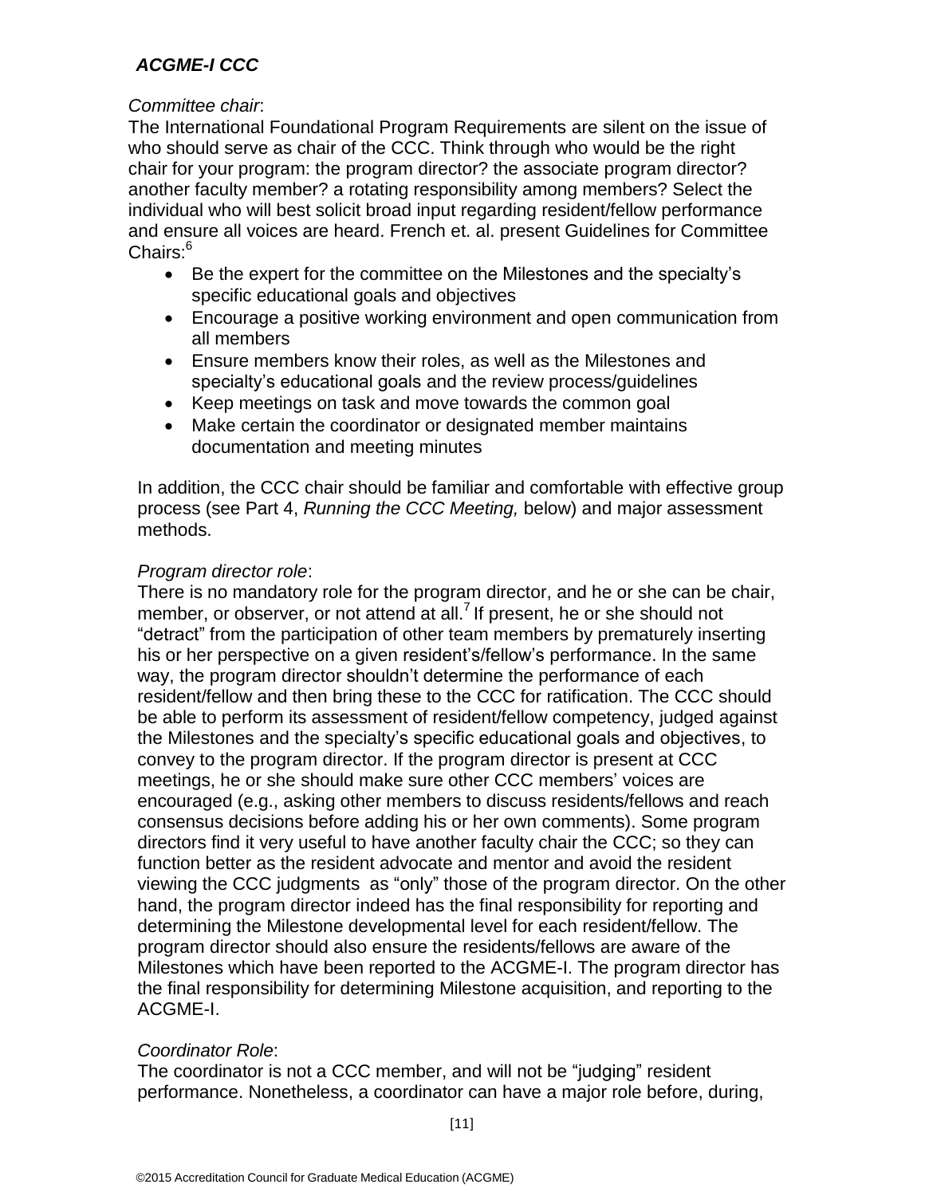### *ACGME-I CCC*

*Committee chair*:

The International Foundational Program Requirements are silent on the issue of who should serve as chair of the CCC. Think through who would be the right chair for your program: the program director? the associate program director? another faculty member? a rotating responsibility among members? Select the individual who will best solicit broad input regarding resident/fellow performance and ensure all voices are heard. French et. al. present Guidelines for Committee Chairs:[6]

- Be the expert for the committee on the Milestones and the specialty's specific educational goals and objectives
- Encourage a positive working environment and open communication from all members
- Ensure members know their roles, as well as the Milestones and specialty's educational goals and the review process/guidelines
- Keep meetings on task and move towards the common goal
- Make certain the coordinator or designated member maintains documentation and meeting minutes

In addition, the CCC chair should be familiar and comfortable with effective group process (see Part 4, *Running the CCC Meeting,* below) and major assessment methods.

*Program director role*:

There is no mandatory role for the program director, and he or she can be chair, member, or observer, or not attend at all.[7] If present, he or she should not "detract" from the participation of other team members by prematurely inserting his or her perspective on a given resident's/fellow's performance. In the same way, the program director shouldn't determine the performance of each resident/fellow and then bring these to the CCC for ratification. The CCC should be able to perform its assessment of resident/fellow competency, judged against the Milestones and the specialty's specific educational goals and objectives, to convey to the program director. If the program director is present at CCC meetings, he or she should make sure other CCC members' voices are encouraged (e.g., asking other members to discuss residents/fellows and reach consensus decisions before adding his or her own comments). Some program directors find it very useful to have another faculty chair the CCC; so they can function better as the resident advocate and mentor and avoid the resident viewing the CCC judgments as "only" those of the program director. On the other hand, the program director indeed has the final responsibility for reporting and determining the Milestone developmental level for each resident/fellow. The program director should also ensure the residents/fellows are aware of the Milestones which have been reported to the ACGME-I. The program director has the final responsibility for determining Milestone acquisition, and reporting to the ACGME-I.

*Coordinator Role*:

The coordinator is not a CCC member, and will not be "judging" resident performance. Nonetheless, a coordinator can have a major role before, during,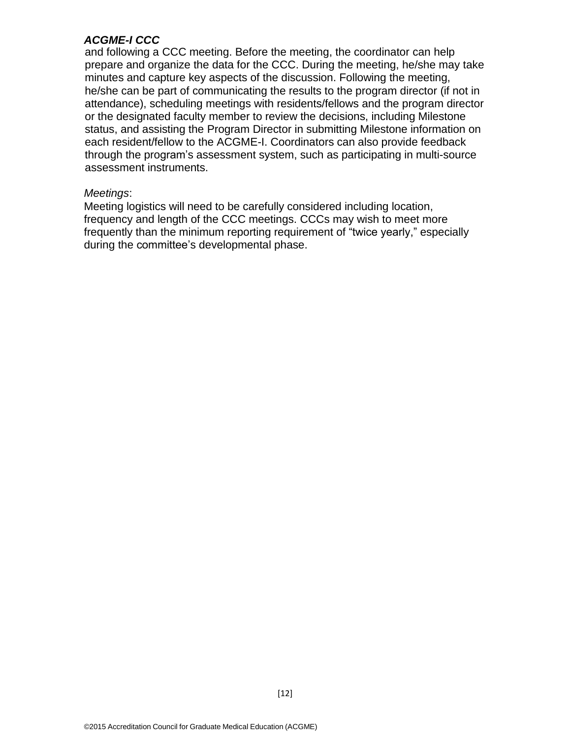***ACGME-I CCC***

and following a CCC meeting. Before the meeting, the coordinator can help prepare and organize the data for the CCC. During the meeting, he/she may take minutes and capture key aspects of the discussion. Following the meeting, he/she can be part of communicating the results to the program director (if not in attendance), scheduling meetings with residents/fellows and the program director or the designated faculty member to review the decisions, including Milestone status, and assisting the Program Director in submitting Milestone information on each resident/fellow to the ACGME-I. Coordinators can also provide feedback through the program's assessment system, such as participating in multi-source assessment instruments.

*Meetings*:

Meeting logistics will need to be carefully considered including location, frequency and length of the CCC meetings. CCCs may wish to meet more frequently than the minimum reporting requirement of "twice yearly," especially during the committee's developmental phase.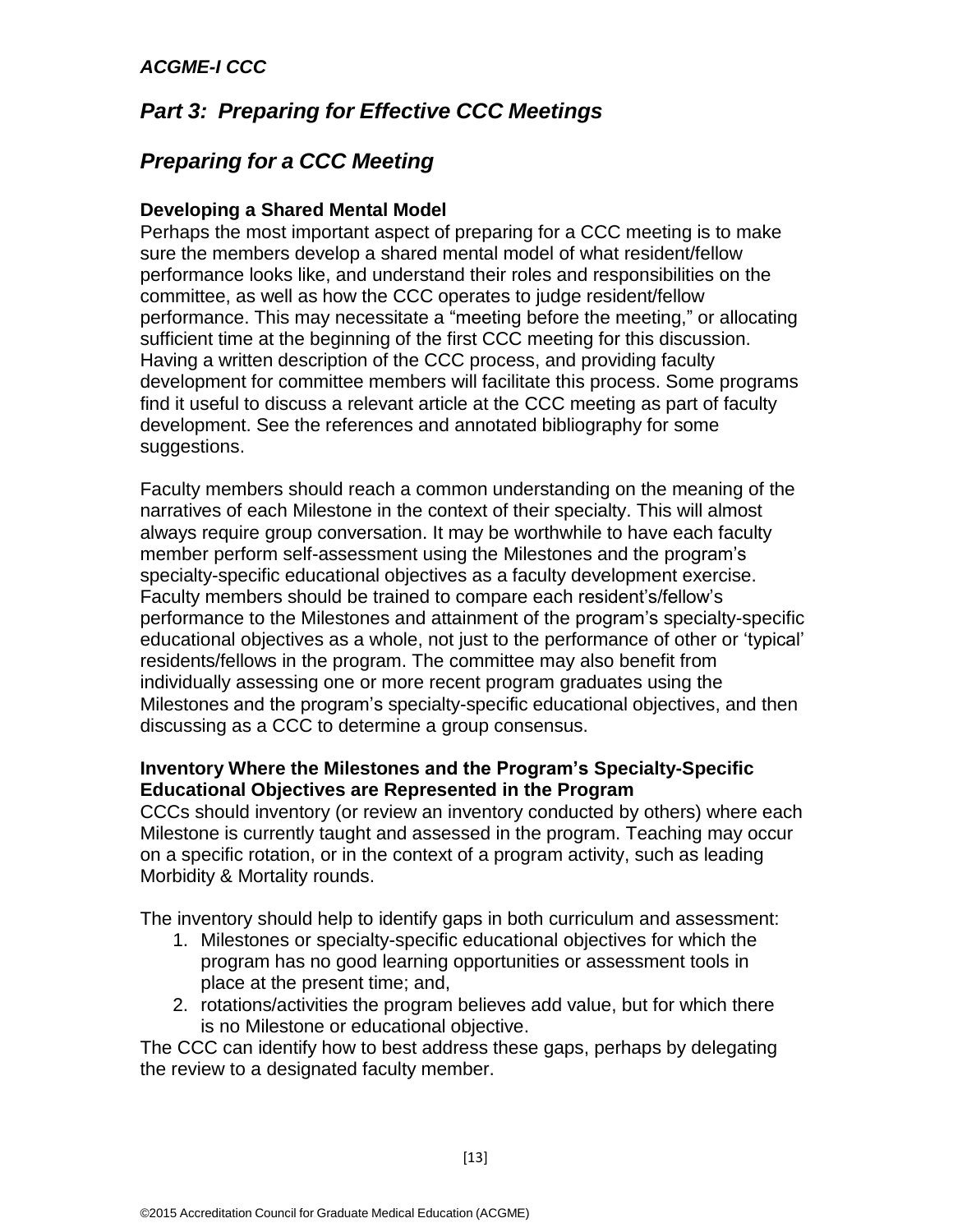## *Part 3: Preparing for Effective CCC Meetings*

## *Preparing for a CCC Meeting*

**Developing a Shared Mental Model**

Perhaps the most important aspect of preparing for a CCC meeting is to make sure the members develop a shared mental model of what resident/fellow performance looks like, and understand their roles and responsibilities on the committee, as well as how the CCC operates to judge resident/fellow performance. This may necessitate a "meeting before the meeting," or allocating sufficient time at the beginning of the first CCC meeting for this discussion. Having a written description of the CCC process, and providing faculty development for committee members will facilitate this process. Some programs find it useful to discuss a relevant article at the CCC meeting as part of faculty development. See the references and annotated bibliography for some suggestions.

Faculty members should reach a common understanding on the meaning of the narratives of each Milestone in the context of their specialty. This will almost always require group conversation. It may be worthwhile to have each faculty member perform self-assessment using the Milestones and the program's specialty-specific educational objectives as a faculty development exercise. Faculty members should be trained to compare each resident's/fellow's performance to the Milestones and attainment of the program's specialty-specific educational objectives as a whole, not just to the performance of other or 'typical' residents/fellows in the program. The committee may also benefit from individually assessing one or more recent program graduates using the Milestones and the program's specialty-specific educational objectives, and then discussing as a CCC to determine a group consensus.

**Inventory Where the Milestones and the Program's Specialty-Specific Educational Objectives are Represented in the Program**

CCCs should inventory (or review an inventory conducted by others) where each Milestone is currently taught and assessed in the program. Teaching may occur on a specific rotation, or in the context of a program activity, such as leading Morbidity & Mortality rounds.

The inventory should help to identify gaps in both curriculum and assessment:

1. Milestones or specialty-specific educational objectives for which the program has no good learning opportunities or assessment tools in place at the present time; and,
2. rotations/activities the program believes add value, but for which there is no Milestone or educational objective.

The CCC can identify how to best address these gaps, perhaps by delegating the review to a designated faculty member.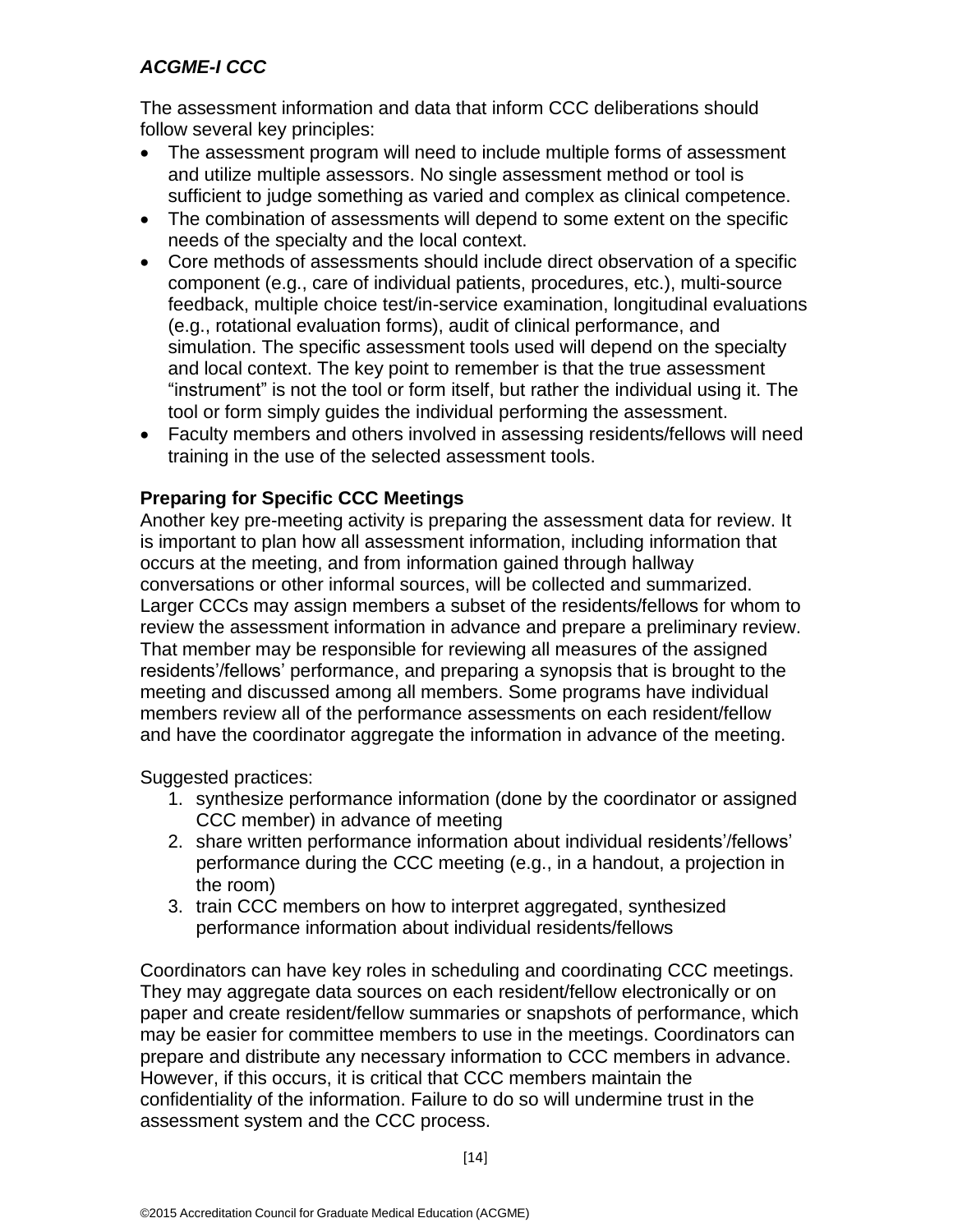*ACGME-I CCC*

The assessment information and data that inform CCC deliberations should follow several key principles:

- The assessment program will need to include multiple forms of assessment and utilize multiple assessors. No single assessment method or tool is sufficient to judge something as varied and complex as clinical competence.
- The combination of assessments will depend to some extent on the specific needs of the specialty and the local context.
- Core methods of assessments should include direct observation of a specific component (e.g., care of individual patients, procedures, etc.), multi-source feedback, multiple choice test/in-service examination, longitudinal evaluations (e.g., rotational evaluation forms), audit of clinical performance, and simulation. The specific assessment tools used will depend on the specialty and local context. The key point to remember is that the true assessment "instrument" is not the tool or form itself, but rather the individual using it. The tool or form simply guides the individual performing the assessment.
- Faculty members and others involved in assessing residents/fellows will need training in the use of the selected assessment tools.

**Preparing for Specific CCC Meetings**

Another key pre-meeting activity is preparing the assessment data for review. It is important to plan how all assessment information, including information that occurs at the meeting, and from information gained through hallway conversations or other informal sources, will be collected and summarized. Larger CCCs may assign members a subset of the residents/fellows for whom to review the assessment information in advance and prepare a preliminary review. That member may be responsible for reviewing all measures of the assigned residents'/fellows' performance, and preparing a synopsis that is brought to the meeting and discussed among all members. Some programs have individual members review all of the performance assessments on each resident/fellow and have the coordinator aggregate the information in advance of the meeting.

Suggested practices:

1. synthesize performance information (done by the coordinator or assigned CCC member) in advance of meeting
2. share written performance information about individual residents'/fellows' performance during the CCC meeting (e.g., in a handout, a projection in the room)
3. train CCC members on how to interpret aggregated, synthesized performance information about individual residents/fellows

Coordinators can have key roles in scheduling and coordinating CCC meetings. They may aggregate data sources on each resident/fellow electronically or on paper and create resident/fellow summaries or snapshots of performance, which may be easier for committee members to use in the meetings. Coordinators can prepare and distribute any necessary information to CCC members in advance. However, if this occurs, it is critical that CCC members maintain the confidentiality of the information. Failure to do so will undermine trust in the assessment system and the CCC process.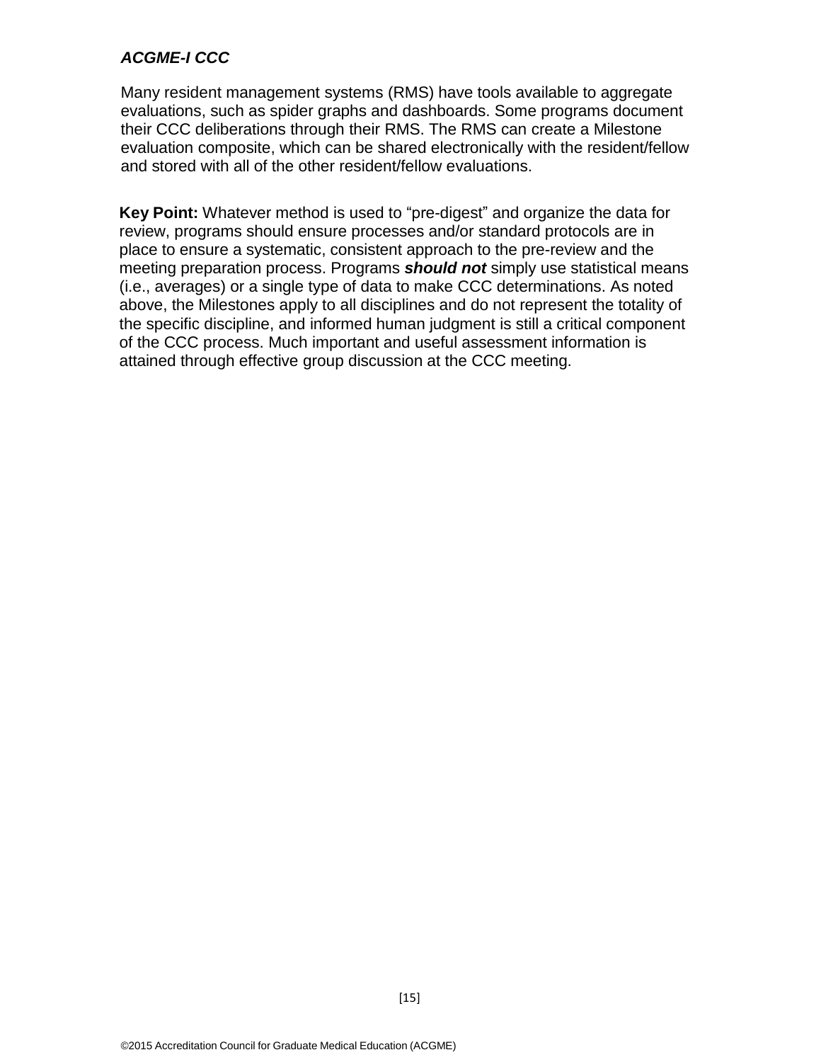***ACGME-I CCC***

Many resident management systems (RMS) have tools available to aggregate evaluations, such as spider graphs and dashboards. Some programs document their CCC deliberations through their RMS. The RMS can create a Milestone evaluation composite, which can be shared electronically with the resident/fellow and stored with all of the other resident/fellow evaluations.

**Key Point:** Whatever method is used to "pre-digest" and organize the data for review, programs should ensure processes and/or standard protocols are in place to ensure a systematic, consistent approach to the pre-review and the meeting preparation process. Programs ***should not*** simply use statistical means (i.e., averages) or a single type of data to make CCC determinations. As noted above, the Milestones apply to all disciplines and do not represent the totality of the specific discipline, and informed human judgment is still a critical component of the CCC process. Much important and useful assessment information is attained through effective group discussion at the CCC meeting.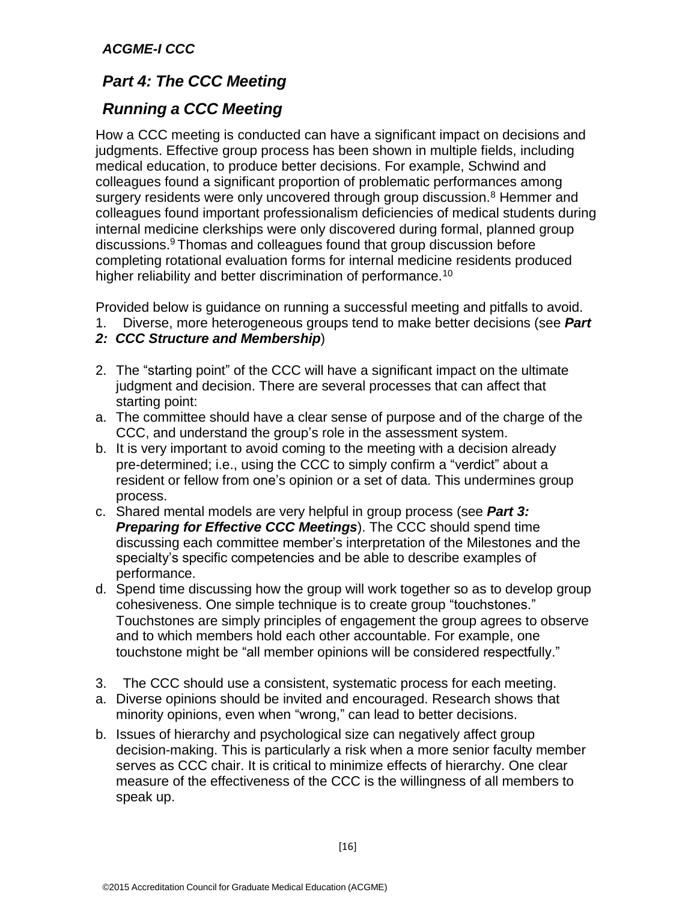## Part 4: The CCC Meeting

## Running a CCC Meeting

How a CCC meeting is conducted can have a significant impact on decisions and judgments. Effective group process has been shown in multiple fields, including medical education, to produce better decisions. For example, Schwind and colleagues found a significant proportion of problematic performances among surgery residents were only uncovered through group discussion.[8] Hemmer and colleagues found important professionalism deficiencies of medical students during internal medicine clerkships were only discovered during formal, planned group discussions.[9] Thomas and colleagues found that group discussion before completing rotational evaluation forms for internal medicine residents produced higher reliability and better discrimination of performance.[10]

Provided below is guidance on running a successful meeting and pitfalls to avoid.

1. Diverse, more heterogeneous groups tend to make better decisions (see ***Part 2: CCC Structure and Membership***)

2. The "starting point" of the CCC will have a significant impact on the ultimate judgment and decision. There are several processes that can affect that starting point:
   a. The committee should have a clear sense of purpose and of the charge of the CCC, and understand the group's role in the assessment system.
   b. It is very important to avoid coming to the meeting with a decision already pre-determined; i.e., using the CCC to simply confirm a "verdict" about a resident or fellow from one's opinion or a set of data. This undermines group process.
   c. Shared mental models are very helpful in group process (see ***Part 3: Preparing for Effective CCC Meetings***). The CCC should spend time discussing each committee member's interpretation of the Milestones and the specialty's specific competencies and be able to describe examples of performance.
   d. Spend time discussing how the group will work together so as to develop group cohesiveness. One simple technique is to create group "touchstones." Touchstones are simply principles of engagement the group agrees to observe and to which members hold each other accountable. For example, one touchstone might be "all member opinions will be considered respectfully."

3. The CCC should use a consistent, systematic process for each meeting.
   a. Diverse opinions should be invited and encouraged. Research shows that minority opinions, even when "wrong," can lead to better decisions.
   b. Issues of hierarchy and psychological size can negatively affect group decision-making. This is particularly a risk when a more senior faculty member serves as CCC chair. It is critical to minimize effects of hierarchy. One clear measure of the effectiveness of the CCC is the willingness of all members to speak up.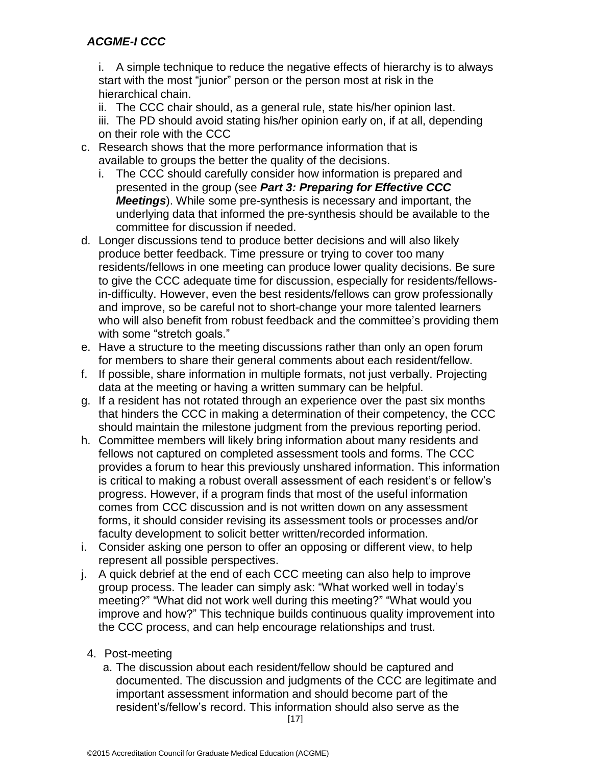i. A simple technique to reduce the negative effects of hierarchy is to always start with the most "junior" person or the person most at risk in the hierarchical chain.

ii. The CCC chair should, as a general rule, state his/her opinion last.

iii. The PD should avoid stating his/her opinion early on, if at all, depending on their role with the CCC

c. Research shows that the more performance information that is available to groups the better the quality of the decisions.
   i. The CCC should carefully consider how information is prepared and presented in the group (see ***Part 3: Preparing for Effective CCC Meetings***). While some pre-synthesis is necessary and important, the underlying data that informed the pre-synthesis should be available to the committee for discussion if needed.

d. Longer discussions tend to produce better decisions and will also likely produce better feedback. Time pressure or trying to cover too many residents/fellows in one meeting can produce lower quality decisions. Be sure to give the CCC adequate time for discussion, especially for residents/fellows-in-difficulty. However, even the best residents/fellows can grow professionally and improve, so be careful not to short-change your more talented learners who will also benefit from robust feedback and the committee's providing them with some "stretch goals."

e. Have a structure to the meeting discussions rather than only an open forum for members to share their general comments about each resident/fellow.

f. If possible, share information in multiple formats, not just verbally. Projecting data at the meeting or having a written summary can be helpful.

g. If a resident has not rotated through an experience over the past six months that hinders the CCC in making a determination of their competency, the CCC should maintain the milestone judgment from the previous reporting period.

h. Committee members will likely bring information about many residents and fellows not captured on completed assessment tools and forms. The CCC provides a forum to hear this previously unshared information. This information is critical to making a robust overall assessment of each resident's or fellow's progress. However, if a program finds that most of the useful information comes from CCC discussion and is not written down on any assessment forms, it should consider revising its assessment tools or processes and/or faculty development to solicit better written/recorded information.

i. Consider asking one person to offer an opposing or different view, to help represent all possible perspectives.

j. A quick debrief at the end of each CCC meeting can also help to improve group process. The leader can simply ask: "What worked well in today's meeting?" "What did not work well during this meeting?" "What would you improve and how?" This technique builds continuous quality improvement into the CCC process, and can help encourage relationships and trust.

4. Post-meeting
   a. The discussion about each resident/fellow should be captured and documented. The discussion and judgments of the CCC are legitimate and important assessment information and should become part of the resident's/fellow's record. This information should also serve as the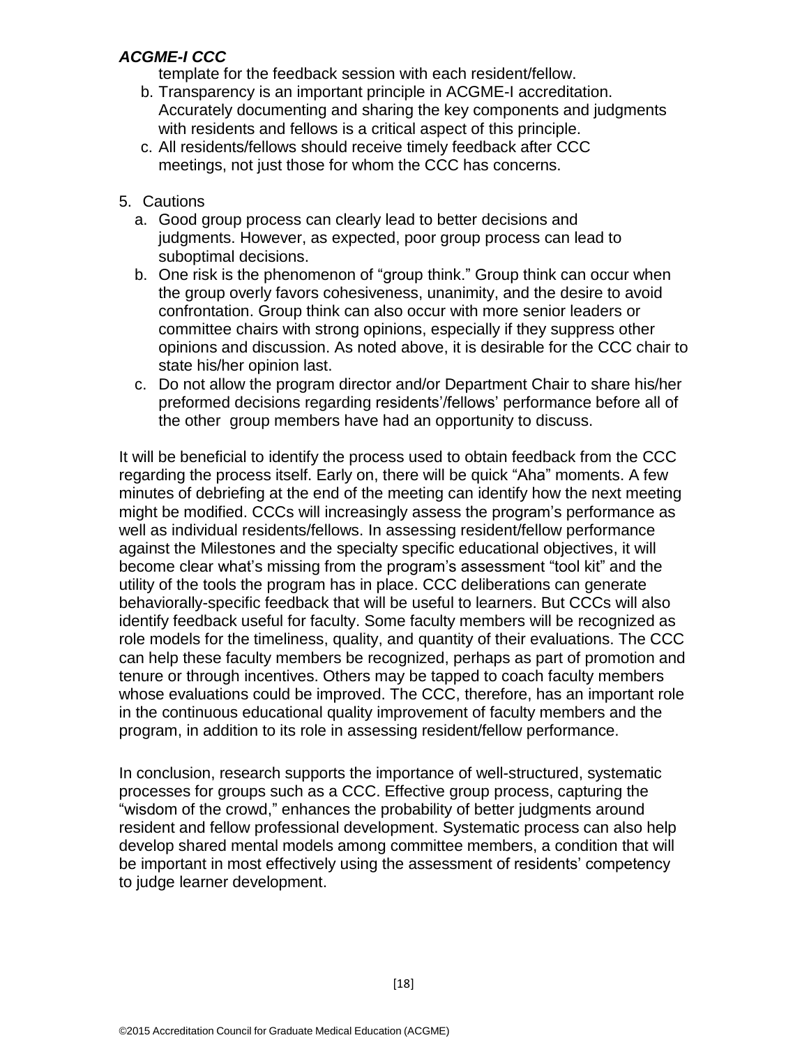template for the feedback session with each resident/fellow.

b. Transparency is an important principle in ACGME-I accreditation. Accurately documenting and sharing the key components and judgments with residents and fellows is a critical aspect of this principle.
c. All residents/fellows should receive timely feedback after CCC meetings, not just those for whom the CCC has concerns.

5. Cautions
   a. Good group process can clearly lead to better decisions and judgments. However, as expected, poor group process can lead to suboptimal decisions.
   b. One risk is the phenomenon of "group think." Group think can occur when the group overly favors cohesiveness, unanimity, and the desire to avoid confrontation. Group think can also occur with more senior leaders or committee chairs with strong opinions, especially if they suppress other opinions and discussion. As noted above, it is desirable for the CCC chair to state his/her opinion last.
   c. Do not allow the program director and/or Department Chair to share his/her preformed decisions regarding residents'/fellows' performance before all of the other group members have had an opportunity to discuss.

It will be beneficial to identify the process used to obtain feedback from the CCC regarding the process itself. Early on, there will be quick "Aha" moments. A few minutes of debriefing at the end of the meeting can identify how the next meeting might be modified. CCCs will increasingly assess the program's performance as well as individual residents/fellows. In assessing resident/fellow performance against the Milestones and the specialty specific educational objectives, it will become clear what's missing from the program's assessment "tool kit" and the utility of the tools the program has in place. CCC deliberations can generate behaviorally-specific feedback that will be useful to learners. But CCCs will also identify feedback useful for faculty. Some faculty members will be recognized as role models for the timeliness, quality, and quantity of their evaluations. The CCC can help these faculty members be recognized, perhaps as part of promotion and tenure or through incentives. Others may be tapped to coach faculty members whose evaluations could be improved. The CCC, therefore, has an important role in the continuous educational quality improvement of faculty members and the program, in addition to its role in assessing resident/fellow performance.

In conclusion, research supports the importance of well-structured, systematic processes for groups such as a CCC. Effective group process, capturing the "wisdom of the crowd," enhances the probability of better judgments around resident and fellow professional development. Systematic process can also help develop shared mental models among committee members, a condition that will be important in most effectively using the assessment of residents' competency to judge learner development.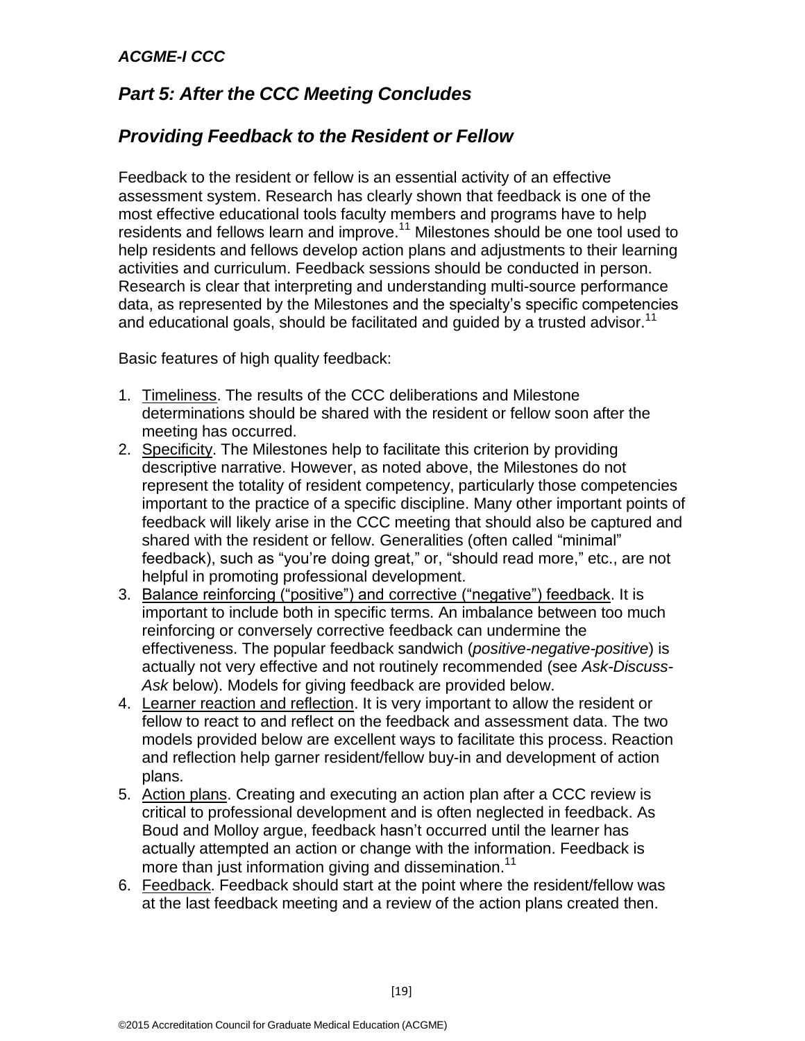## Part 5: After the CCC Meeting Concludes

## Providing Feedback to the Resident or Fellow

Feedback to the resident or fellow is an essential activity of an effective assessment system. Research has clearly shown that feedback is one of the most effective educational tools faculty members and programs have to help residents and fellows learn and improve.[11] Milestones should be one tool used to help residents and fellows develop action plans and adjustments to their learning activities and curriculum. Feedback sessions should be conducted in person. Research is clear that interpreting and understanding multi-source performance data, as represented by the Milestones and the specialty's specific competencies and educational goals, should be facilitated and guided by a trusted advisor.[11]

Basic features of high quality feedback:

1. Timeliness. The results of the CCC deliberations and Milestone determinations should be shared with the resident or fellow soon after the meeting has occurred.
2. Specificity. The Milestones help to facilitate this criterion by providing descriptive narrative. However, as noted above, the Milestones do not represent the totality of resident competency, particularly those competencies important to the practice of a specific discipline. Many other important points of feedback will likely arise in the CCC meeting that should also be captured and shared with the resident or fellow. Generalities (often called "minimal" feedback), such as "you're doing great," or, "should read more," etc., are not helpful in promoting professional development.
3. Balance reinforcing ("positive") and corrective ("negative") feedback. It is important to include both in specific terms. An imbalance between too much reinforcing or conversely corrective feedback can undermine the effectiveness. The popular feedback sandwich (*positive-negative-positive*) is actually not very effective and not routinely recommended (see *Ask-Discuss-Ask* below). Models for giving feedback are provided below.
4. Learner reaction and reflection. It is very important to allow the resident or fellow to react to and reflect on the feedback and assessment data. The two models provided below are excellent ways to facilitate this process. Reaction and reflection help garner resident/fellow buy-in and development of action plans.
5. Action plans. Creating and executing an action plan after a CCC review is critical to professional development and is often neglected in feedback. As Boud and Molloy argue, feedback hasn't occurred until the learner has actually attempted an action or change with the information. Feedback is more than just information giving and dissemination.[11]
6. Feedback. Feedback should start at the point where the resident/fellow was at the last feedback meeting and a review of the action plans created then.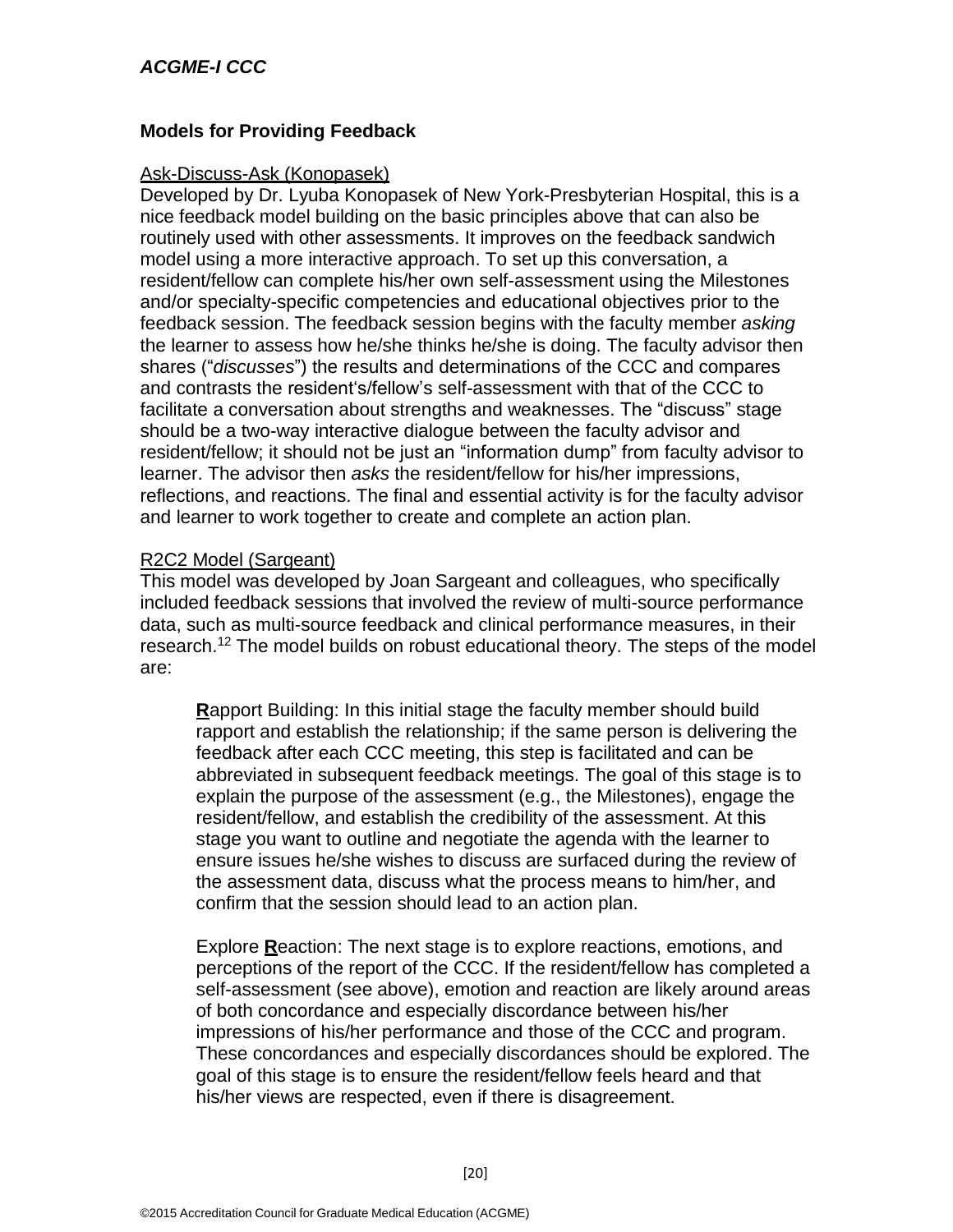## Models for Providing Feedback

Ask-Discuss-Ask (Konopasek)

Developed by Dr. Lyuba Konopasek of New York-Presbyterian Hospital, this is a nice feedback model building on the basic principles above that can also be routinely used with other assessments. It improves on the feedback sandwich model using a more interactive approach. To set up this conversation, a resident/fellow can complete his/her own self-assessment using the Milestones and/or specialty-specific competencies and educational objectives prior to the feedback session. The feedback session begins with the faculty member *asking* the learner to assess how he/she thinks he/she is doing. The faculty advisor then shares ("*discusses*") the results and determinations of the CCC and compares and contrasts the resident's/fellow's self-assessment with that of the CCC to facilitate a conversation about strengths and weaknesses. The "discuss" stage should be a two-way interactive dialogue between the faculty advisor and resident/fellow; it should not be just an "information dump" from faculty advisor to learner. The advisor then *asks* the resident/fellow for his/her impressions, reflections, and reactions. The final and essential activity is for the faculty advisor and learner to work together to create and complete an action plan.

R2C2 Model (Sargeant)

This model was developed by Joan Sargeant and colleagues, who specifically included feedback sessions that involved the review of multi-source performance data, such as multi-source feedback and clinical performance measures, in their research.[12] The model builds on robust educational theory. The steps of the model are:

> **R**apport Building: In this initial stage the faculty member should build rapport and establish the relationship; if the same person is delivering the feedback after each CCC meeting, this step is facilitated and can be abbreviated in subsequent feedback meetings. The goal of this stage is to explain the purpose of the assessment (e.g., the Milestones), engage the resident/fellow, and establish the credibility of the assessment. At this stage you want to outline and negotiate the agenda with the learner to ensure issues he/she wishes to discuss are surfaced during the review of the assessment data, discuss what the process means to him/her, and confirm that the session should lead to an action plan.
>
> Explore **R**eaction: The next stage is to explore reactions, emotions, and perceptions of the report of the CCC. If the resident/fellow has completed a self-assessment (see above), emotion and reaction are likely around areas of both concordance and especially discordance between his/her impressions of his/her performance and those of the CCC and program. These concordances and especially discordances should be explored. The goal of this stage is to ensure the resident/fellow feels heard and that his/her views are respected, even if there is disagreement.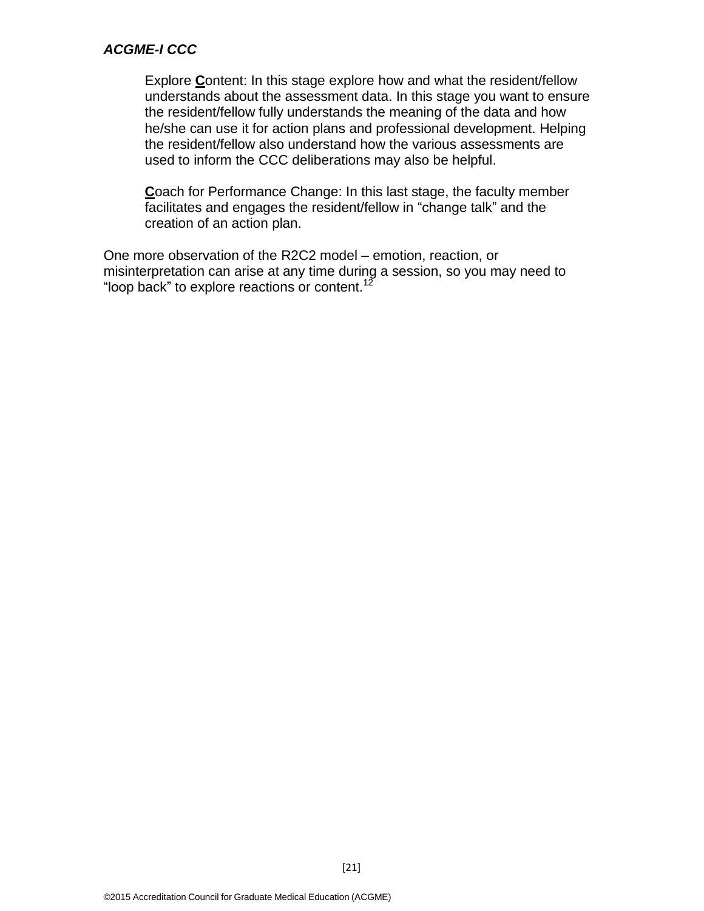Explore **C**ontent: In this stage explore how and what the resident/fellow understands about the assessment data. In this stage you want to ensure the resident/fellow fully understands the meaning of the data and how he/she can use it for action plans and professional development. Helping the resident/fellow also understand how the various assessments are used to inform the CCC deliberations may also be helpful.

**C**oach for Performance Change: In this last stage, the faculty member facilitates and engages the resident/fellow in "change talk" and the creation of an action plan.

One more observation of the R2C2 model – emotion, reaction, or misinterpretation can arise at any time during a session, so you may need to "loop back" to explore reactions or content.[12]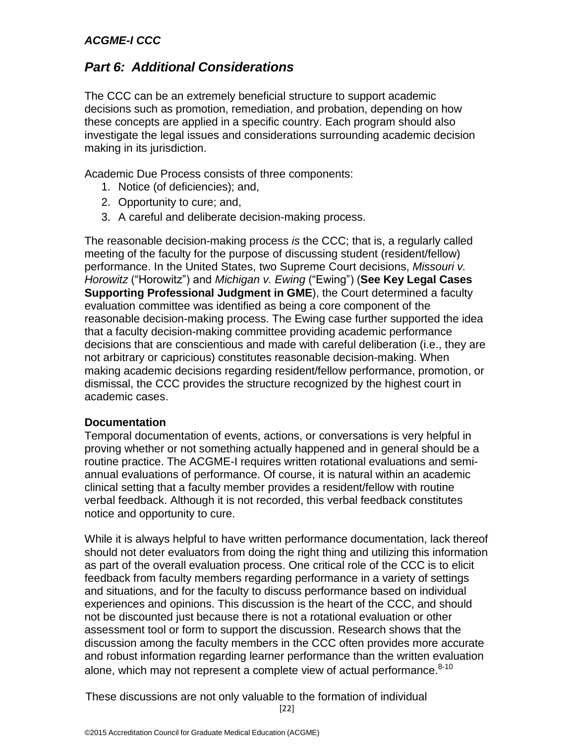## Part 6: Additional Considerations

The CCC can be an extremely beneficial structure to support academic decisions such as promotion, remediation, and probation, depending on how these concepts are applied in a specific country. Each program should also investigate the legal issues and considerations surrounding academic decision making in its jurisdiction.

Academic Due Process consists of three components:

1. Notice (of deficiencies); and,
2. Opportunity to cure; and,
3. A careful and deliberate decision-making process.

The reasonable decision-making process *is* the CCC; that is, a regularly called meeting of the faculty for the purpose of discussing student (resident/fellow) performance. In the United States, two Supreme Court decisions, *Missouri v. Horowitz* ("Horowitz") and *Michigan v. Ewing* ("Ewing") (**See Key Legal Cases Supporting Professional Judgment in GME**), the Court determined a faculty evaluation committee was identified as being a core component of the reasonable decision-making process. The Ewing case further supported the idea that a faculty decision-making committee providing academic performance decisions that are conscientious and made with careful deliberation (i.e., they are not arbitrary or capricious) constitutes reasonable decision-making. When making academic decisions regarding resident/fellow performance, promotion, or dismissal, the CCC provides the structure recognized by the highest court in academic cases.

**Documentation**

Temporal documentation of events, actions, or conversations is very helpful in proving whether or not something actually happened and in general should be a routine practice. The ACGME-I requires written rotational evaluations and semi-annual evaluations of performance. Of course, it is natural within an academic clinical setting that a faculty member provides a resident/fellow with routine verbal feedback. Although it is not recorded, this verbal feedback constitutes notice and opportunity to cure.

While it is always helpful to have written performance documentation, lack thereof should not deter evaluators from doing the right thing and utilizing this information as part of the overall evaluation process. One critical role of the CCC is to elicit feedback from faculty members regarding performance in a variety of settings and situations, and for the faculty to discuss performance based on individual experiences and opinions. This discussion is the heart of the CCC, and should not be discounted just because there is not a rotational evaluation or other assessment tool or form to support the discussion. Research shows that the discussion among the faculty members in the CCC often provides more accurate and robust information regarding learner performance than the written evaluation alone, which may not represent a complete view of actual performance.[8-10]

These discussions are not only valuable to the formation of individual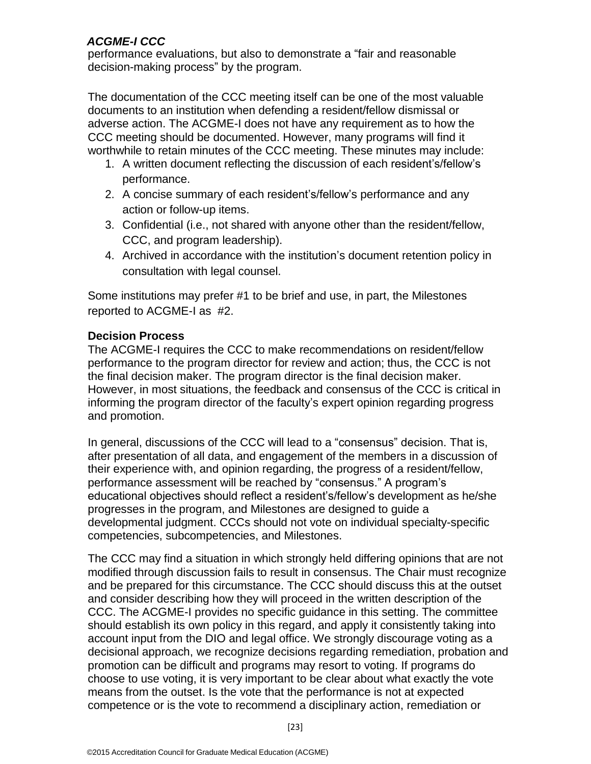performance evaluations, but also to demonstrate a "fair and reasonable decision-making process" by the program.

The documentation of the CCC meeting itself can be one of the most valuable documents to an institution when defending a resident/fellow dismissal or adverse action. The ACGME-I does not have any requirement as to how the CCC meeting should be documented. However, many programs will find it worthwhile to retain minutes of the CCC meeting. These minutes may include:

1. A written document reflecting the discussion of each resident's/fellow's performance.
2. A concise summary of each resident's/fellow's performance and any action or follow-up items.
3. Confidential (i.e., not shared with anyone other than the resident/fellow, CCC, and program leadership).
4. Archived in accordance with the institution's document retention policy in consultation with legal counsel.

Some institutions may prefer #1 to be brief and use, in part, the Milestones reported to ACGME-I as #2.

**Decision Process**

The ACGME-I requires the CCC to make recommendations on resident/fellow performance to the program director for review and action; thus, the CCC is not the final decision maker. The program director is the final decision maker. However, in most situations, the feedback and consensus of the CCC is critical in informing the program director of the faculty's expert opinion regarding progress and promotion.

In general, discussions of the CCC will lead to a "consensus" decision. That is, after presentation of all data, and engagement of the members in a discussion of their experience with, and opinion regarding, the progress of a resident/fellow, performance assessment will be reached by "consensus." A program's educational objectives should reflect a resident's/fellow's development as he/she progresses in the program, and Milestones are designed to guide a developmental judgment. CCCs should not vote on individual specialty-specific competencies, subcompetencies, and Milestones.

The CCC may find a situation in which strongly held differing opinions that are not modified through discussion fails to result in consensus. The Chair must recognize and be prepared for this circumstance. The CCC should discuss this at the outset and consider describing how they will proceed in the written description of the CCC. The ACGME-I provides no specific guidance in this setting. The committee should establish its own policy in this regard, and apply it consistently taking into account input from the DIO and legal office. We strongly discourage voting as a decisional approach, we recognize decisions regarding remediation, probation and promotion can be difficult and programs may resort to voting. If programs do choose to use voting, it is very important to be clear about what exactly the vote means from the outset. Is the vote that the performance is not at expected competence or is the vote to recommend a disciplinary action, remediation or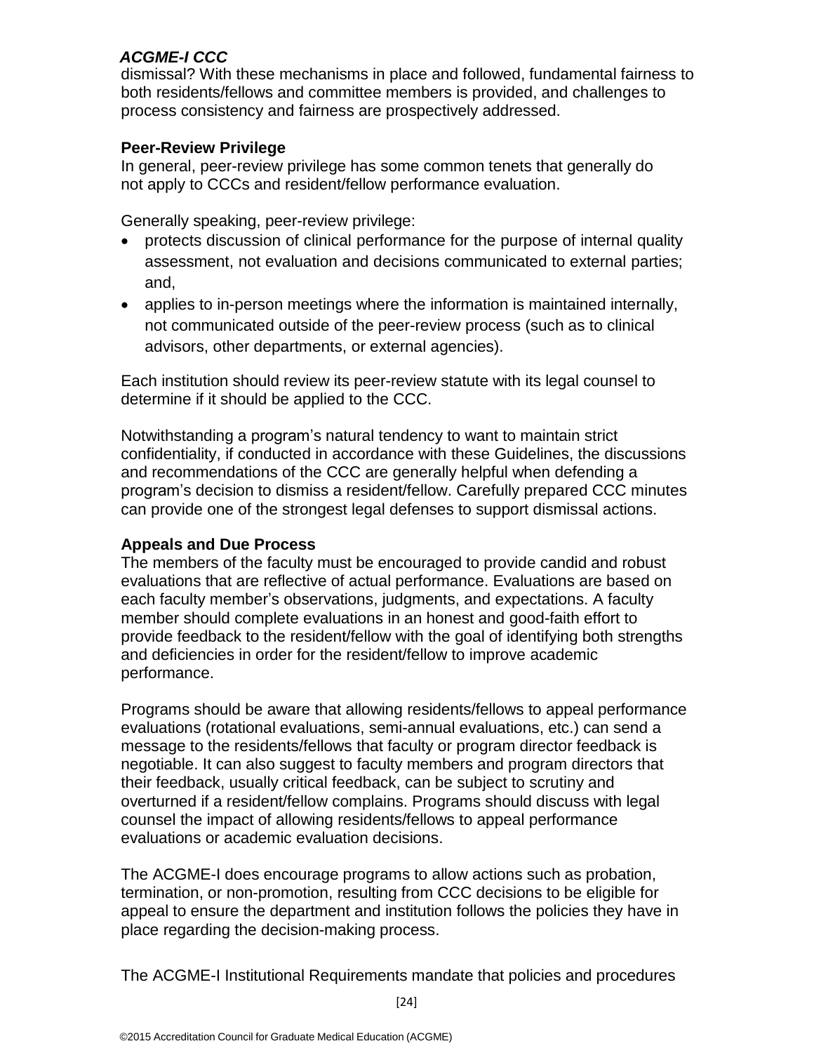dismissal? With these mechanisms in place and followed, fundamental fairness to both residents/fellows and committee members is provided, and challenges to process consistency and fairness are prospectively addressed.

**Peer-Review Privilege**

In general, peer-review privilege has some common tenets that generally do not apply to CCCs and resident/fellow performance evaluation.

Generally speaking, peer-review privilege:

- protects discussion of clinical performance for the purpose of internal quality assessment, not evaluation and decisions communicated to external parties; and,
- applies to in-person meetings where the information is maintained internally, not communicated outside of the peer-review process (such as to clinical advisors, other departments, or external agencies).

Each institution should review its peer-review statute with its legal counsel to determine if it should be applied to the CCC.

Notwithstanding a program's natural tendency to want to maintain strict confidentiality, if conducted in accordance with these Guidelines, the discussions and recommendations of the CCC are generally helpful when defending a program's decision to dismiss a resident/fellow. Carefully prepared CCC minutes can provide one of the strongest legal defenses to support dismissal actions.

**Appeals and Due Process**

The members of the faculty must be encouraged to provide candid and robust evaluations that are reflective of actual performance. Evaluations are based on each faculty member's observations, judgments, and expectations. A faculty member should complete evaluations in an honest and good-faith effort to provide feedback to the resident/fellow with the goal of identifying both strengths and deficiencies in order for the resident/fellow to improve academic performance.

Programs should be aware that allowing residents/fellows to appeal performance evaluations (rotational evaluations, semi-annual evaluations, etc.) can send a message to the residents/fellows that faculty or program director feedback is negotiable. It can also suggest to faculty members and program directors that their feedback, usually critical feedback, can be subject to scrutiny and overturned if a resident/fellow complains. Programs should discuss with legal counsel the impact of allowing residents/fellows to appeal performance evaluations or academic evaluation decisions.

The ACGME-I does encourage programs to allow actions such as probation, termination, or non-promotion, resulting from CCC decisions to be eligible for appeal to ensure the department and institution follows the policies they have in place regarding the decision-making process.

The ACGME-I Institutional Requirements mandate that policies and procedures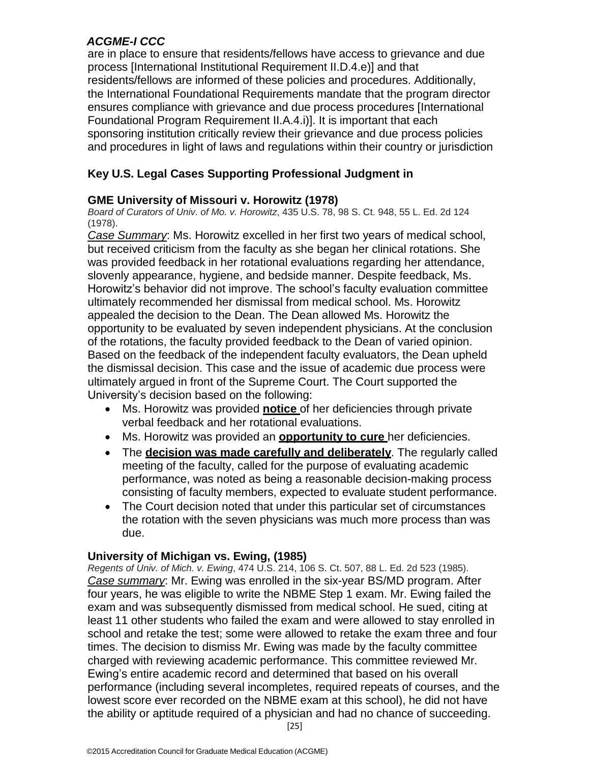are in place to ensure that residents/fellows have access to grievance and due process [International Institutional Requirement II.D.4.e)] and that residents/fellows are informed of these policies and procedures. Additionally, the International Foundational Requirements mandate that the program director ensures compliance with grievance and due process procedures [International Foundational Program Requirement II.A.4.i)]. It is important that each sponsoring institution critically review their grievance and due process policies and procedures in light of laws and regulations within their country or jurisdiction

### Key U.S. Legal Cases Supporting Professional Judgment in

#### GME University of Missouri v. Horowitz (1978)

*Board of Curators of Univ. of Mo. v. Horowitz*, 435 U.S. 78, 98 S. Ct. 948, 55 L. Ed. 2d 124 (1978).

*Case Summary*: Ms. Horowitz excelled in her first two years of medical school, but received criticism from the faculty as she began her clinical rotations. She was provided feedback in her rotational evaluations regarding her attendance, slovenly appearance, hygiene, and bedside manner. Despite feedback, Ms. Horowitz's behavior did not improve. The school's faculty evaluation committee ultimately recommended her dismissal from medical school. Ms. Horowitz appealed the decision to the Dean. The Dean allowed Ms. Horowitz the opportunity to be evaluated by seven independent physicians. At the conclusion of the rotations, the faculty provided feedback to the Dean of varied opinion. Based on the feedback of the independent faculty evaluators, the Dean upheld the dismissal decision. This case and the issue of academic due process were ultimately argued in front of the Supreme Court. The Court supported the University's decision based on the following:

- Ms. Horowitz was provided **notice** of her deficiencies through private verbal feedback and her rotational evaluations.
- Ms. Horowitz was provided an **opportunity to cure** her deficiencies.
- The **decision was made carefully and deliberately**. The regularly called meeting of the faculty, called for the purpose of evaluating academic performance, was noted as being a reasonable decision-making process consisting of faculty members, expected to evaluate student performance.
- The Court decision noted that under this particular set of circumstances the rotation with the seven physicians was much more process than was due.

#### University of Michigan vs. Ewing, (1985)

*Regents of Univ. of Mich. v. Ewing*, 474 U.S. 214, 106 S. Ct. 507, 88 L. Ed. 2d 523 (1985).

*Case summary*: Mr. Ewing was enrolled in the six-year BS/MD program. After four years, he was eligible to write the NBME Step 1 exam. Mr. Ewing failed the exam and was subsequently dismissed from medical school. He sued, citing at least 11 other students who failed the exam and were allowed to stay enrolled in school and retake the test; some were allowed to retake the exam three and four times. The decision to dismiss Mr. Ewing was made by the faculty committee charged with reviewing academic performance. This committee reviewed Mr. Ewing's entire academic record and determined that based on his overall performance (including several incompletes, required repeats of courses, and the lowest score ever recorded on the NBME exam at this school), he did not have the ability or aptitude required of a physician and had no chance of succeeding.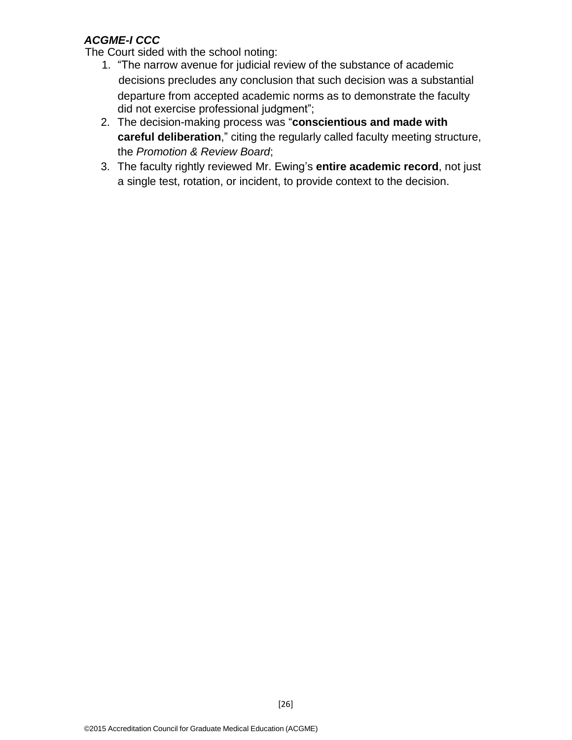***ACGME-I CCC***

The Court sided with the school noting:

1. "The narrow avenue for judicial review of the substance of academic decisions precludes any conclusion that such decision was a substantial departure from accepted academic norms as to demonstrate the faculty did not exercise professional judgment";
2. The decision-making process was "**conscientious and made with careful deliberation**," citing the regularly called faculty meeting structure, the *Promotion & Review Board*;
3. The faculty rightly reviewed Mr. Ewing's **entire academic record**, not just a single test, rotation, or incident, to provide context to the decision.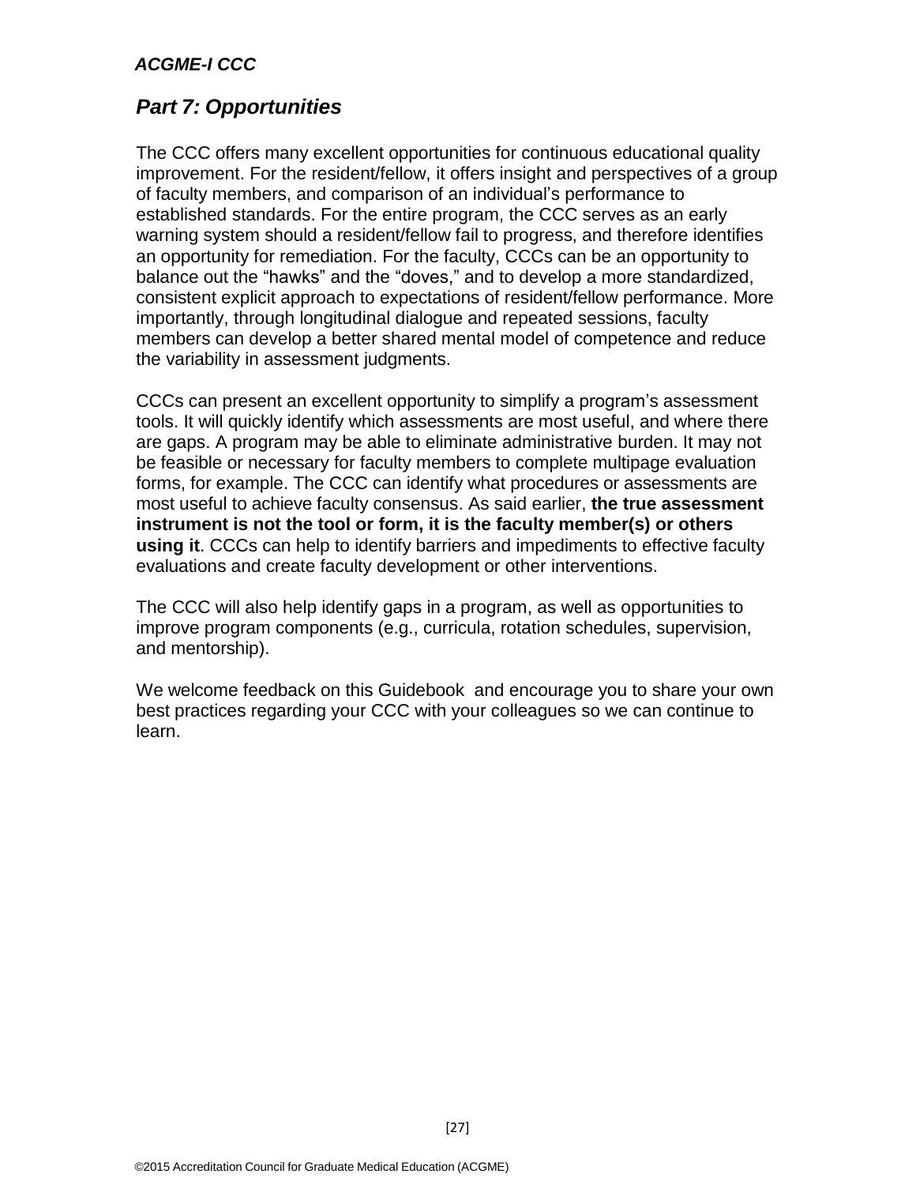## *Part 7: Opportunities*

The CCC offers many excellent opportunities for continuous educational quality improvement. For the resident/fellow, it offers insight and perspectives of a group of faculty members, and comparison of an individual's performance to established standards. For the entire program, the CCC serves as an early warning system should a resident/fellow fail to progress, and therefore identifies an opportunity for remediation. For the faculty, CCCs can be an opportunity to balance out the "hawks" and the "doves," and to develop a more standardized, consistent explicit approach to expectations of resident/fellow performance. More importantly, through longitudinal dialogue and repeated sessions, faculty members can develop a better shared mental model of competence and reduce the variability in assessment judgments.

CCCs can present an excellent opportunity to simplify a program's assessment tools. It will quickly identify which assessments are most useful, and where there are gaps. A program may be able to eliminate administrative burden. It may not be feasible or necessary for faculty members to complete multipage evaluation forms, for example. The CCC can identify what procedures or assessments are most useful to achieve faculty consensus. As said earlier, **the true assessment instrument is not the tool or form, it is the faculty member(s) or others using it**. CCCs can help to identify barriers and impediments to effective faculty evaluations and create faculty development or other interventions.

The CCC will also help identify gaps in a program, as well as opportunities to improve program components (e.g., curricula, rotation schedules, supervision, and mentorship).

We welcome feedback on this Guidebook and encourage you to share your own best practices regarding your CCC with your colleagues so we can continue to learn.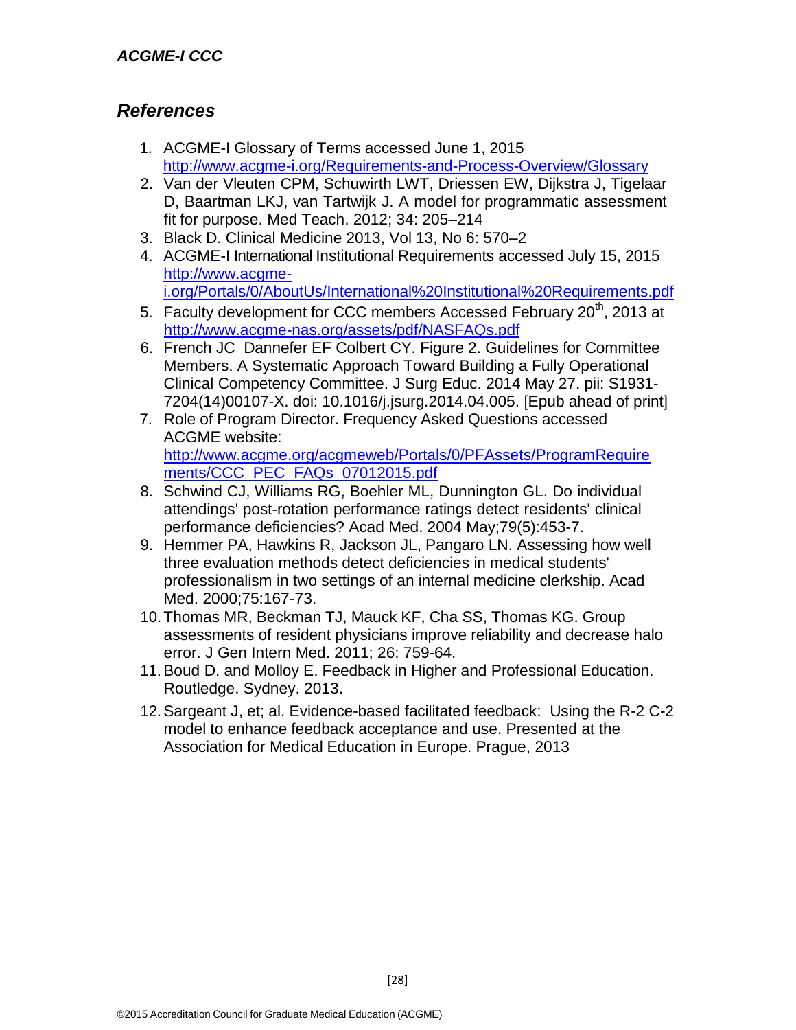## *References*

1. ACGME-I Glossary of Terms accessed June 1, 2015 http://www.acgme-i.org/Requirements-and-Process-Overview/Glossary
2. Van der Vleuten CPM, Schuwirth LWT, Driessen EW, Dijkstra J, Tigelaar D, Baartman LKJ, van Tartwijk J. A model for programmatic assessment fit for purpose. Med Teach. 2012; 34: 205–214
3. Black D. Clinical Medicine 2013, Vol 13, No 6: 570–2
4. ACGME-I International Institutional Requirements accessed July 15, 2015 http://www.acgme-i.org/Portals/0/AboutUs/International%20Institutional%20Requirements.pdf
5. Faculty development for CCC members Accessed February 20th, 2013 at http://www.acgme-nas.org/assets/pdf/NASFAQs.pdf
6. French JC Dannefer EF Colbert CY. Figure 2. Guidelines for Committee Members. A Systematic Approach Toward Building a Fully Operational Clinical Competency Committee. J Surg Educ. 2014 May 27. pii: S1931-7204(14)00107-X. doi: 10.1016/j.jsurg.2014.04.005. [Epub ahead of print]
7. Role of Program Director. Frequency Asked Questions accessed ACGME website: http://www.acgme.org/acgmeweb/Portals/0/PFAssets/ProgramRequirements/CCC_PEC_FAQs_07012015.pdf
8. Schwind CJ, Williams RG, Boehler ML, Dunnington GL. Do individual attendings' post-rotation performance ratings detect residents' clinical performance deficiencies? Acad Med. 2004 May;79(5):453-7.
9. Hemmer PA, Hawkins R, Jackson JL, Pangaro LN. Assessing how well three evaluation methods detect deficiencies in medical students' professionalism in two settings of an internal medicine clerkship. Acad Med. 2000;75:167-73.
10. Thomas MR, Beckman TJ, Mauck KF, Cha SS, Thomas KG. Group assessments of resident physicians improve reliability and decrease halo error. J Gen Intern Med. 2011; 26: 759-64.
11. Boud D. and Molloy E. Feedback in Higher and Professional Education. Routledge. Sydney. 2013.
12. Sargeant J, et; al. Evidence-based facilitated feedback: Using the R-2 C-2 model to enhance feedback acceptance and use. Presented at the Association for Medical Education in Europe. Prague, 2013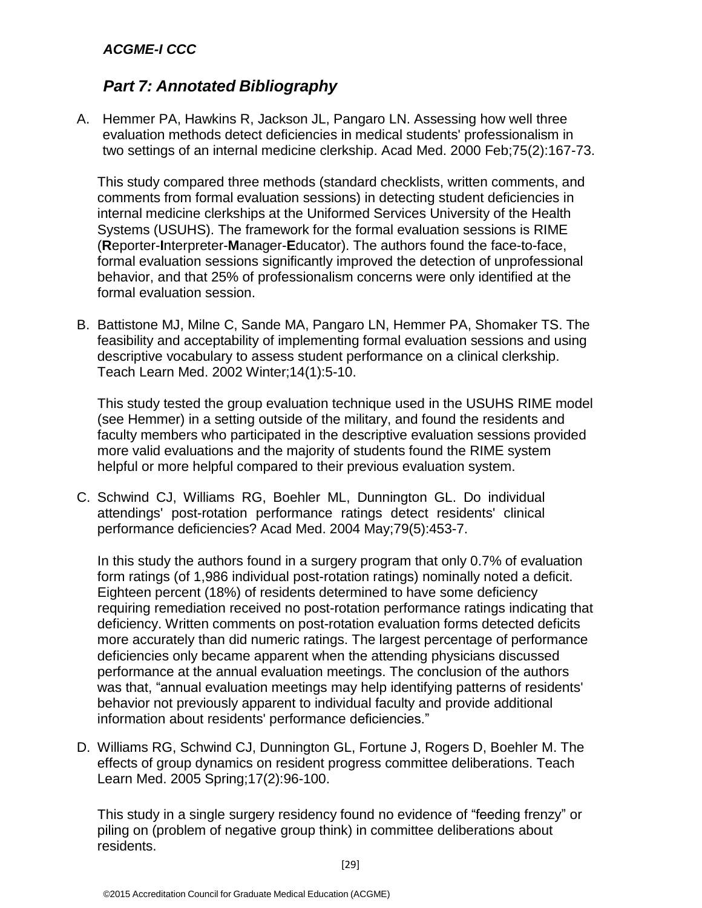*ACGME-I CCC*

## *Part 7: Annotated Bibliography*

A. Hemmer PA, Hawkins R, Jackson JL, Pangaro LN. Assessing how well three evaluation methods detect deficiencies in medical students' professionalism in two settings of an internal medicine clerkship. Acad Med. 2000 Feb;75(2):167-73.

   This study compared three methods (standard checklists, written comments, and comments from formal evaluation sessions) in detecting student deficiencies in internal medicine clerkships at the Uniformed Services University of the Health Systems (USUHS). The framework for the formal evaluation sessions is RIME (**R**eporter-**I**nterpreter-**M**anager-**E**ducator). The authors found the face-to-face, formal evaluation sessions significantly improved the detection of unprofessional behavior, and that 25% of professionalism concerns were only identified at the formal evaluation session.

B. Battistone MJ, Milne C, Sande MA, Pangaro LN, Hemmer PA, Shomaker TS. The feasibility and acceptability of implementing formal evaluation sessions and using descriptive vocabulary to assess student performance on a clinical clerkship. Teach Learn Med. 2002 Winter;14(1):5-10.

   This study tested the group evaluation technique used in the USUHS RIME model (see Hemmer) in a setting outside of the military, and found the residents and faculty members who participated in the descriptive evaluation sessions provided more valid evaluations and the majority of students found the RIME system helpful or more helpful compared to their previous evaluation system.

C. Schwind CJ, Williams RG, Boehler ML, Dunnington GL. Do individual attendings' post-rotation performance ratings detect residents' clinical performance deficiencies? Acad Med. 2004 May;79(5):453-7.

   In this study the authors found in a surgery program that only 0.7% of evaluation form ratings (of 1,986 individual post-rotation ratings) nominally noted a deficit. Eighteen percent (18%) of residents determined to have some deficiency requiring remediation received no post-rotation performance ratings indicating that deficiency. Written comments on post-rotation evaluation forms detected deficits more accurately than did numeric ratings. The largest percentage of performance deficiencies only became apparent when the attending physicians discussed performance at the annual evaluation meetings. The conclusion of the authors was that, "annual evaluation meetings may help identifying patterns of residents' behavior not previously apparent to individual faculty and provide additional information about residents' performance deficiencies."

D. Williams RG, Schwind CJ, Dunnington GL, Fortune J, Rogers D, Boehler M. The effects of group dynamics on resident progress committee deliberations. Teach Learn Med. 2005 Spring;17(2):96-100.

   This study in a single surgery residency found no evidence of "feeding frenzy" or piling on (problem of negative group think) in committee deliberations about residents.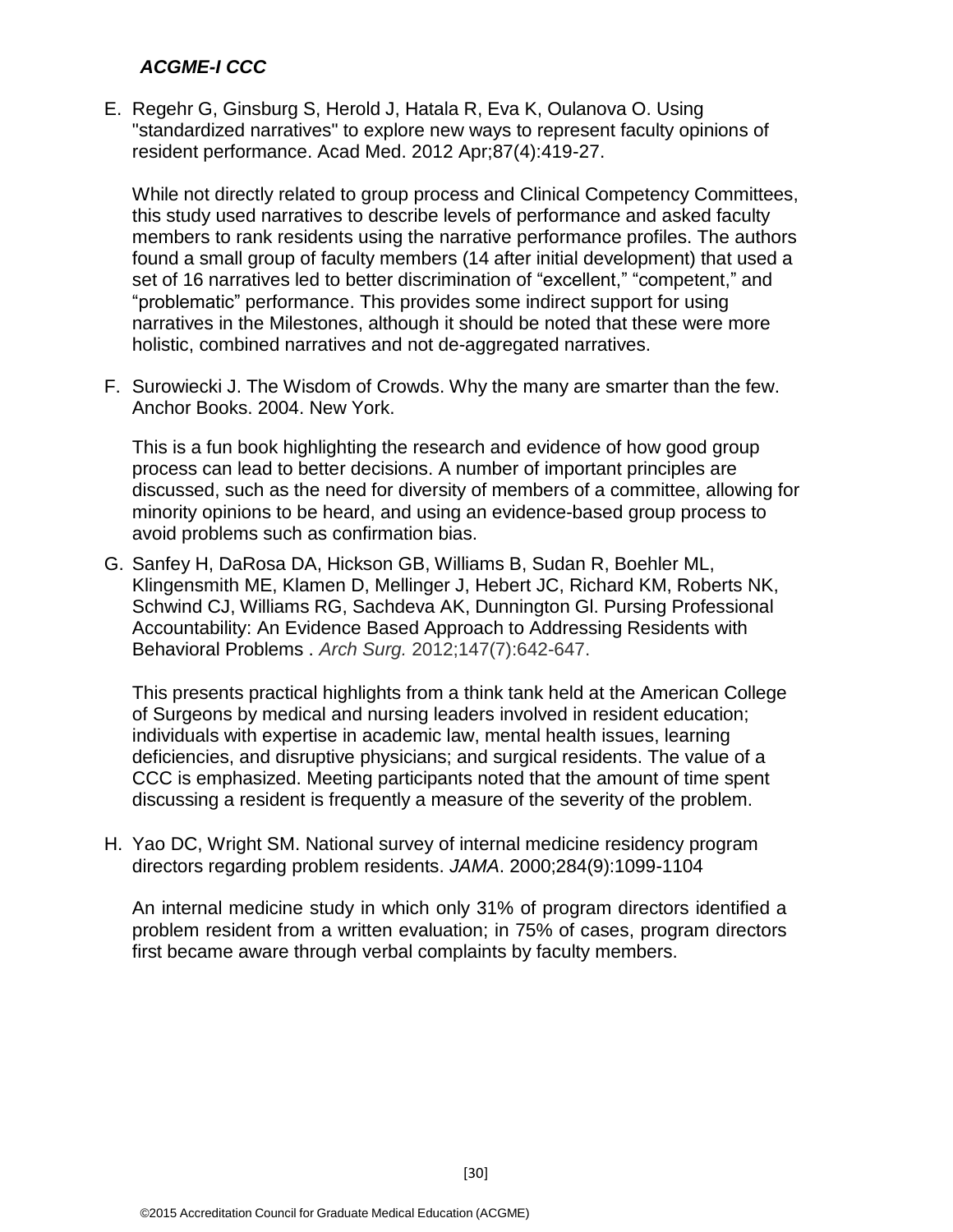E. Regehr G, Ginsburg S, Herold J, Hatala R, Eva K, Oulanova O. Using "standardized narratives" to explore new ways to represent faculty opinions of resident performance. Acad Med. 2012 Apr;87(4):419-27.

   While not directly related to group process and Clinical Competency Committees, this study used narratives to describe levels of performance and asked faculty members to rank residents using the narrative performance profiles. The authors found a small group of faculty members (14 after initial development) that used a set of 16 narratives led to better discrimination of "excellent," "competent," and "problematic" performance. This provides some indirect support for using narratives in the Milestones, although it should be noted that these were more holistic, combined narratives and not de-aggregated narratives.

F. Surowiecki J. The Wisdom of Crowds. Why the many are smarter than the few. Anchor Books. 2004. New York.

   This is a fun book highlighting the research and evidence of how good group process can lead to better decisions. A number of important principles are discussed, such as the need for diversity of members of a committee, allowing for minority opinions to be heard, and using an evidence-based group process to avoid problems such as confirmation bias.

G. Sanfey H, DaRosa DA, Hickson GB, Williams B, Sudan R, Boehler ML, Klingensmith ME, Klamen D, Mellinger J, Hebert JC, Richard KM, Roberts NK, Schwind CJ, Williams RG, Sachdeva AK, Dunnington Gl. Pursing Professional Accountability: An Evidence Based Approach to Addressing Residents with Behavioral Problems . *Arch Surg.* 2012;147(7):642-647.

   This presents practical highlights from a think tank held at the American College of Surgeons by medical and nursing leaders involved in resident education; individuals with expertise in academic law, mental health issues, learning deficiencies, and disruptive physicians; and surgical residents. The value of a CCC is emphasized. Meeting participants noted that the amount of time spent discussing a resident is frequently a measure of the severity of the problem.

H. Yao DC, Wright SM. National survey of internal medicine residency program directors regarding problem residents. *JAMA*. 2000;284(9):1099-1104

   An internal medicine study in which only 31% of program directors identified a problem resident from a written evaluation; in 75% of cases, program directors first became aware through verbal complaints by faculty members.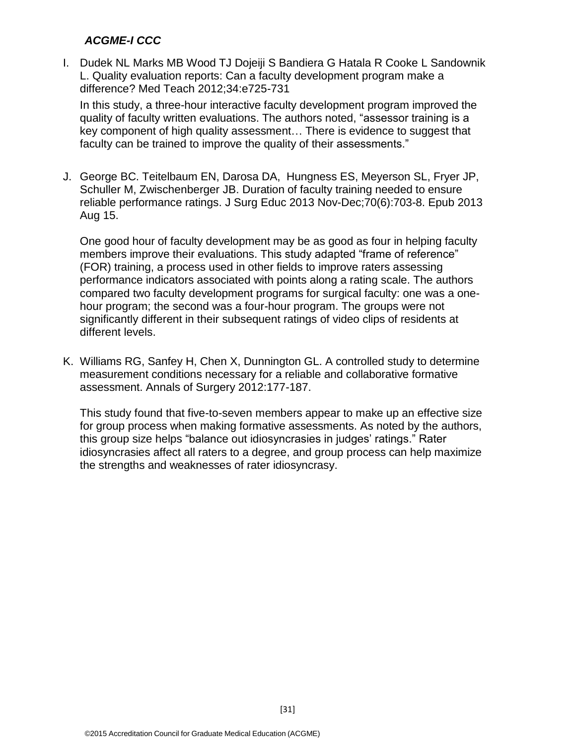***ACGME-I CCC***

I. Dudek NL Marks MB Wood TJ Dojeiji S Bandiera G Hatala R Cooke L Sandownik L. Quality evaluation reports: Can a faculty development program make a difference? Med Teach 2012;34:e725-731

   In this study, a three-hour interactive faculty development program improved the quality of faculty written evaluations. The authors noted, "assessor training is a key component of high quality assessment… There is evidence to suggest that faculty can be trained to improve the quality of their assessments."

J. George BC. Teitelbaum EN, Darosa DA, Hungness ES, Meyerson SL, Fryer JP, Schuller M, Zwischenberger JB. Duration of faculty training needed to ensure reliable performance ratings. J Surg Educ 2013 Nov-Dec;70(6):703-8. Epub 2013 Aug 15.

   One good hour of faculty development may be as good as four in helping faculty members improve their evaluations. This study adapted "frame of reference" (FOR) training, a process used in other fields to improve raters assessing performance indicators associated with points along a rating scale. The authors compared two faculty development programs for surgical faculty: one was a one-hour program; the second was a four-hour program. The groups were not significantly different in their subsequent ratings of video clips of residents at different levels.

K. Williams RG, Sanfey H, Chen X, Dunnington GL. A controlled study to determine measurement conditions necessary for a reliable and collaborative formative assessment. Annals of Surgery 2012:177-187.

   This study found that five-to-seven members appear to make up an effective size for group process when making formative assessments. As noted by the authors, this group size helps "balance out idiosyncrasies in judges' ratings." Rater idiosyncrasies affect all raters to a degree, and group process can help maximize the strengths and weaknesses of rater idiosyncrasy.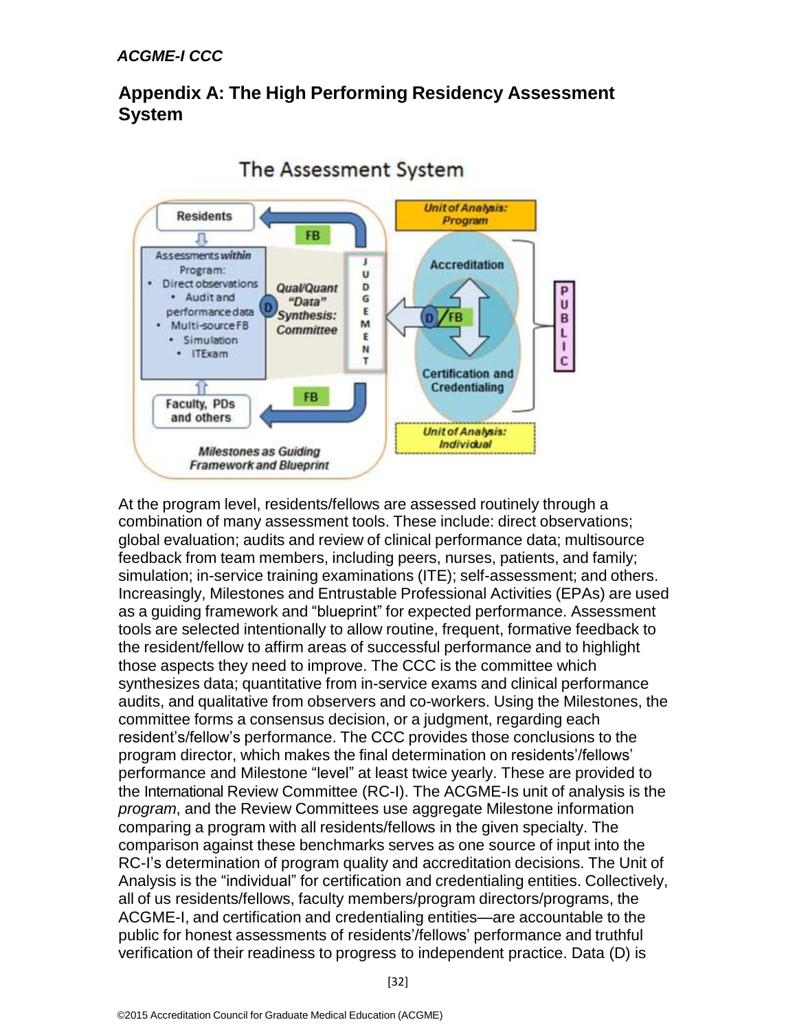## Appendix A: The High Performing Residency Assessment System

At the program level, residents/fellows are assessed routinely through a combination of many assessment tools. These include: direct observations; global evaluation; audits and review of clinical performance data; multisource feedback from team members, including peers, nurses, patients, and family; simulation; in-service training examinations (ITE); self-assessment; and others. Increasingly, Milestones and Entrustable Professional Activities (EPAs) are used as a guiding framework and "blueprint" for expected performance. Assessment tools are selected intentionally to allow routine, frequent, formative feedback to the resident/fellow to affirm areas of successful performance and to highlight those aspects they need to improve. The CCC is the committee which synthesizes data; quantitative from in-service exams and clinical performance audits, and qualitative from observers and co-workers. Using the Milestones, the committee forms a consensus decision, or a judgment, regarding each resident's/fellow's performance. The CCC provides those conclusions to the program director, which makes the final determination on residents'/fellows' performance and Milestone "level" at least twice yearly. These are provided to the International Review Committee (RC-I). The ACGME-Is unit of analysis is the *program*, and the Review Committees use aggregate Milestone information comparing a program with all residents/fellows in the given specialty. The comparison against these benchmarks serves as one source of input into the RC-I's determination of program quality and accreditation decisions. The Unit of Analysis is the "individual" for certification and credentialing entities. Collectively, all of us residents/fellows, faculty members/program directors/programs, the ACGME-I, and certification and credentialing entities—are accountable to the public for honest assessments of residents'/fellows' performance and truthful verification of their readiness to progress to independent practice. Data (D) is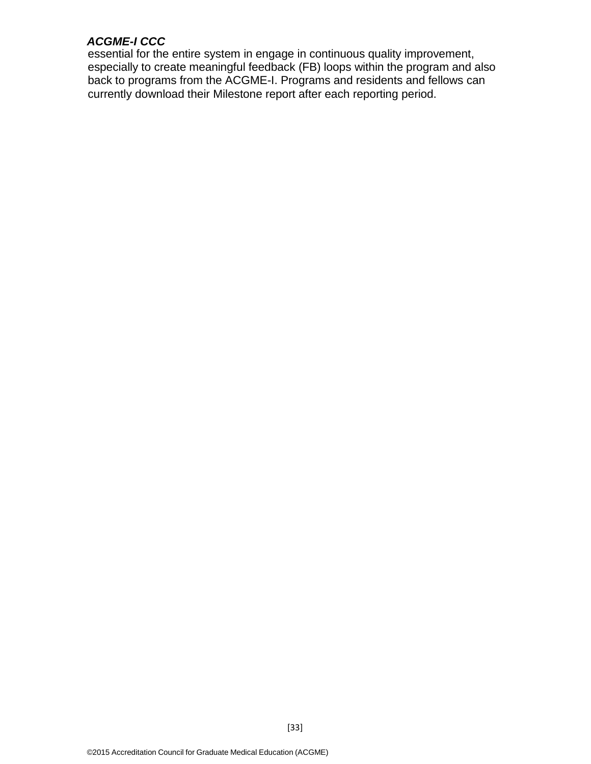essential for the entire system in engage in continuous quality improvement, especially to create meaningful feedback (FB) loops within the program and also back to programs from the ACGME-I. Programs and residents and fellows can currently download their Milestone report after each reporting period.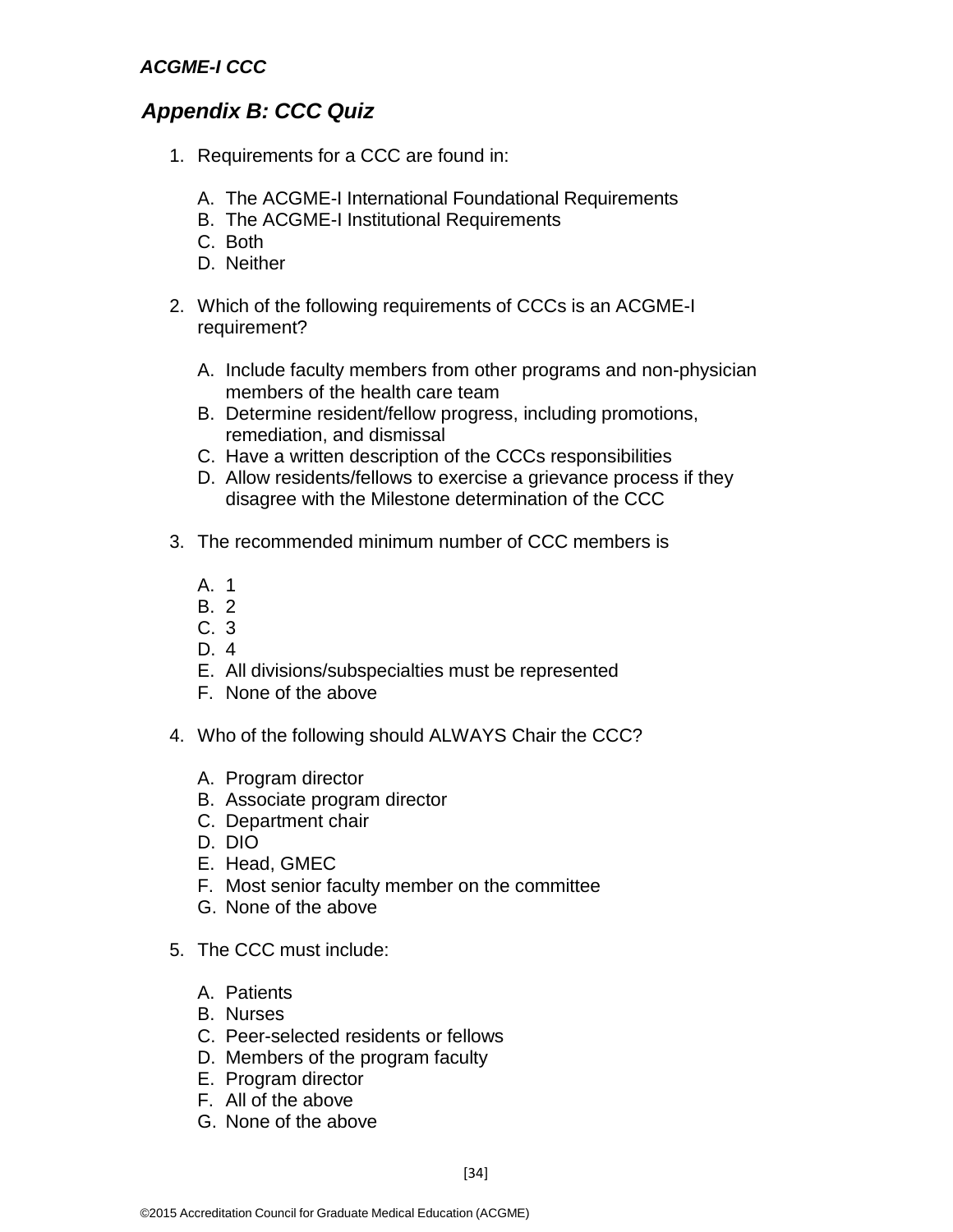## Appendix B: CCC Quiz

1. Requirements for a CCC are found in:

   A. The ACGME-I International Foundational Requirements
   B. The ACGME-I Institutional Requirements
   C. Both
   D. Neither

2. Which of the following requirements of CCCs is an ACGME-I requirement?

   A. Include faculty members from other programs and non-physician members of the health care team
   B. Determine resident/fellow progress, including promotions, remediation, and dismissal
   C. Have a written description of the CCCs responsibilities
   D. Allow residents/fellows to exercise a grievance process if they disagree with the Milestone determination of the CCC

3. The recommended minimum number of CCC members is

   A. 1
   B. 2
   C. 3
   D. 4
   E. All divisions/subspecialties must be represented
   F. None of the above

4. Who of the following should ALWAYS Chair the CCC?

   A. Program director
   B. Associate program director
   C. Department chair
   D. DIO
   E. Head, GMEC
   F. Most senior faculty member on the committee
   G. None of the above

5. The CCC must include:

   A. Patients
   B. Nurses
   C. Peer-selected residents or fellows
   D. Members of the program faculty
   E. Program director
   F. All of the above
   G. None of the above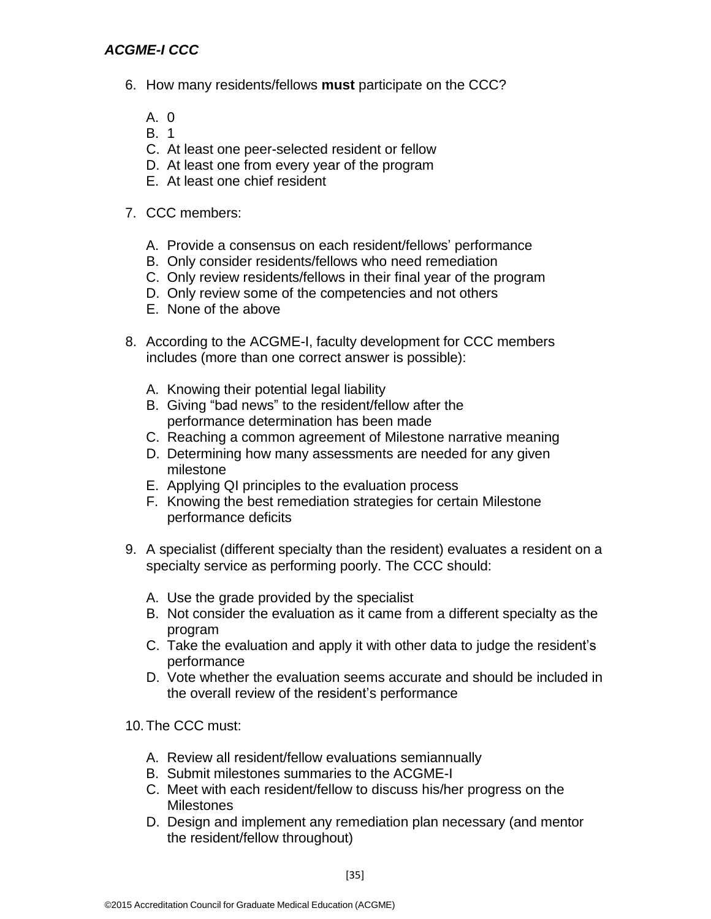***ACGME-I CCC***

6. How many residents/fellows **must** participate on the CCC?

   A. 0
   B. 1
   C. At least one peer-selected resident or fellow
   D. At least one from every year of the program
   E. At least one chief resident

7. CCC members:

   A. Provide a consensus on each resident/fellows' performance
   B. Only consider residents/fellows who need remediation
   C. Only review residents/fellows in their final year of the program
   D. Only review some of the competencies and not others
   E. None of the above

8. According to the ACGME-I, faculty development for CCC members includes (more than one correct answer is possible):

   A. Knowing their potential legal liability
   B. Giving "bad news" to the resident/fellow after the performance determination has been made
   C. Reaching a common agreement of Milestone narrative meaning
   D. Determining how many assessments are needed for any given milestone
   E. Applying QI principles to the evaluation process
   F. Knowing the best remediation strategies for certain Milestone performance deficits

9. A specialist (different specialty than the resident) evaluates a resident on a specialty service as performing poorly. The CCC should:

   A. Use the grade provided by the specialist
   B. Not consider the evaluation as it came from a different specialty as the program
   C. Take the evaluation and apply it with other data to judge the resident's performance
   D. Vote whether the evaluation seems accurate and should be included in the overall review of the resident's performance

10. The CCC must:

    A. Review all resident/fellow evaluations semiannually
    B. Submit milestones summaries to the ACGME-I
    C. Meet with each resident/fellow to discuss his/her progress on the Milestones
    D. Design and implement any remediation plan necessary (and mentor the resident/fellow throughout)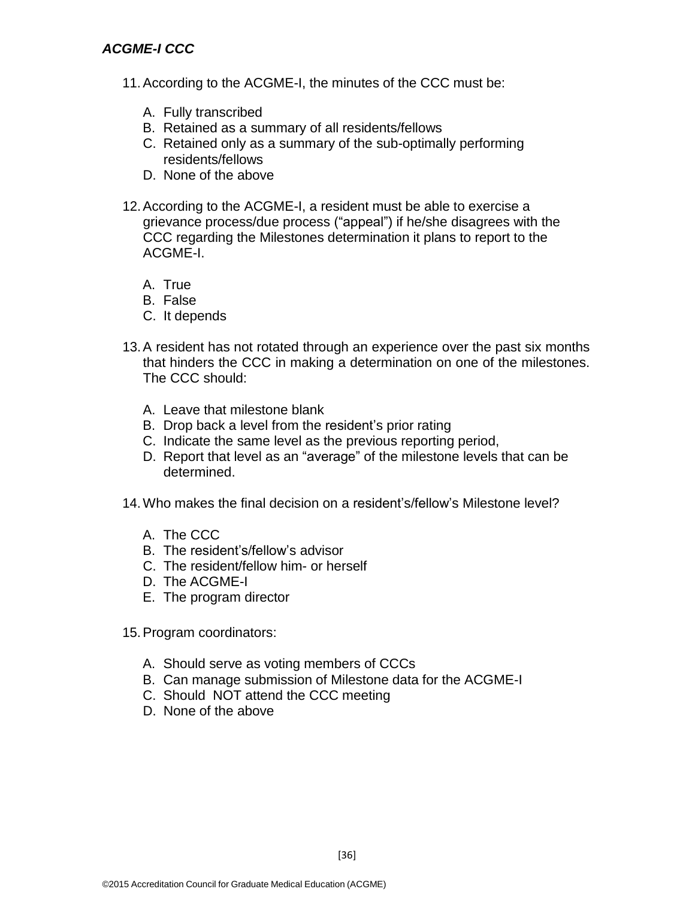***ACGME-I CCC***

11. According to the ACGME-I, the minutes of the CCC must be:

    A. Fully transcribed
    B. Retained as a summary of all residents/fellows
    C. Retained only as a summary of the sub-optimally performing residents/fellows
    D. None of the above

12. According to the ACGME-I, a resident must be able to exercise a grievance process/due process (“appeal”) if he/she disagrees with the CCC regarding the Milestones determination it plans to report to the ACGME-I.

    A. True
    B. False
    C. It depends

13. A resident has not rotated through an experience over the past six months that hinders the CCC in making a determination on one of the milestones. The CCC should:

    A. Leave that milestone blank
    B. Drop back a level from the resident’s prior rating
    C. Indicate the same level as the previous reporting period,
    D. Report that level as an “average” of the milestone levels that can be determined.

14. Who makes the final decision on a resident’s/fellow’s Milestone level?

    A. The CCC
    B. The resident’s/fellow’s advisor
    C. The resident/fellow him- or herself
    D. The ACGME-I
    E. The program director

15. Program coordinators:

    A. Should serve as voting members of CCCs
    B. Can manage submission of Milestone data for the ACGME-I
    C. Should NOT attend the CCC meeting
    D. None of the above

©2015 Accreditation Council for Graduate Medical Education (ACGME)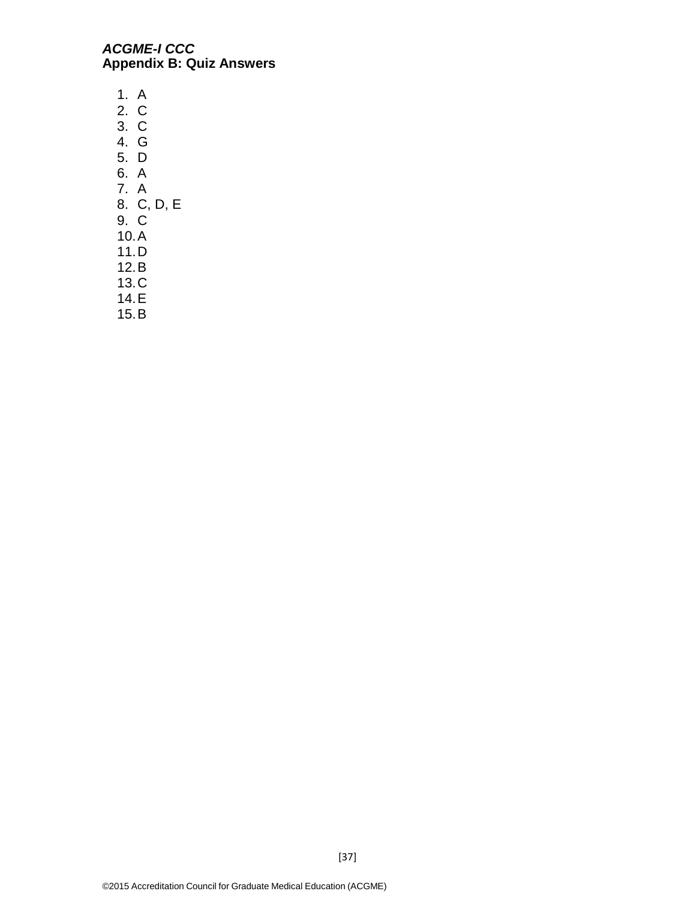*ACGME-I CCC*
**Appendix B: Quiz Answers**

1. A
2. C
3. C
4. G
5. D
6. A
7. A
8. C, D, E
9. C
10. A
11. D
12. B
13. C
14. E
15. B

©2015 Accreditation Council for Graduate Medical Education (ACGME)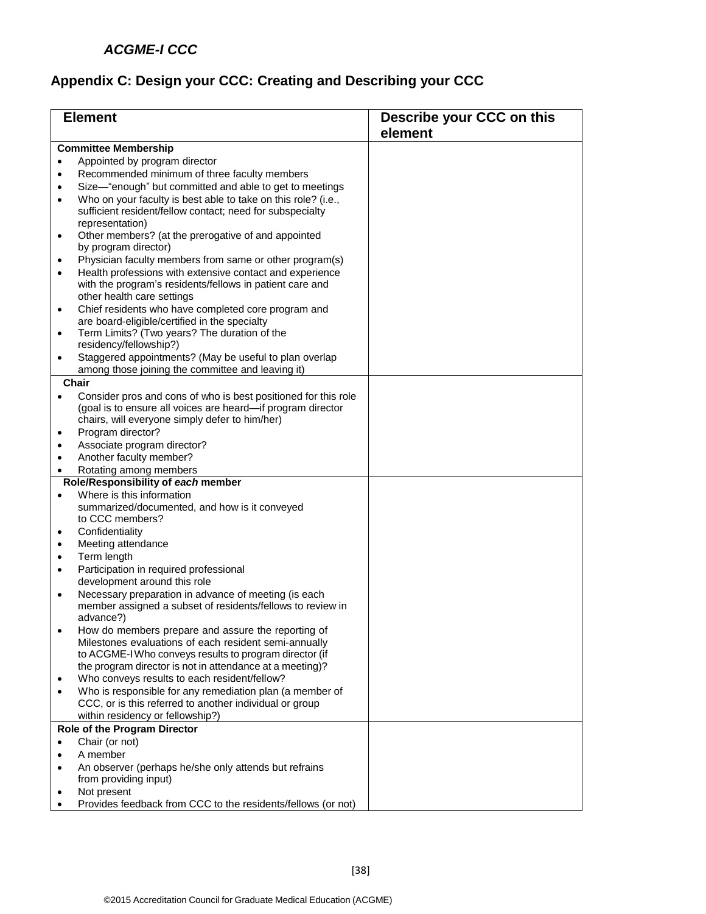### *ACGME-I CCC*

## Appendix C: Design your CCC: Creating and Describing your CCC

| Element | Describe your CCC on this element |
|---|---|
| **Committee Membership**<br>• Appointed by program director<br>• Recommended minimum of three faculty members<br>• Size—"enough" but committed and able to get to meetings<br>• Who on your faculty is best able to take on this role? (i.e., sufficient resident/fellow contact; need for subspecialty representation)<br>• Other members? (at the prerogative of and appointed by program director)<br>• Physician faculty members from same or other program(s)<br>• Health professions with extensive contact and experience with the program's residents/fellows in patient care and other health care settings<br>• Chief residents who have completed core program and are board-eligible/certified in the specialty<br>• Term Limits? (Two years? The duration of the residency/fellowship?)<br>• Staggered appointments? (May be useful to plan overlap among those joining the committee and leaving it) | |
| **Chair**<br>• Consider pros and cons of who is best positioned for this role (goal is to ensure all voices are heard—if program director chairs, will everyone simply defer to him/her)<br>• Program director?<br>• Associate program director?<br>• Another faculty member?<br>• Rotating among members | |
| **Role/Responsibility of *each* member**<br>• Where is this information summarized/documented, and how is it conveyed to CCC members?<br>• Confidentiality<br>• Meeting attendance<br>• Term length<br>• Participation in required professional development around this role<br>• Necessary preparation in advance of meeting (is each member assigned a subset of residents/fellows to review in advance?)<br>• How do members prepare and assure the reporting of Milestones evaluations of each resident semi-annually to ACGME-I Who conveys results to program director (if the program director is not in attendance at a meeting)?<br>• Who conveys results to each resident/fellow?<br>• Who is responsible for any remediation plan (a member of CCC, or is this referred to another individual or group within residency or fellowship?) | |
| **Role of the Program Director**<br>• Chair (or not)<br>• A member<br>• An observer (perhaps he/she only attends but refrains from providing input)<br>• Not present<br>• Provides feedback from CCC to the residents/fellows (or not) | |

©2015 Accreditation Council for Graduate Medical Education (ACGME)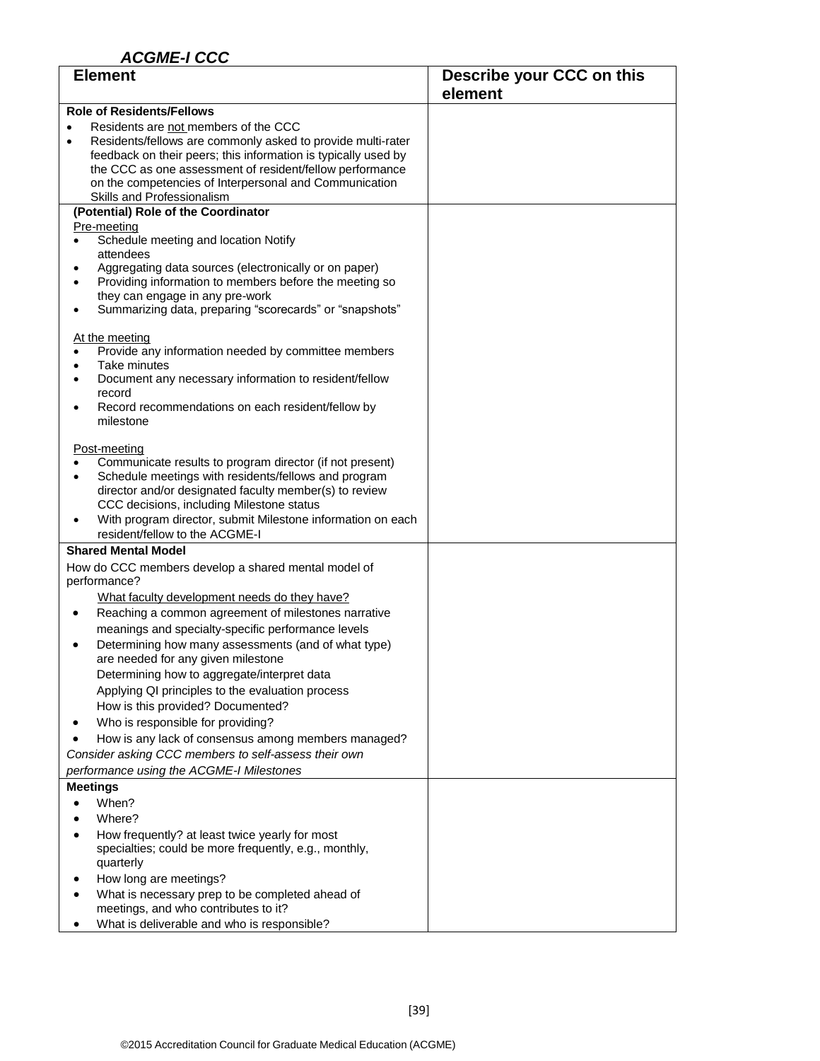### *ACGME-I CCC*

| Element | Describe your CCC on this element |
|---|---|
| **Role of Residents/Fellows**<br>• Residents are <u>not</u> members of the CCC<br>• Residents/fellows are commonly asked to provide multi-rater feedback on their peers; this information is typically used by the CCC as one assessment of resident/fellow performance on the competencies of Interpersonal and Communication Skills and Professionalism | |
| **(Potential) Role of the Coordinator**<br><u>Pre-meeting</u><br>• Schedule meeting and location Notify attendees<br>• Aggregating data sources (electronically or on paper)<br>• Providing information to members before the meeting so they can engage in any pre-work<br>• Summarizing data, preparing "scorecards" or "snapshots"<br><br><u>At the meeting</u><br>• Provide any information needed by committee members<br>• Take minutes<br>• Document any necessary information to resident/fellow record<br>• Record recommendations on each resident/fellow by milestone<br><br><u>Post-meeting</u><br>• Communicate results to program director (if not present)<br>• Schedule meetings with residents/fellows and program director and/or designated faculty member(s) to review CCC decisions, including Milestone status<br>• With program director, submit Milestone information on each resident/fellow to the ACGME-I | |
| **Shared Mental Model**<br>How do CCC members develop a shared mental model of performance?<br><u>What faculty development needs do they have?</u><br>• Reaching a common agreement of milestones narrative meanings and specialty-specific performance levels<br>• Determining how many assessments (and of what type) are needed for any given milestone<br>Determining how to aggregate/interpret data<br>Applying QI principles to the evaluation process<br>How is this provided? Documented?<br>• Who is responsible for providing?<br>• How is any lack of consensus among members managed?<br>*Consider asking CCC members to self-assess their own performance using the ACGME-I Milestones* | |
| **Meetings**<br>• When?<br>• Where?<br>• How frequently? at least twice yearly for most specialties; could be more frequently, e.g., monthly, quarterly<br>• How long are meetings?<br>• What is necessary prep to be completed ahead of meetings, and who contributes to it?<br>• What is deliverable and who is responsible? | |

©2015 Accreditation Council for Graduate Medical Education (ACGME)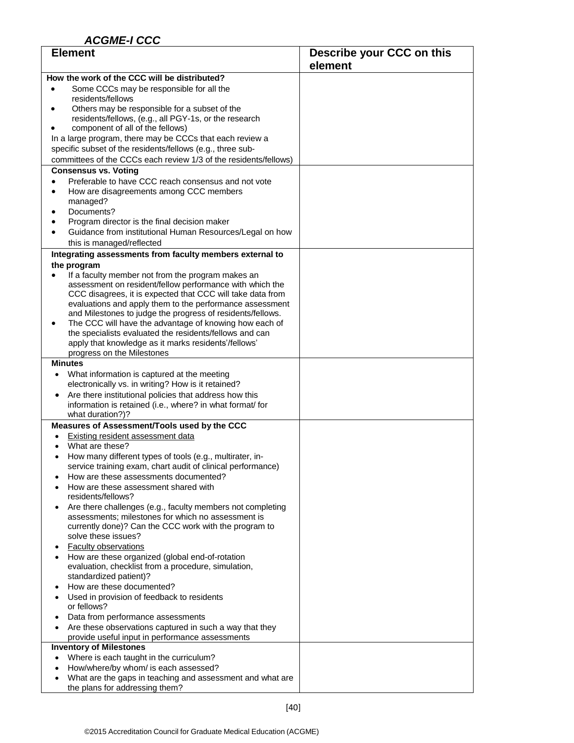### *ACGME-I CCC*

| Element | Describe your CCC on this element |
|---|---|
| **How the work of the CCC will be distributed?**<br>• Some CCCs may be responsible for all the residents/fellows<br>• Others may be responsible for a subset of the residents/fellows, (e.g., all PGY-1s, or the research<br>• component of all of the fellows)<br>In a large program, there may be CCCs that each review a specific subset of the residents/fellows (e.g., three sub-committees of the CCCs each review 1/3 of the residents/fellows) | |
| **Consensus vs. Voting**<br>• Preferable to have CCC reach consensus and not vote<br>• How are disagreements among CCC members managed?<br>• Documents?<br>• Program director is the final decision maker<br>• Guidance from institutional Human Resources/Legal on how this is managed/reflected | |
| **Integrating assessments from faculty members external to the program**<br>• If a faculty member not from the program makes an assessment on resident/fellow performance with which the CCC disagrees, it is expected that CCC will take data from evaluations and apply them to the performance assessment and Milestones to judge the progress of residents/fellows.<br>• The CCC will have the advantage of knowing how each of the specialists evaluated the residents/fellows and can apply that knowledge as it marks residents'/fellows' progress on the Milestones | |
| **Minutes**<br>• What information is captured at the meeting electronically vs. in writing? How is it retained?<br>• Are there institutional policies that address how this information is retained (i.e., where? in what format/ for what duration?)? | |
| **Measures of Assessment/Tools used by the CCC**<br>• <u>Existing resident assessment data</u><br>• What are these?<br>• How many different types of tools (e.g., multirater, in-service training exam, chart audit of clinical performance)<br>• How are these assessments documented?<br>• How are these assessment shared with residents/fellows?<br>• Are there challenges (e.g., faculty members not completing assessments; milestones for which no assessment is currently done)? Can the CCC work with the program to solve these issues?<br>• <u>Faculty observations</u><br>• How are these organized (global end-of-rotation evaluation, checklist from a procedure, simulation, standardized patient)?<br>• How are these documented?<br>• Used in provision of feedback to residents or fellows?<br>• Data from performance assessments<br>• Are these observations captured in such a way that they provide useful input in performance assessments | |
| **Inventory of Milestones**<br>• Where is each taught in the curriculum?<br>• How/where/by whom/ is each assessed?<br>• What are the gaps in teaching and assessment and what are the plans for addressing them? | |

©2015 Accreditation Council for Graduate Medical Education (ACGME)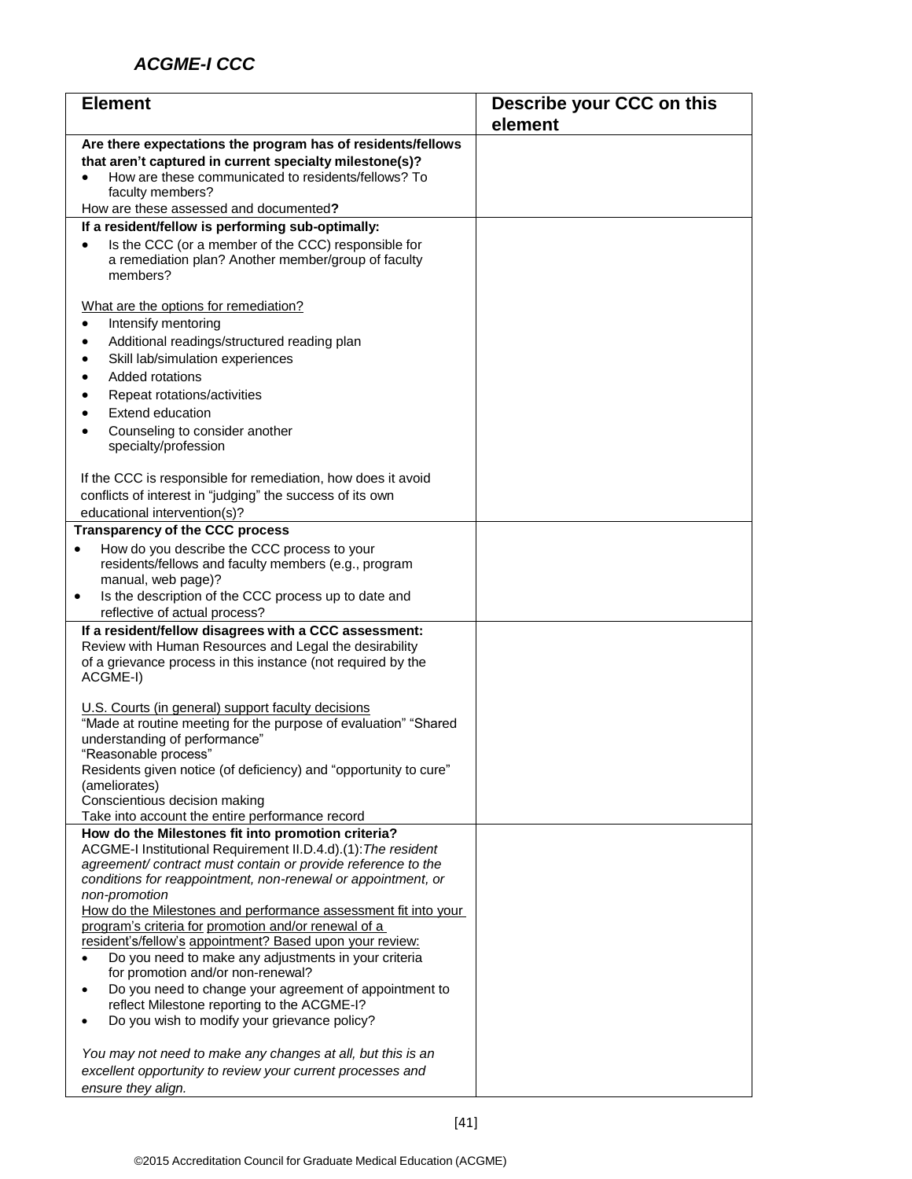### *ACGME-I CCC*

| Element | Describe your CCC on this element |
|---|---|
| **Are there expectations the program has of residents/fellows that aren't captured in current specialty milestone(s)?**<br>• How are these communicated to residents/fellows? To faculty members?<br>How are these assessed and documented**?** | |
| **If a resident/fellow is performing sub-optimally:**<br>• Is the CCC (or a member of the CCC) responsible for a remediation plan? Another member/group of faculty members?<br><br><u>What are the options for remediation?</u><br>• Intensify mentoring<br>• Additional readings/structured reading plan<br>• Skill lab/simulation experiences<br>• Added rotations<br>• Repeat rotations/activities<br>• Extend education<br>• Counseling to consider another specialty/profession<br><br>If the CCC is responsible for remediation, how does it avoid conflicts of interest in "judging" the success of its own educational intervention(s)? | |
| **Transparency of the CCC process**<br>• How do you describe the CCC process to your residents/fellows and faculty members (e.g., program manual, web page)?<br>• Is the description of the CCC process up to date and reflective of actual process? | |
| **If a resident/fellow disagrees with a CCC assessment:**<br>Review with Human Resources and Legal the desirability of a grievance process in this instance (not required by the ACGME-I)<br><br><u>U.S. Courts (in general) support faculty decisions</u><br>"Made at routine meeting for the purpose of evaluation" "Shared understanding of performance"<br>"Reasonable process"<br>Residents given notice (of deficiency) and "opportunity to cure" (ameliorates)<br>Conscientious decision making<br>Take into account the entire performance record | |
| **How do the Milestones fit into promotion criteria?**<br>ACGME-I Institutional Requirement II.D.4.d).(1):*The resident agreement/ contract must contain or provide reference to the conditions for reappointment, non-renewal or appointment, or non-promotion*<br><u>How do the Milestones and performance assessment fit into your program's criteria for promotion and/or renewal of a resident's/fellow's appointment? Based upon your review:</u><br>• Do you need to make any adjustments in your criteria for promotion and/or non-renewal?<br>• Do you need to change your agreement of appointment to reflect Milestone reporting to the ACGME-I?<br>• Do you wish to modify your grievance policy?<br><br>*You may not need to make any changes at all, but this is an excellent opportunity to review your current processes and ensure they align.* | |

©2015 Accreditation Council for Graduate Medical Education (ACGME)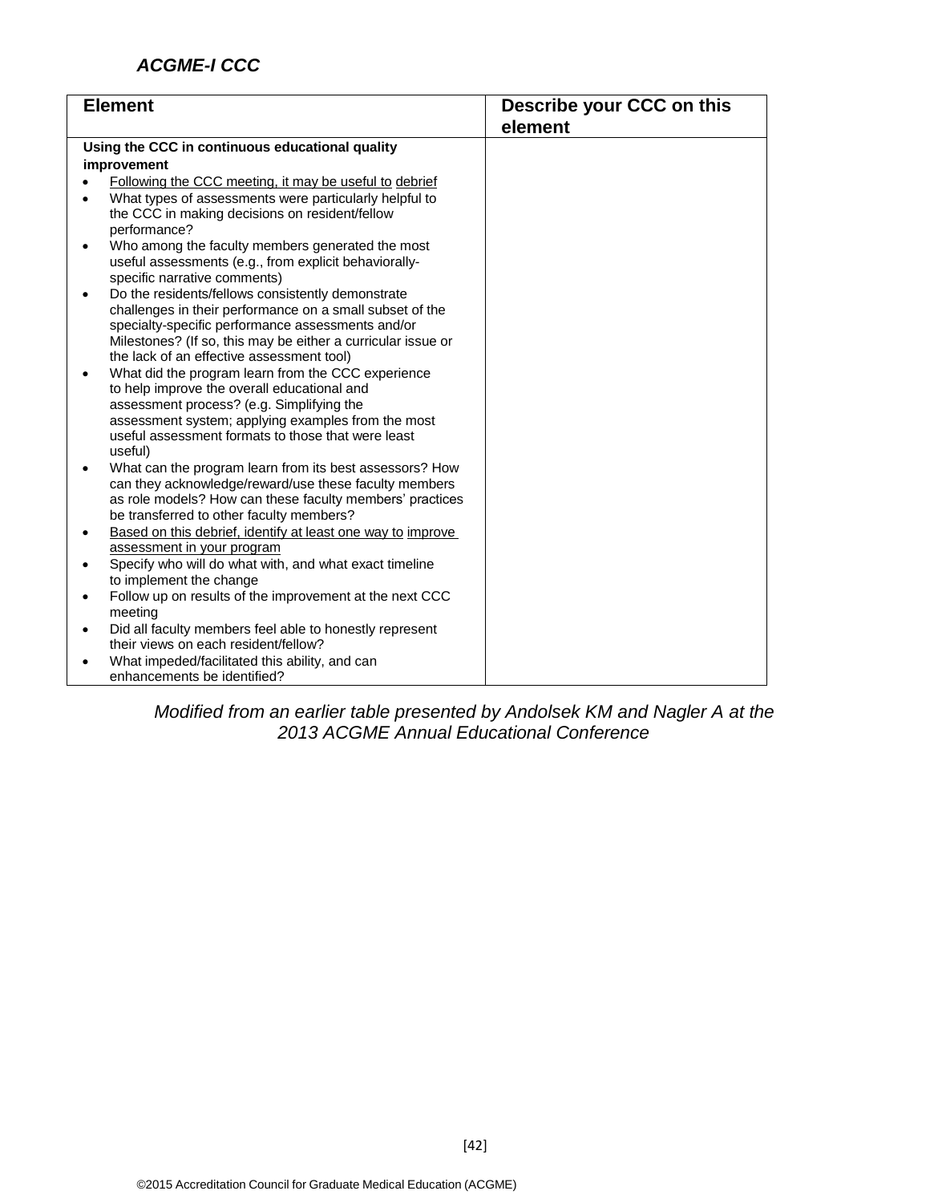***ACGME-I CCC***

| Element | Describe your CCC on this element |
|---|---|
| **Using the CCC in continuous educational quality improvement**<br>• <u>Following the CCC meeting, it may be useful to</u> <u>debrief</u><br>• What types of assessments were particularly helpful to the CCC in making decisions on resident/fellow performance?<br>• Who among the faculty members generated the most useful assessments (e.g., from explicit behaviorally-specific narrative comments)<br>• Do the residents/fellows consistently demonstrate challenges in their performance on a small subset of the specialty-specific performance assessments and/or Milestones? (If so, this may be either a curricular issue or the lack of an effective assessment tool)<br>• What did the program learn from the CCC experience to help improve the overall educational and assessment process? (e.g. Simplifying the assessment system; applying examples from the most useful assessment formats to those that were least useful)<br>• What can the program learn from its best assessors? How can they acknowledge/reward/use these faculty members as role models? How can these faculty members' practices be transferred to other faculty members?<br>• <u>Based on this debrief, identify at least one way to</u> <u>improve assessment in your program</u><br>• Specify who will do what with, and what exact timeline to implement the change<br>• Follow up on results of the improvement at the next CCC meeting<br>• Did all faculty members feel able to honestly represent their views on each resident/fellow?<br>• What impeded/facilitated this ability, and can enhancements be identified? | |

*Modified from an earlier table presented by Andolsek KM and Nagler A at the 2013 ACGME Annual Educational Conference*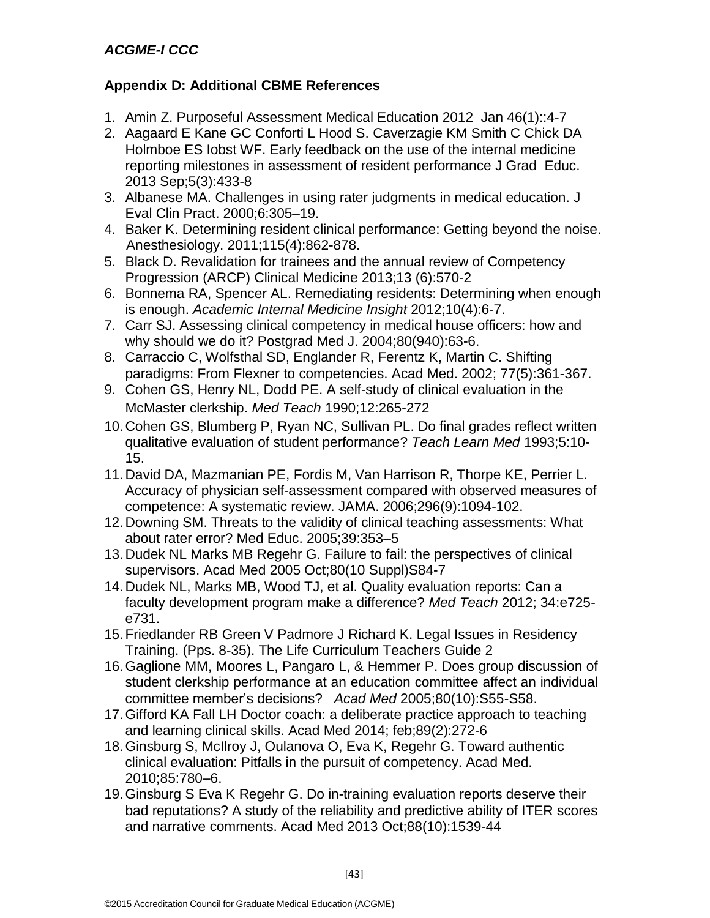## Appendix D: Additional CBME References

1. Amin Z. Purposeful Assessment Medical Education 2012 Jan 46(1)::4-7
2. Aagaard E Kane GC Conforti L Hood S. Caverzagie KM Smith C Chick DA Holmboe ES Iobst WF. Early feedback on the use of the internal medicine reporting milestones in assessment of resident performance J Grad Educ. 2013 Sep;5(3):433-8
3. Albanese MA. Challenges in using rater judgments in medical education. J Eval Clin Pract. 2000;6:305–19.
4. Baker K. Determining resident clinical performance: Getting beyond the noise. Anesthesiology. 2011;115(4):862-878.
5. Black D. Revalidation for trainees and the annual review of Competency Progression (ARCP) Clinical Medicine 2013;13 (6):570-2
6. Bonnema RA, Spencer AL. Remediating residents: Determining when enough is enough. *Academic Internal Medicine Insight* 2012;10(4):6-7.
7. Carr SJ. Assessing clinical competency in medical house officers: how and why should we do it? Postgrad Med J. 2004;80(940):63-6.
8. Carraccio C, Wolfsthal SD, Englander R, Ferentz K, Martin C. Shifting paradigms: From Flexner to competencies. Acad Med. 2002; 77(5):361-367.
9. Cohen GS, Henry NL, Dodd PE. A self-study of clinical evaluation in the McMaster clerkship. *Med Teach* 1990;12:265-272
10. Cohen GS, Blumberg P, Ryan NC, Sullivan PL. Do final grades reflect written qualitative evaluation of student performance? *Teach Learn Med* 1993;5:10-15.
11. David DA, Mazmanian PE, Fordis M, Van Harrison R, Thorpe KE, Perrier L. Accuracy of physician self-assessment compared with observed measures of competence: A systematic review. JAMA. 2006;296(9):1094-102.
12. Downing SM. Threats to the validity of clinical teaching assessments: What about rater error? Med Educ. 2005;39:353–5
13. Dudek NL Marks MB Regehr G. Failure to fail: the perspectives of clinical supervisors. Acad Med 2005 Oct;80(10 Suppl)S84-7
14. Dudek NL, Marks MB, Wood TJ, et al. Quality evaluation reports: Can a faculty development program make a difference? *Med Teach* 2012; 34:e725-e731.
15. Friedlander RB Green V Padmore J Richard K. Legal Issues in Residency Training. (Pps. 8-35). The Life Curriculum Teachers Guide 2
16. Gaglione MM, Moores L, Pangaro L, & Hemmer P. Does group discussion of student clerkship performance at an education committee affect an individual committee member's decisions? *Acad Med* 2005;80(10):S55-S58.
17. Gifford KA Fall LH Doctor coach: a deliberate practice approach to teaching and learning clinical skills. Acad Med 2014; feb;89(2):272-6
18. Ginsburg S, McIlroy J, Oulanova O, Eva K, Regehr G. Toward authentic clinical evaluation: Pitfalls in the pursuit of competency. Acad Med. 2010;85:780–6.
19. Ginsburg S Eva K Regehr G. Do in-training evaluation reports deserve their bad reputations? A study of the reliability and predictive ability of ITER scores and narrative comments. Acad Med 2013 Oct;88(10):1539-44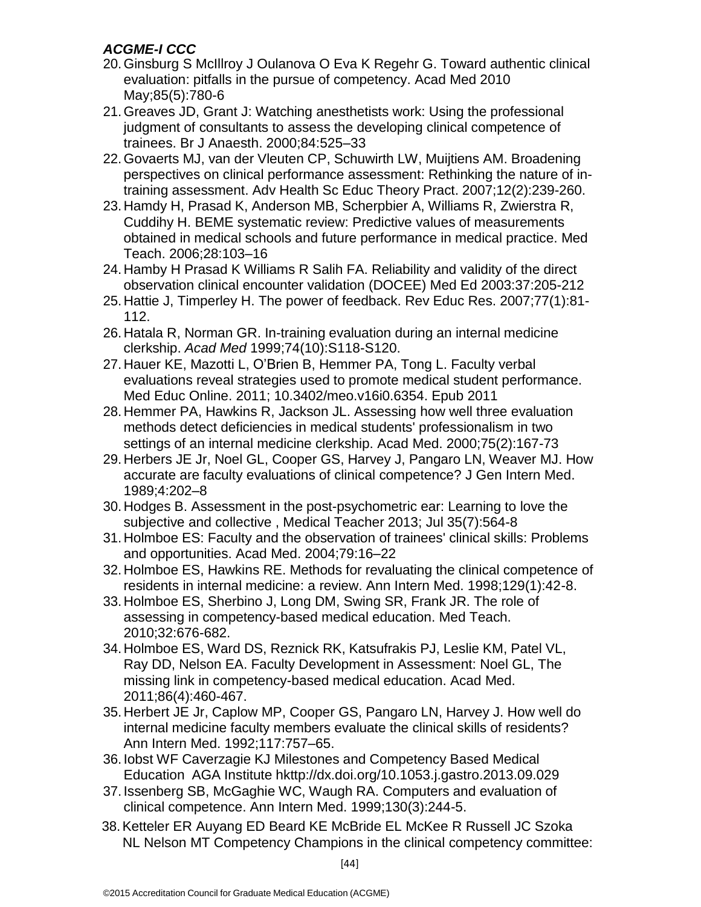***ACGME-I CCC***

20. Ginsburg S McIllroy J Oulanova O Eva K Regehr G. Toward authentic clinical evaluation: pitfalls in the pursue of competency. Acad Med 2010 May;85(5):780-6
21. Greaves JD, Grant J: Watching anesthetists work: Using the professional judgment of consultants to assess the developing clinical competence of trainees. Br J Anaesth. 2000;84:525–33
22. Govaerts MJ, van der Vleuten CP, Schuwirth LW, Muijtiens AM. Broadening perspectives on clinical performance assessment: Rethinking the nature of in-training assessment. Adv Health Sc Educ Theory Pract. 2007;12(2):239-260.
23. Hamdy H, Prasad K, Anderson MB, Scherpbier A, Williams R, Zwierstra R, Cuddihy H. BEME systematic review: Predictive values of measurements obtained in medical schools and future performance in medical practice. Med Teach. 2006;28:103–16
24. Hamby H Prasad K Williams R Salih FA. Reliability and validity of the direct observation clinical encounter validation (DOCEE) Med Ed 2003:37:205-212
25. Hattie J, Timperley H. The power of feedback. Rev Educ Res. 2007;77(1):81-112.
26. Hatala R, Norman GR. In-training evaluation during an internal medicine clerkship. *Acad Med* 1999;74(10):S118-S120.
27. Hauer KE, Mazotti L, O'Brien B, Hemmer PA, Tong L. Faculty verbal evaluations reveal strategies used to promote medical student performance. Med Educ Online. 2011; 10.3402/meo.v16i0.6354. Epub 2011
28. Hemmer PA, Hawkins R, Jackson JL. Assessing how well three evaluation methods detect deficiencies in medical students' professionalism in two settings of an internal medicine clerkship. Acad Med. 2000;75(2):167-73
29. Herbers JE Jr, Noel GL, Cooper GS, Harvey J, Pangaro LN, Weaver MJ. How accurate are faculty evaluations of clinical competence? J Gen Intern Med. 1989;4:202–8
30. Hodges B. Assessment in the post-psychometric ear: Learning to love the subjective and collective , Medical Teacher 2013; Jul 35(7):564-8
31. Holmboe ES: Faculty and the observation of trainees' clinical skills: Problems and opportunities. Acad Med. 2004;79:16–22
32. Holmboe ES, Hawkins RE. Methods for revaluating the clinical competence of residents in internal medicine: a review. Ann Intern Med. 1998;129(1):42-8.
33. Holmboe ES, Sherbino J, Long DM, Swing SR, Frank JR. The role of assessing in competency-based medical education. Med Teach. 2010;32:676-682.
34. Holmboe ES, Ward DS, Reznick RK, Katsufrakis PJ, Leslie KM, Patel VL, Ray DD, Nelson EA. Faculty Development in Assessment: Noel GL, The missing link in competency-based medical education. Acad Med. 2011;86(4):460-467.
35. Herbert JE Jr, Caplow MP, Cooper GS, Pangaro LN, Harvey J. How well do internal medicine faculty members evaluate the clinical skills of residents? Ann Intern Med. 1992;117:757–65.
36. Iobst WF Caverzagie KJ Milestones and Competency Based Medical Education AGA Institute hkttp://dx.doi.org/10.1053.j.gastro.2013.09.029
37. Issenberg SB, McGaghie WC, Waugh RA. Computers and evaluation of clinical competence. Ann Intern Med. 1999;130(3):244-5.
38. Ketteler ER Auyang ED Beard KE McBride EL McKee R Russell JC Szoka NL Nelson MT Competency Champions in the clinical competency committee: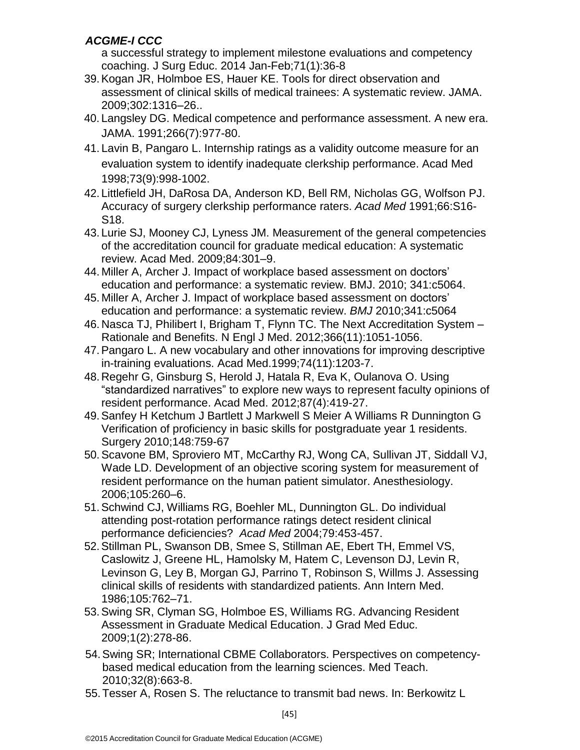a successful strategy to implement milestone evaluations and competency coaching. J Surg Educ. 2014 Jan-Feb;71(1):36-8

39. Kogan JR, Holmboe ES, Hauer KE. Tools for direct observation and assessment of clinical skills of medical trainees: A systematic review. JAMA. 2009;302:1316–26..
40. Langsley DG. Medical competence and performance assessment. A new era. JAMA. 1991;266(7):977-80.
41. Lavin B, Pangaro L. Internship ratings as a validity outcome measure for an evaluation system to identify inadequate clerkship performance. Acad Med 1998;73(9):998-1002.
42. Littlefield JH, DaRosa DA, Anderson KD, Bell RM, Nicholas GG, Wolfson PJ. Accuracy of surgery clerkship performance raters. *Acad Med* 1991;66:S16-S18.
43. Lurie SJ, Mooney CJ, Lyness JM. Measurement of the general competencies of the accreditation council for graduate medical education: A systematic review. Acad Med. 2009;84:301–9.
44. Miller A, Archer J. Impact of workplace based assessment on doctors' education and performance: a systematic review. BMJ. 2010; 341:c5064.
45. Miller A, Archer J. Impact of workplace based assessment on doctors' education and performance: a systematic review. *BMJ* 2010;341:c5064
46. Nasca TJ, Philibert I, Brigham T, Flynn TC. The Next Accreditation System – Rationale and Benefits. N Engl J Med. 2012;366(11):1051-1056.
47. Pangaro L. A new vocabulary and other innovations for improving descriptive in-training evaluations. Acad Med.1999;74(11):1203-7.
48. Regehr G, Ginsburg S, Herold J, Hatala R, Eva K, Oulanova O. Using "standardized narratives" to explore new ways to represent faculty opinions of resident performance. Acad Med. 2012;87(4):419-27.
49. Sanfey H Ketchum J Bartlett J Markwell S Meier A Williams R Dunnington G Verification of proficiency in basic skills for postgraduate year 1 residents. Surgery 2010;148:759-67
50. Scavone BM, Sproviero MT, McCarthy RJ, Wong CA, Sullivan JT, Siddall VJ, Wade LD. Development of an objective scoring system for measurement of resident performance on the human patient simulator. Anesthesiology. 2006;105:260–6.
51. Schwind CJ, Williams RG, Boehler ML, Dunnington GL. Do individual attending post-rotation performance ratings detect resident clinical performance deficiencies? *Acad Med* 2004;79:453-457.
52. Stillman PL, Swanson DB, Smee S, Stillman AE, Ebert TH, Emmel VS, Caslowitz J, Greene HL, Hamolsky M, Hatem C, Levenson DJ, Levin R, Levinson G, Ley B, Morgan GJ, Parrino T, Robinson S, Willms J. Assessing clinical skills of residents with standardized patients. Ann Intern Med. 1986;105:762–71.
53. Swing SR, Clyman SG, Holmboe ES, Williams RG. Advancing Resident Assessment in Graduate Medical Education. J Grad Med Educ. 2009;1(2):278-86.
54. Swing SR; International CBME Collaborators. Perspectives on competency-based medical education from the learning sciences. Med Teach. 2010;32(8):663-8.
55. Tesser A, Rosen S. The reluctance to transmit bad news. In: Berkowitz L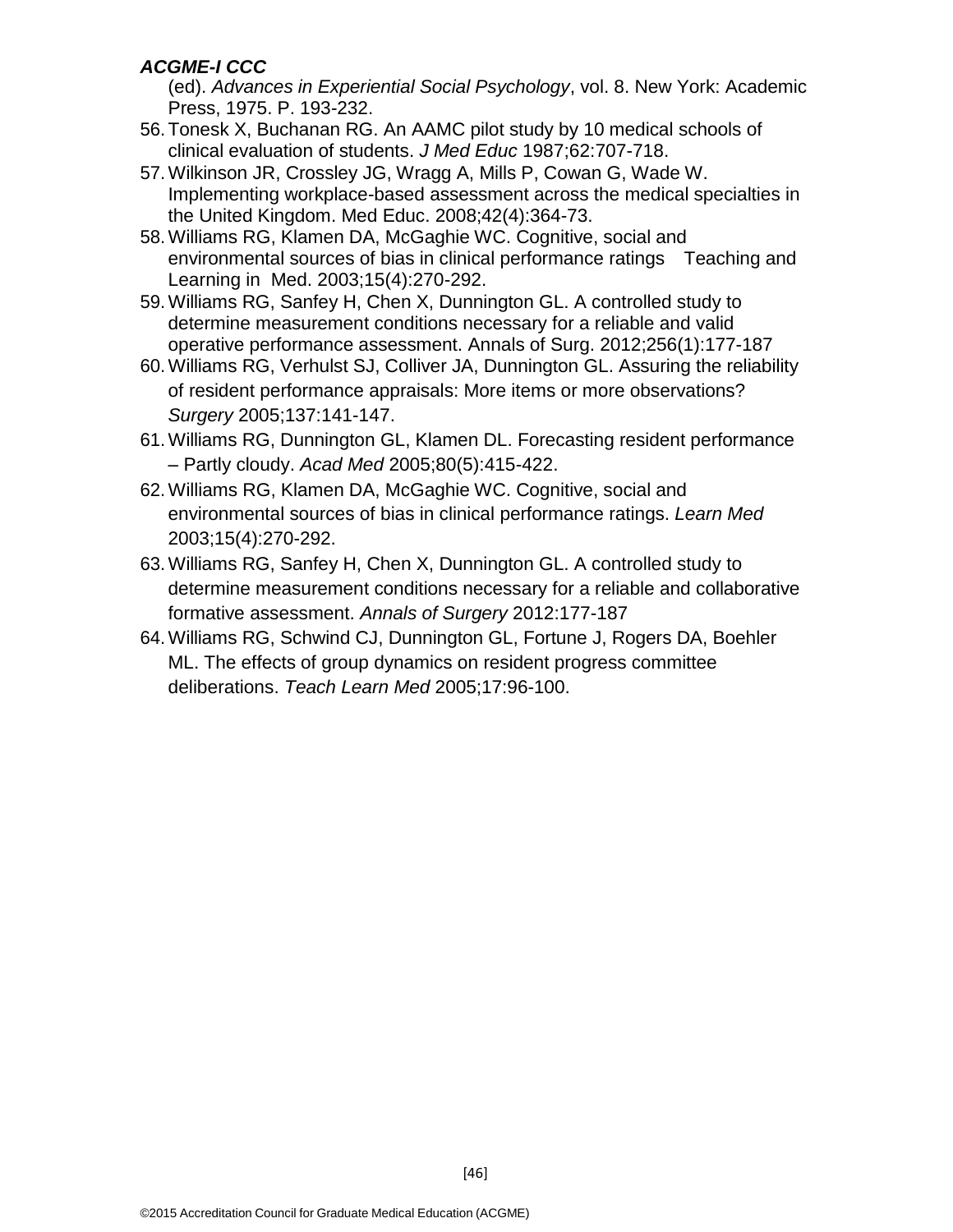(ed). *Advances in Experiential Social Psychology*, vol. 8. New York: Academic Press, 1975. P. 193-232.

56. Tonesk X, Buchanan RG. An AAMC pilot study by 10 medical schools of clinical evaluation of students. *J Med Educ* 1987;62:707-718.
57. Wilkinson JR, Crossley JG, Wragg A, Mills P, Cowan G, Wade W. Implementing workplace-based assessment across the medical specialties in the United Kingdom. Med Educ. 2008;42(4):364-73.
58. Williams RG, Klamen DA, McGaghie WC. Cognitive, social and environmental sources of bias in clinical performance ratings Teaching and Learning in Med. 2003;15(4):270-292.
59. Williams RG, Sanfey H, Chen X, Dunnington GL. A controlled study to determine measurement conditions necessary for a reliable and valid operative performance assessment. Annals of Surg. 2012;256(1):177-187
60. Williams RG, Verhulst SJ, Colliver JA, Dunnington GL. Assuring the reliability of resident performance appraisals: More items or more observations? *Surgery* 2005;137:141-147.
61. Williams RG, Dunnington GL, Klamen DL. Forecasting resident performance – Partly cloudy. *Acad Med* 2005;80(5):415-422.
62. Williams RG, Klamen DA, McGaghie WC. Cognitive, social and environmental sources of bias in clinical performance ratings. *Learn Med* 2003;15(4):270-292.
63. Williams RG, Sanfey H, Chen X, Dunnington GL. A controlled study to determine measurement conditions necessary for a reliable and collaborative formative assessment. *Annals of Surgery* 2012:177-187
64. Williams RG, Schwind CJ, Dunnington GL, Fortune J, Rogers DA, Boehler ML. The effects of group dynamics on resident progress committee deliberations. *Teach Learn Med* 2005;17:96-100.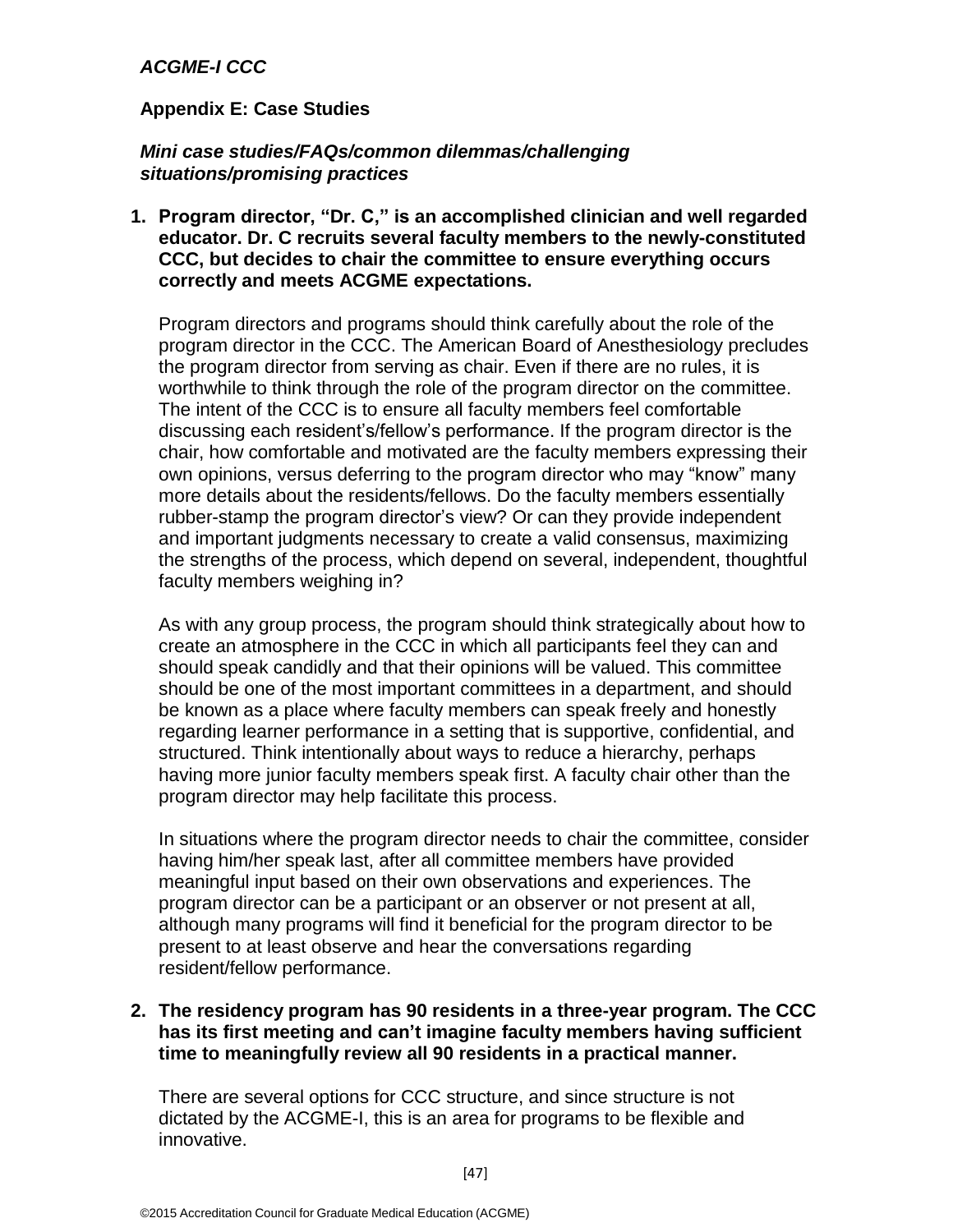***ACGME-I CCC***

**Appendix E: Case Studies**

***Mini case studies/FAQs/common dilemmas/challenging situations/promising practices***

1. **Program director, "Dr. C," is an accomplished clinician and well regarded educator. Dr. C recruits several faculty members to the newly-constituted CCC, but decides to chair the committee to ensure everything occurs correctly and meets ACGME expectations.**

   Program directors and programs should think carefully about the role of the program director in the CCC. The American Board of Anesthesiology precludes the program director from serving as chair. Even if there are no rules, it is worthwhile to think through the role of the program director on the committee. The intent of the CCC is to ensure all faculty members feel comfortable discussing each resident's/fellow's performance. If the program director is the chair, how comfortable and motivated are the faculty members expressing their own opinions, versus deferring to the program director who may "know" many more details about the residents/fellows. Do the faculty members essentially rubber-stamp the program director's view? Or can they provide independent and important judgments necessary to create a valid consensus, maximizing the strengths of the process, which depend on several, independent, thoughtful faculty members weighing in?

   As with any group process, the program should think strategically about how to create an atmosphere in the CCC in which all participants feel they can and should speak candidly and that their opinions will be valued. This committee should be one of the most important committees in a department, and should be known as a place where faculty members can speak freely and honestly regarding learner performance in a setting that is supportive, confidential, and structured. Think intentionally about ways to reduce a hierarchy, perhaps having more junior faculty members speak first. A faculty chair other than the program director may help facilitate this process.

   In situations where the program director needs to chair the committee, consider having him/her speak last, after all committee members have provided meaningful input based on their own observations and experiences. The program director can be a participant or an observer or not present at all, although many programs will find it beneficial for the program director to be present to at least observe and hear the conversations regarding resident/fellow performance.

2. **The residency program has 90 residents in a three-year program. The CCC has its first meeting and can't imagine faculty members having sufficient time to meaningfully review all 90 residents in a practical manner.**

   There are several options for CCC structure, and since structure is not dictated by the ACGME-I, this is an area for programs to be flexible and innovative.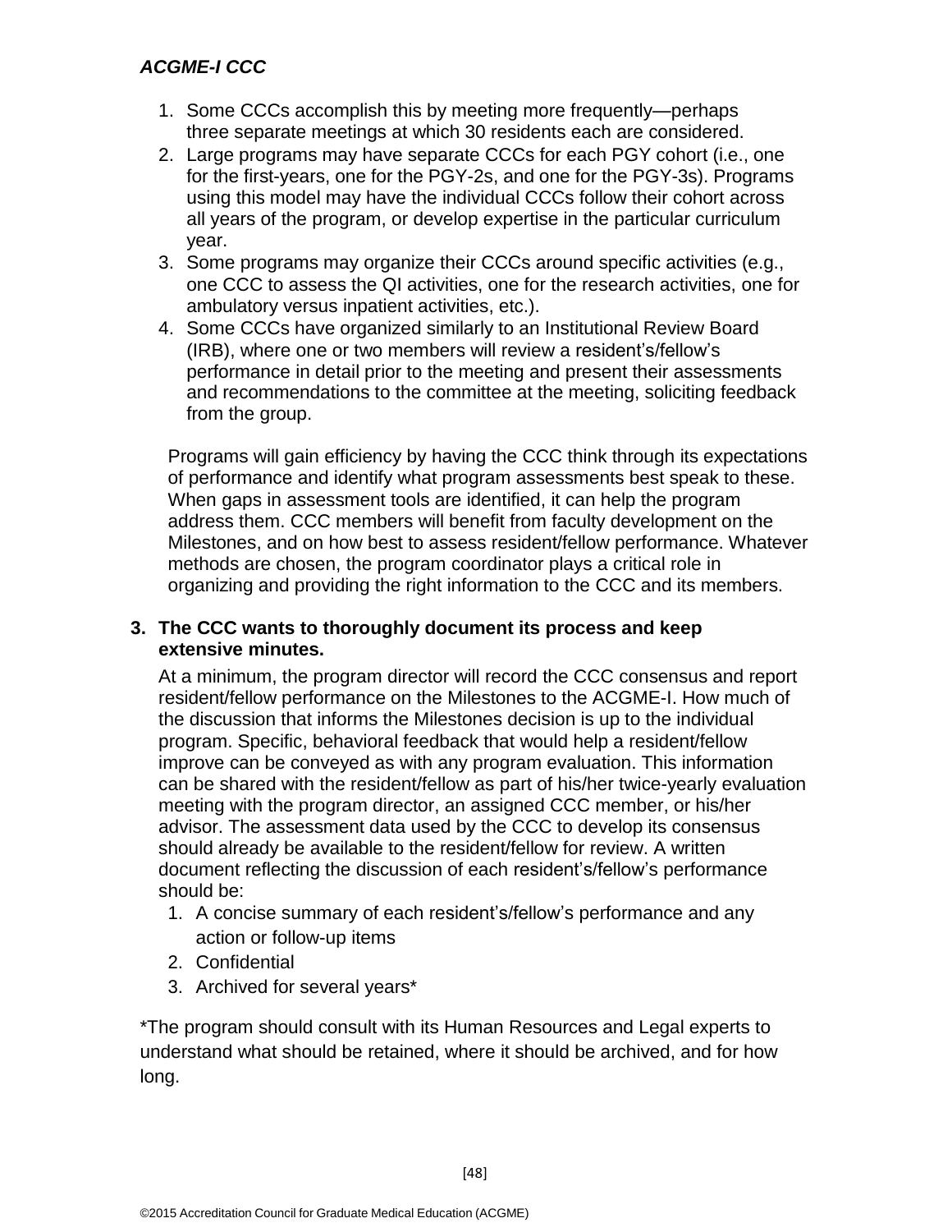1. Some CCCs accomplish this by meeting more frequently—perhaps three separate meetings at which 30 residents each are considered.
2. Large programs may have separate CCCs for each PGY cohort (i.e., one for the first-years, one for the PGY-2s, and one for the PGY-3s). Programs using this model may have the individual CCCs follow their cohort across all years of the program, or develop expertise in the particular curriculum year.
3. Some programs may organize their CCCs around specific activities (e.g., one CCC to assess the QI activities, one for the research activities, one for ambulatory versus inpatient activities, etc.).
4. Some CCCs have organized similarly to an Institutional Review Board (IRB), where one or two members will review a resident's/fellow's performance in detail prior to the meeting and present their assessments and recommendations to the committee at the meeting, soliciting feedback from the group.

Programs will gain efficiency by having the CCC think through its expectations of performance and identify what program assessments best speak to these. When gaps in assessment tools are identified, it can help the program address them. CCC members will benefit from faculty development on the Milestones, and on how best to assess resident/fellow performance. Whatever methods are chosen, the program coordinator plays a critical role in organizing and providing the right information to the CCC and its members.

**3. The CCC wants to thoroughly document its process and keep extensive minutes.**

At a minimum, the program director will record the CCC consensus and report resident/fellow performance on the Milestones to the ACGME-I. How much of the discussion that informs the Milestones decision is up to the individual program. Specific, behavioral feedback that would help a resident/fellow improve can be conveyed as with any program evaluation. This information can be shared with the resident/fellow as part of his/her twice-yearly evaluation meeting with the program director, an assigned CCC member, or his/her advisor. The assessment data used by the CCC to develop its consensus should already be available to the resident/fellow for review. A written document reflecting the discussion of each resident's/fellow's performance should be:

1. A concise summary of each resident's/fellow's performance and any action or follow-up items
2. Confidential
3. Archived for several years*

*The program should consult with its Human Resources and Legal experts to understand what should be retained, where it should be archived, and for how long.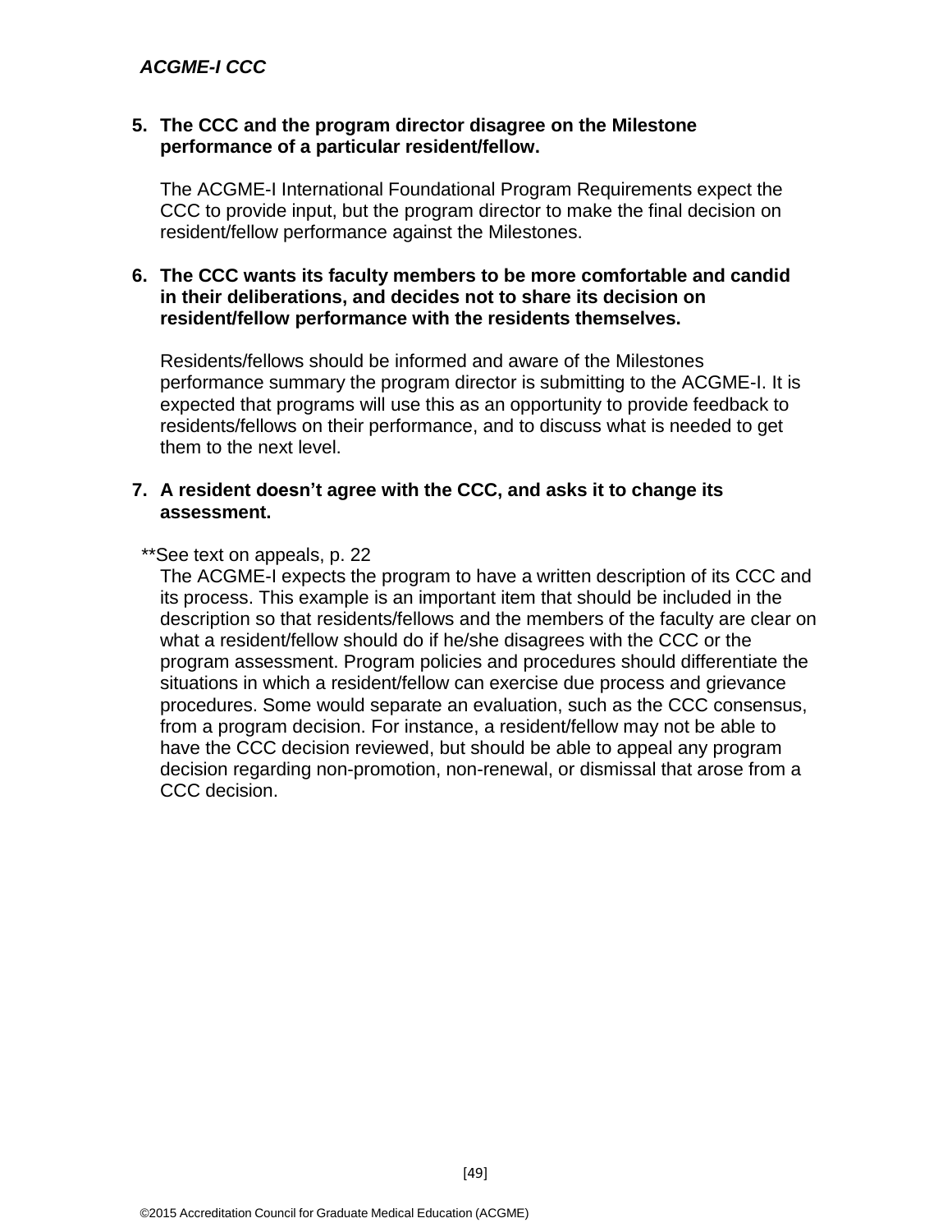5. **The CCC and the program director disagree on the Milestone performance of a particular resident/fellow.**

   The ACGME-I International Foundational Program Requirements expect the CCC to provide input, but the program director to make the final decision on resident/fellow performance against the Milestones.

6. **The CCC wants its faculty members to be more comfortable and candid in their deliberations, and decides not to share its decision on resident/fellow performance with the residents themselves.**

   Residents/fellows should be informed and aware of the Milestones performance summary the program director is submitting to the ACGME-I. It is expected that programs will use this as an opportunity to provide feedback to residents/fellows on their performance, and to discuss what is needed to get them to the next level.

7. **A resident doesn't agree with the CCC, and asks it to change its assessment.**

   **See text on appeals, p. 22

   The ACGME-I expects the program to have a written description of its CCC and its process. This example is an important item that should be included in the description so that residents/fellows and the members of the faculty are clear on what a resident/fellow should do if he/she disagrees with the CCC or the program assessment. Program policies and procedures should differentiate the situations in which a resident/fellow can exercise due process and grievance procedures. Some would separate an evaluation, such as the CCC consensus, from a program decision. For instance, a resident/fellow may not be able to have the CCC decision reviewed, but should be able to appeal any program decision regarding non-promotion, non-renewal, or dismissal that arose from a CCC decision.